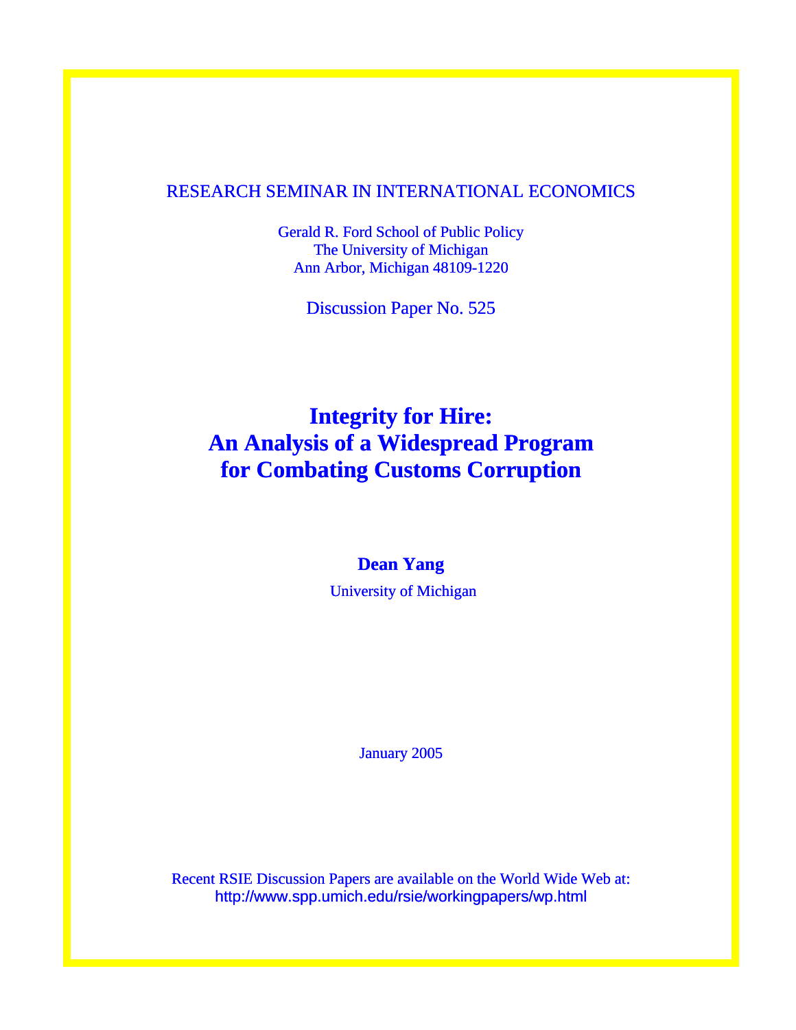RESEARCH SEMINAR IN INTERNATIONAL ECONOMICS

Gerald R. Ford School of Public Policy
The University of Michigan
Ann Arbor, Michigan 48109-1220

Discussion Paper No. 525

# Integrity for Hire: An Analysis of a Widespread Program for Combating Customs Corruption

**Dean Yang**

University of Michigan

January 2005

Recent RSIE Discussion Papers are available on the World Wide Web at:
http://www.spp.umich.edu/rsie/workingpapers/wp.html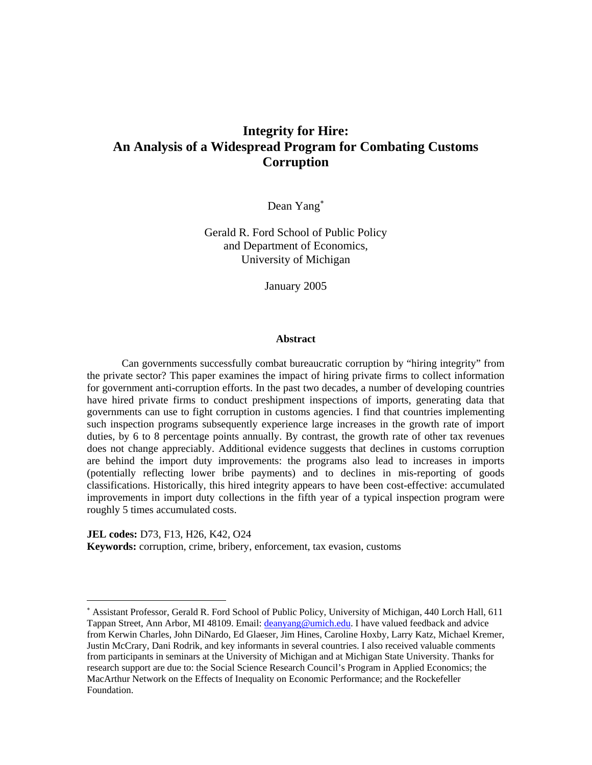# Integrity for Hire: An Analysis of a Widespread Program for Combating Customs Corruption

Dean Yang*

Gerald R. Ford School of Public Policy  
and Department of Economics,  
University of Michigan

January 2005

## Abstract

Can governments successfully combat bureaucratic corruption by "hiring integrity" from the private sector? This paper examines the impact of hiring private firms to collect information for government anti-corruption efforts. In the past two decades, a number of developing countries have hired private firms to conduct preshipment inspections of imports, generating data that governments can use to fight corruption in customs agencies. I find that countries implementing such inspection programs subsequently experience large increases in the growth rate of import duties, by 6 to 8 percentage points annually. By contrast, the growth rate of other tax revenues does not change appreciably. Additional evidence suggests that declines in customs corruption are behind the import duty improvements: the programs also lead to increases in imports (potentially reflecting lower bribe payments) and to declines in mis-reporting of goods classifications. Historically, this hired integrity appears to have been cost-effective: accumulated improvements in import duty collections in the fifth year of a typical inspection program were roughly 5 times accumulated costs.

**JEL codes:** D73, F13, H26, K42, O24  
**Keywords:** corruption, crime, bribery, enforcement, tax evasion, customs

---

* Assistant Professor, Gerald R. Ford School of Public Policy, University of Michigan, 440 Lorch Hall, 611 Tappan Street, Ann Arbor, MI 48109. Email: deanyang@umich.edu. I have valued feedback and advice from Kerwin Charles, John DiNardo, Ed Glaeser, Jim Hines, Caroline Hoxby, Larry Katz, Michael Kremer, Justin McCrary, Dani Rodrik, and key informants in several countries. I also received valuable comments from participants in seminars at the University of Michigan and at Michigan State University. Thanks for research support are due to: the Social Science Research Council's Program in Applied Economics; the MacArthur Network on the Effects of Inequality on Economic Performance; and the Rockefeller Foundation.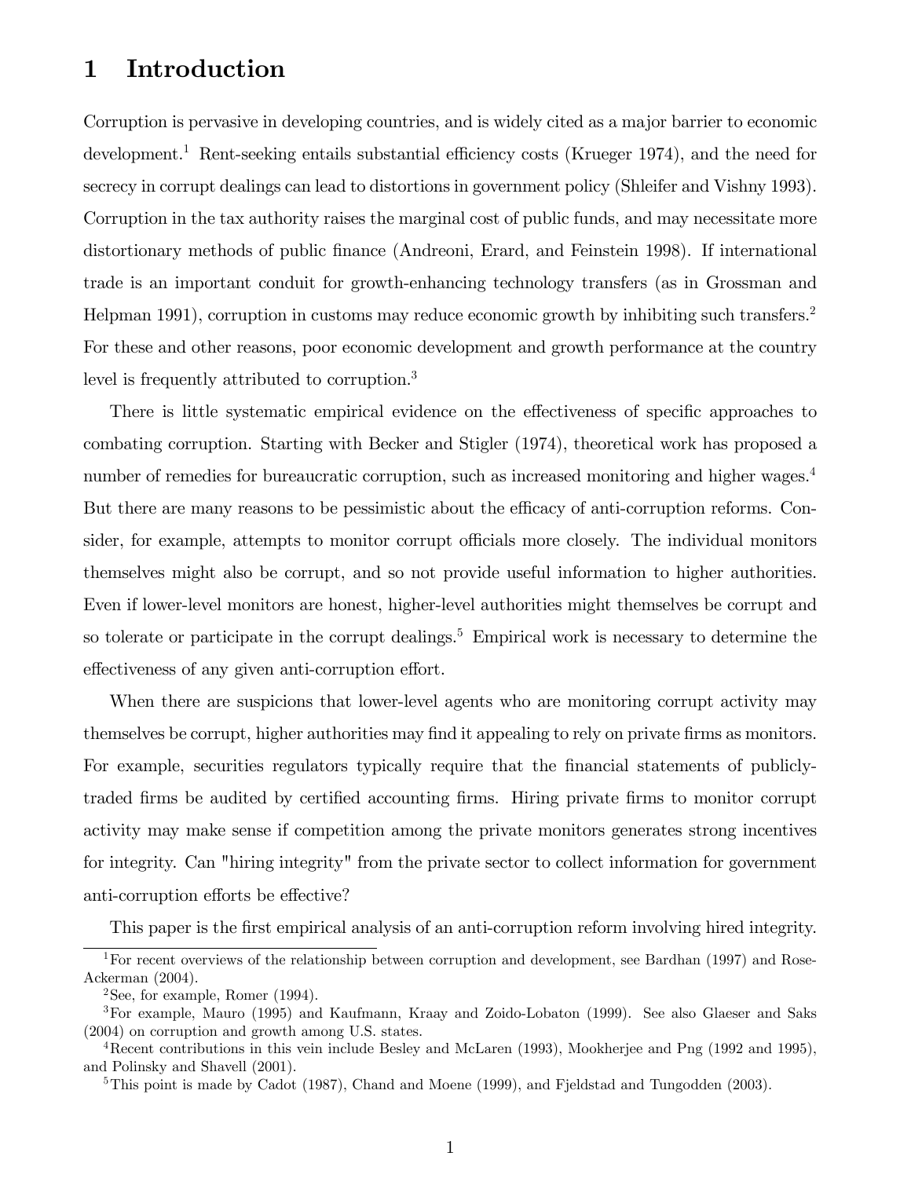# 1 Introduction

Corruption is pervasive in developing countries, and is widely cited as a major barrier to economic development.[1] Rent-seeking entails substantial efficiency costs (Krueger 1974), and the need for secrecy in corrupt dealings can lead to distortions in government policy (Shleifer and Vishny 1993). Corruption in the tax authority raises the marginal cost of public funds, and may necessitate more distortionary methods of public finance (Andreoni, Erard, and Feinstein 1998). If international trade is an important conduit for growth-enhancing technology transfers (as in Grossman and Helpman 1991), corruption in customs may reduce economic growth by inhibiting such transfers.[2] For these and other reasons, poor economic development and growth performance at the country level is frequently attributed to corruption.[3]

There is little systematic empirical evidence on the effectiveness of specific approaches to combating corruption. Starting with Becker and Stigler (1974), theoretical work has proposed a number of remedies for bureaucratic corruption, such as increased monitoring and higher wages.[4] But there are many reasons to be pessimistic about the efficacy of anti-corruption reforms. Consider, for example, attempts to monitor corrupt officials more closely. The individual monitors themselves might also be corrupt, and so not provide useful information to higher authorities. Even if lower-level monitors are honest, higher-level authorities might themselves be corrupt and so tolerate or participate in the corrupt dealings.[5] Empirical work is necessary to determine the effectiveness of any given anti-corruption effort.

When there are suspicions that lower-level agents who are monitoring corrupt activity may themselves be corrupt, higher authorities may find it appealing to rely on private firms as monitors. For example, securities regulators typically require that the financial statements of publicly-traded firms be audited by certified accounting firms. Hiring private firms to monitor corrupt activity may make sense if competition among the private monitors generates strong incentives for integrity. Can "hiring integrity" from the private sector to collect information for government anti-corruption efforts be effective?

This paper is the first empirical analysis of an anti-corruption reform involving hired integrity.

[1] For recent overviews of the relationship between corruption and development, see Bardhan (1997) and Rose-Ackerman (2004).

[2] See, for example, Romer (1994).

[3] For example, Mauro (1995) and Kaufmann, Kraay and Zoido-Lobaton (1999). See also Glaeser and Saks (2004) on corruption and growth among U.S. states.

[4] Recent contributions in this vein include Besley and McLaren (1993), Mookherjee and Png (1992 and 1995), and Polinsky and Shavell (2001).

[5] This point is made by Cadot (1987), Chand and Moene (1999), and Fjeldstad and Tungodden (2003).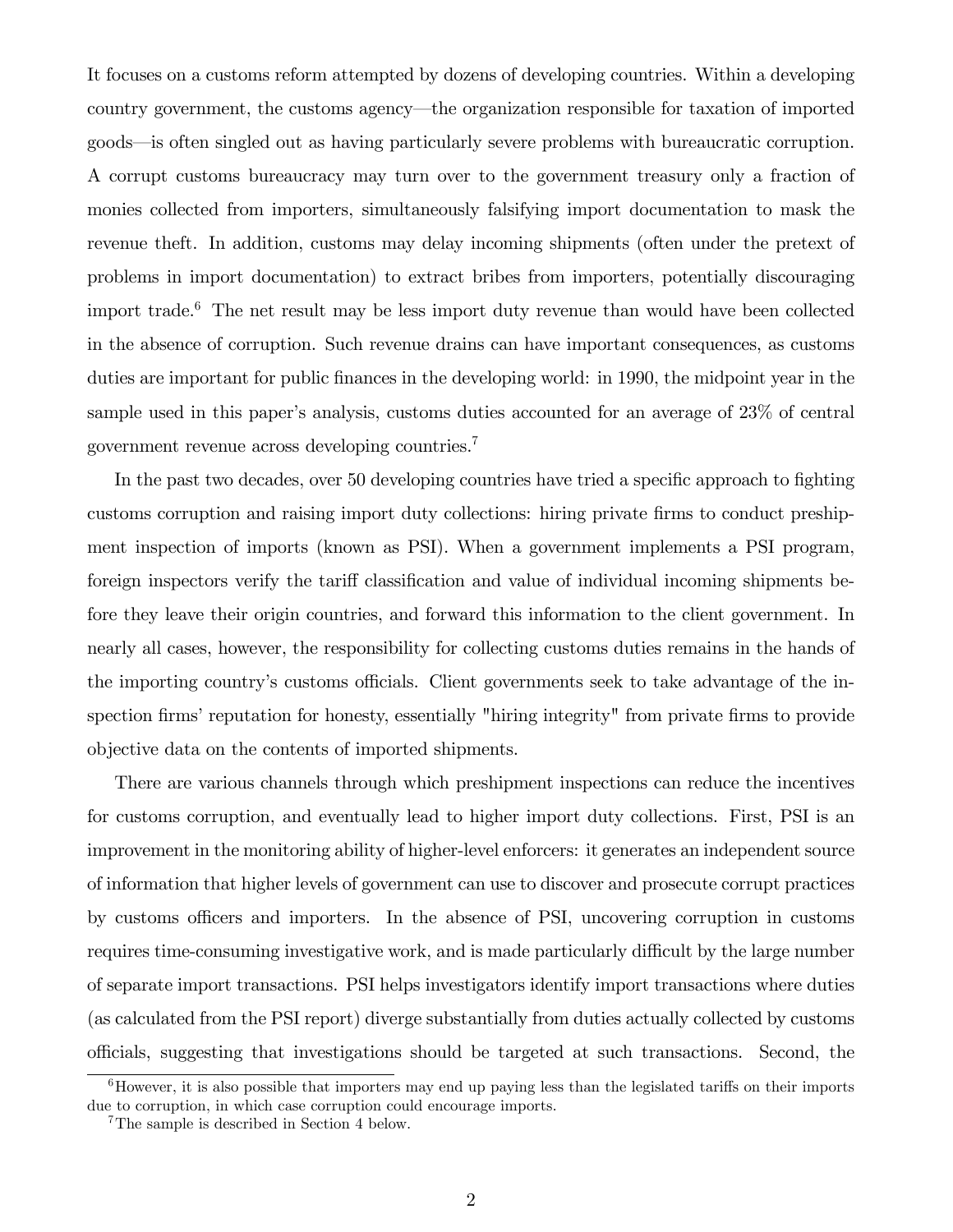It focuses on a customs reform attempted by dozens of developing countries. Within a developing country government, the customs agency—the organization responsible for taxation of imported goods—is often singled out as having particularly severe problems with bureaucratic corruption. A corrupt customs bureaucracy may turn over to the government treasury only a fraction of monies collected from importers, simultaneously falsifying import documentation to mask the revenue theft. In addition, customs may delay incoming shipments (often under the pretext of problems in import documentation) to extract bribes from importers, potentially discouraging import trade.[6] The net result may be less import duty revenue than would have been collected in the absence of corruption. Such revenue drains can have important consequences, as customs duties are important for public finances in the developing world: in 1990, the midpoint year in the sample used in this paper's analysis, customs duties accounted for an average of 23% of central government revenue across developing countries.[7]

In the past two decades, over 50 developing countries have tried a specific approach to fighting customs corruption and raising import duty collections: hiring private firms to conduct preshipment inspection of imports (known as PSI). When a government implements a PSI program, foreign inspectors verify the tariff classification and value of individual incoming shipments before they leave their origin countries, and forward this information to the client government. In nearly all cases, however, the responsibility for collecting customs duties remains in the hands of the importing country's customs officials. Client governments seek to take advantage of the inspection firms' reputation for honesty, essentially "hiring integrity" from private firms to provide objective data on the contents of imported shipments.

There are various channels through which preshipment inspections can reduce the incentives for customs corruption, and eventually lead to higher import duty collections. First, PSI is an improvement in the monitoring ability of higher-level enforcers: it generates an independent source of information that higher levels of government can use to discover and prosecute corrupt practices by customs officers and importers. In the absence of PSI, uncovering corruption in customs requires time-consuming investigative work, and is made particularly difficult by the large number of separate import transactions. PSI helps investigators identify import transactions where duties (as calculated from the PSI report) diverge substantially from duties actually collected by customs officials, suggesting that investigations should be targeted at such transactions. Second, the

[6] However, it is also possible that importers may end up paying less than the legislated tariffs on their imports due to corruption, in which case corruption could encourage imports.

[7] The sample is described in Section 4 below.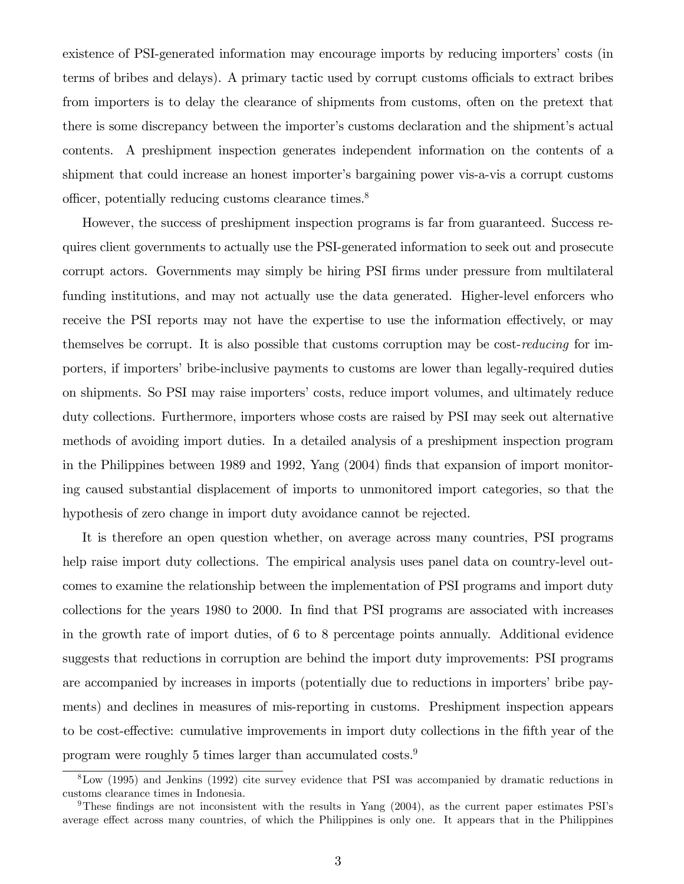existence of PSI-generated information may encourage imports by reducing importers' costs (in terms of bribes and delays). A primary tactic used by corrupt customs officials to extract bribes from importers is to delay the clearance of shipments from customs, often on the pretext that there is some discrepancy between the importer's customs declaration and the shipment's actual contents. A preshipment inspection generates independent information on the contents of a shipment that could increase an honest importer's bargaining power vis-a-vis a corrupt customs officer, potentially reducing customs clearance times.[8]

However, the success of preshipment inspection programs is far from guaranteed. Success requires client governments to actually use the PSI-generated information to seek out and prosecute corrupt actors. Governments may simply be hiring PSI firms under pressure from multilateral funding institutions, and may not actually use the data generated. Higher-level enforcers who receive the PSI reports may not have the expertise to use the information effectively, or may themselves be corrupt. It is also possible that customs corruption may be cost-*reducing* for importers, if importers' bribe-inclusive payments to customs are lower than legally-required duties on shipments. So PSI may raise importers' costs, reduce import volumes, and ultimately reduce duty collections. Furthermore, importers whose costs are raised by PSI may seek out alternative methods of avoiding import duties. In a detailed analysis of a preshipment inspection program in the Philippines between 1989 and 1992, Yang (2004) finds that expansion of import monitoring caused substantial displacement of imports to unmonitored import categories, so that the hypothesis of zero change in import duty avoidance cannot be rejected.

It is therefore an open question whether, on average across many countries, PSI programs help raise import duty collections. The empirical analysis uses panel data on country-level outcomes to examine the relationship between the implementation of PSI programs and import duty collections for the years 1980 to 2000. In find that PSI programs are associated with increases in the growth rate of import duties, of 6 to 8 percentage points annually. Additional evidence suggests that reductions in corruption are behind the import duty improvements: PSI programs are accompanied by increases in imports (potentially due to reductions in importers' bribe payments) and declines in measures of mis-reporting in customs. Preshipment inspection appears to be cost-effective: cumulative improvements in import duty collections in the fifth year of the program were roughly 5 times larger than accumulated costs.[9]

[8] Low (1995) and Jenkins (1992) cite survey evidence that PSI was accompanied by dramatic reductions in customs clearance times in Indonesia.

[9] These findings are not inconsistent with the results in Yang (2004), as the current paper estimates PSI's average effect across many countries, of which the Philippines is only one. It appears that in the Philippines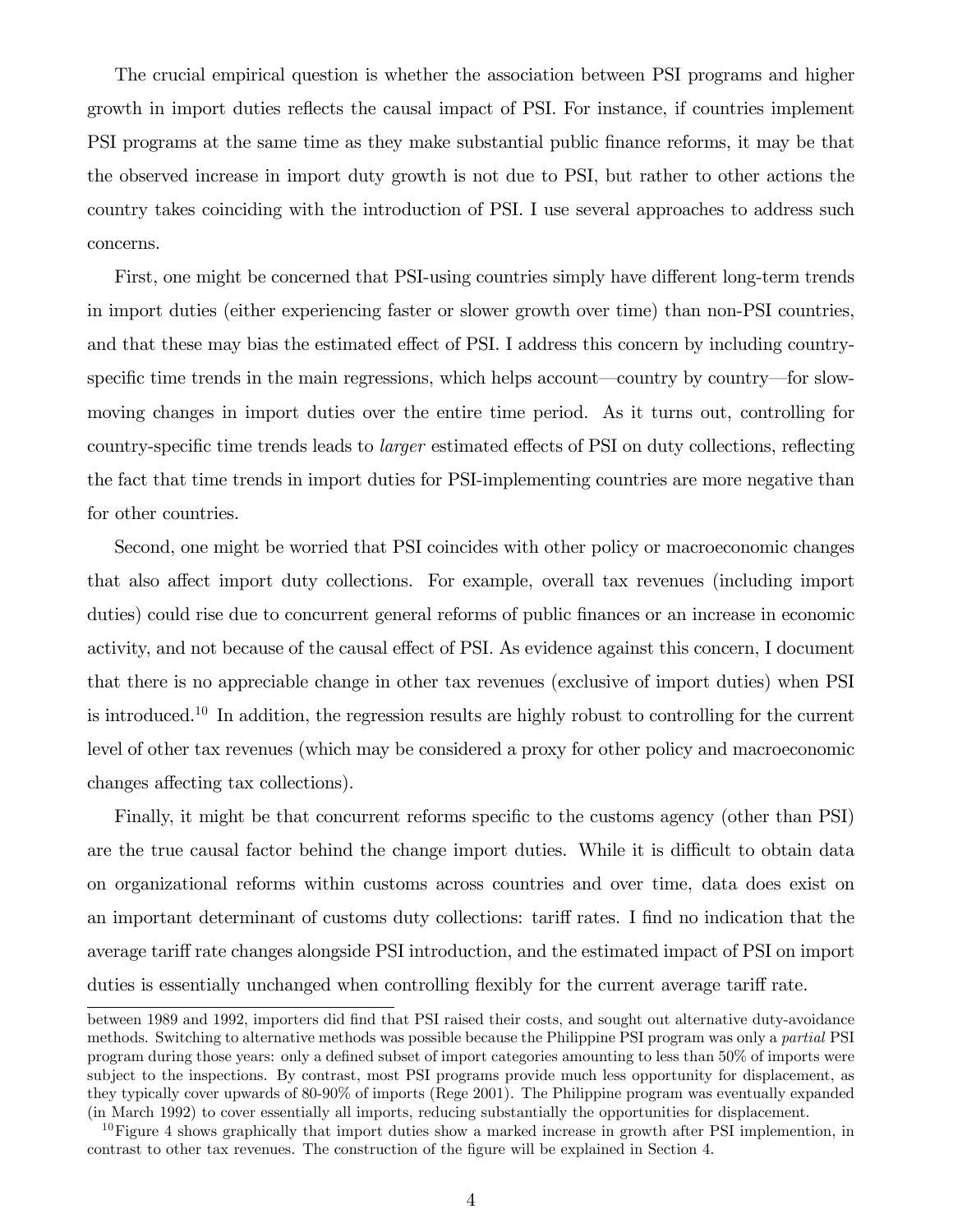The crucial empirical question is whether the association between PSI programs and higher growth in import duties reflects the causal impact of PSI. For instance, if countries implement PSI programs at the same time as they make substantial public finance reforms, it may be that the observed increase in import duty growth is not due to PSI, but rather to other actions the country takes coinciding with the introduction of PSI. I use several approaches to address such concerns.

First, one might be concerned that PSI-using countries simply have different long-term trends in import duties (either experiencing faster or slower growth over time) than non-PSI countries, and that these may bias the estimated effect of PSI. I address this concern by including country-specific time trends in the main regressions, which helps account—country by country—for slow-moving changes in import duties over the entire time period. As it turns out, controlling for country-specific time trends leads to *larger* estimated effects of PSI on duty collections, reflecting the fact that time trends in import duties for PSI-implementing countries are more negative than for other countries.

Second, one might be worried that PSI coincides with other policy or macroeconomic changes that also affect import duty collections. For example, overall tax revenues (including import duties) could rise due to concurrent general reforms of public finances or an increase in economic activity, and not because of the causal effect of PSI. As evidence against this concern, I document that there is no appreciable change in other tax revenues (exclusive of import duties) when PSI is introduced.[10] In addition, the regression results are highly robust to controlling for the current level of other tax revenues (which may be considered a proxy for other policy and macroeconomic changes affecting tax collections).

Finally, it might be that concurrent reforms specific to the customs agency (other than PSI) are the true causal factor behind the change import duties. While it is difficult to obtain data on organizational reforms within customs across countries and over time, data does exist on an important determinant of customs duty collections: tariff rates. I find no indication that the average tariff rate changes alongside PSI introduction, and the estimated impact of PSI on import duties is essentially unchanged when controlling flexibly for the current average tariff rate.

---

between 1989 and 1992, importers did find that PSI raised their costs, and sought out alternative duty-avoidance methods. Switching to alternative methods was possible because the Philippine PSI program was only a *partial* PSI program during those years: only a defined subset of import categories amounting to less than 50% of imports were subject to the inspections. By contrast, most PSI programs provide much less opportunity for displacement, as they typically cover upwards of 80-90% of imports (Rege 2001). The Philippine program was eventually expanded (in March 1992) to cover essentially all imports, reducing substantially the opportunities for displacement.

[10] Figure 4 shows graphically that import duties show a marked increase in growth after PSI implemention, in contrast to other tax revenues. The construction of the figure will be explained in Section 4.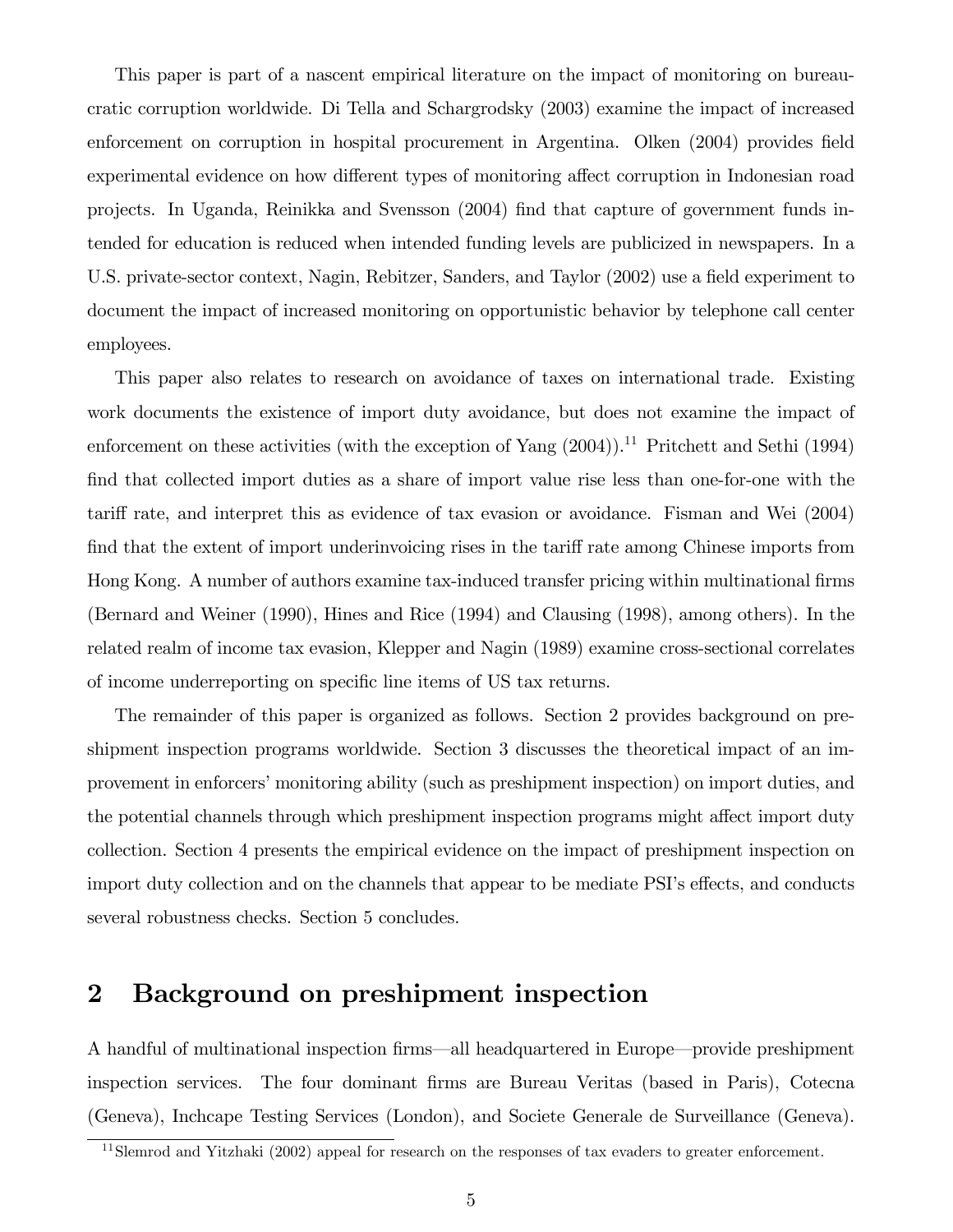This paper is part of a nascent empirical literature on the impact of monitoring on bureaucratic corruption worldwide. Di Tella and Schargrodsky (2003) examine the impact of increased enforcement on corruption in hospital procurement in Argentina. Olken (2004) provides field experimental evidence on how different types of monitoring affect corruption in Indonesian road projects. In Uganda, Reinikka and Svensson (2004) find that capture of government funds intended for education is reduced when intended funding levels are publicized in newspapers. In a U.S. private-sector context, Nagin, Rebitzer, Sanders, and Taylor (2002) use a field experiment to document the impact of increased monitoring on opportunistic behavior by telephone call center employees.

This paper also relates to research on avoidance of taxes on international trade. Existing work documents the existence of import duty avoidance, but does not examine the impact of enforcement on these activities (with the exception of Yang (2004)).[11] Pritchett and Sethi (1994) find that collected import duties as a share of import value rise less than one-for-one with the tariff rate, and interpret this as evidence of tax evasion or avoidance. Fisman and Wei (2004) find that the extent of import underinvoicing rises in the tariff rate among Chinese imports from Hong Kong. A number of authors examine tax-induced transfer pricing within multinational firms (Bernard and Weiner (1990), Hines and Rice (1994) and Clausing (1998), among others). In the related realm of income tax evasion, Klepper and Nagin (1989) examine cross-sectional correlates of income underreporting on specific line items of US tax returns.

The remainder of this paper is organized as follows. Section 2 provides background on preshipment inspection programs worldwide. Section 3 discusses the theoretical impact of an improvement in enforcers' monitoring ability (such as preshipment inspection) on import duties, and the potential channels through which preshipment inspection programs might affect import duty collection. Section 4 presents the empirical evidence on the impact of preshipment inspection on import duty collection and on the channels that appear to be mediate PSI's effects, and conducts several robustness checks. Section 5 concludes.

## 2 Background on preshipment inspection

A handful of multinational inspection firms—all headquartered in Europe—provide preshipment inspection services. The four dominant firms are Bureau Veritas (based in Paris), Cotecna (Geneva), Inchcape Testing Services (London), and Societe Generale de Surveillance (Geneva).

[11] Slemrod and Yitzhaki (2002) appeal for research on the responses of tax evaders to greater enforcement.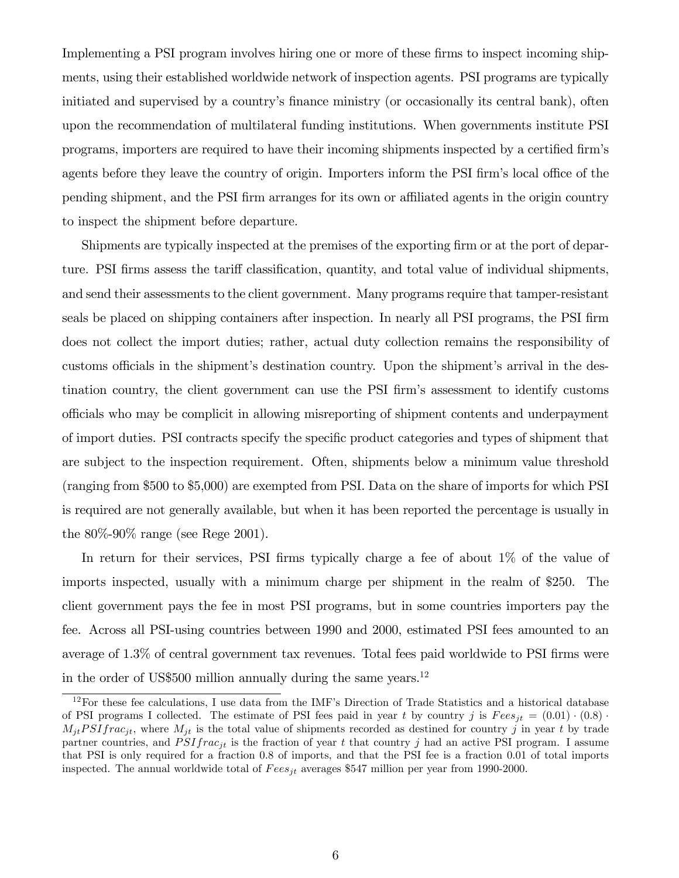Implementing a PSI program involves hiring one or more of these firms to inspect incoming shipments, using their established worldwide network of inspection agents. PSI programs are typically initiated and supervised by a country's finance ministry (or occasionally its central bank), often upon the recommendation of multilateral funding institutions. When governments institute PSI programs, importers are required to have their incoming shipments inspected by a certified firm's agents before they leave the country of origin. Importers inform the PSI firm's local office of the pending shipment, and the PSI firm arranges for its own or affiliated agents in the origin country to inspect the shipment before departure.

Shipments are typically inspected at the premises of the exporting firm or at the port of departure. PSI firms assess the tariff classification, quantity, and total value of individual shipments, and send their assessments to the client government. Many programs require that tamper-resistant seals be placed on shipping containers after inspection. In nearly all PSI programs, the PSI firm does not collect the import duties; rather, actual duty collection remains the responsibility of customs officials in the shipment's destination country. Upon the shipment's arrival in the destination country, the client government can use the PSI firm's assessment to identify customs officials who may be complicit in allowing misreporting of shipment contents and underpayment of import duties. PSI contracts specify the specific product categories and types of shipment that are subject to the inspection requirement. Often, shipments below a minimum value threshold (ranging from $500 to $5,000) are exempted from PSI. Data on the share of imports for which PSI is required are not generally available, but when it has been reported the percentage is usually in the 80%-90% range (see Rege 2001).

In return for their services, PSI firms typically charge a fee of about 1% of the value of imports inspected, usually with a minimum charge per shipment in the realm of $250. The client government pays the fee in most PSI programs, but in some countries importers pay the fee. Across all PSI-using countries between 1990 and 2000, estimated PSI fees amounted to an average of 1.3% of central government tax revenues. Total fees paid worldwide to PSI firms were in the order of US$500 million annually during the same years.[12]

[12] For these fee calculations, I use data from the IMF's Direction of Trade Statistics and a historical database of PSI programs I collected. The estimate of PSI fees paid in year $t$ by country $j$ is $Fees_{jt} = (0.01) \cdot (0.8) \cdot M_{jt} PSIfrac_{jt}$, where $M_{jt}$ is the total value of shipments recorded as destined for country $j$ in year $t$ by trade partner countries, and $PSIfrac_{jt}$ is the fraction of year $t$ that country $j$ had an active PSI program. I assume that PSI is only required for a fraction 0.8 of imports, and that the PSI fee is a fraction 0.01 of total imports inspected. The annual worldwide total of $Fees_{jt}$ averages $547 million per year from 1990-2000.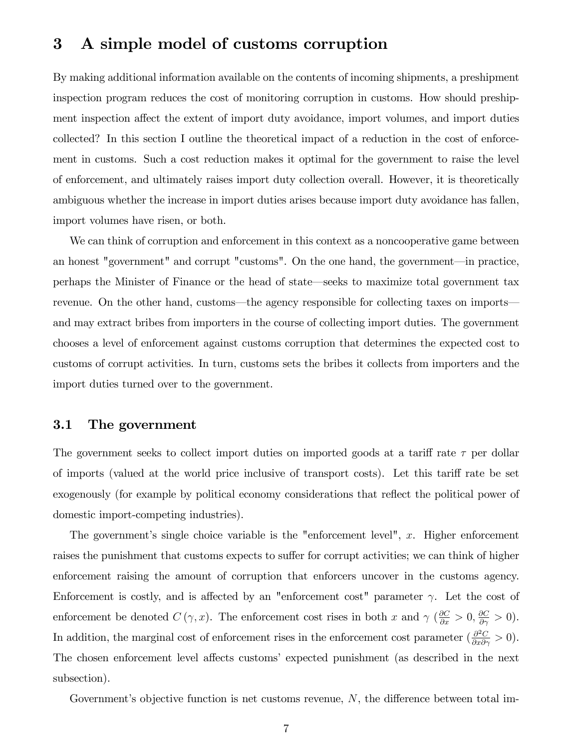## 3 A simple model of customs corruption

By making additional information available on the contents of incoming shipments, a preshipment inspection program reduces the cost of monitoring corruption in customs. How should preshipment inspection affect the extent of import duty avoidance, import volumes, and import duties collected? In this section I outline the theoretical impact of a reduction in the cost of enforcement in customs. Such a cost reduction makes it optimal for the government to raise the level of enforcement, and ultimately raises import duty collection overall. However, it is theoretically ambiguous whether the increase in import duties arises because import duty avoidance has fallen, import volumes have risen, or both.

We can think of corruption and enforcement in this context as a noncooperative game between an honest "government" and corrupt "customs". On the one hand, the government—in practice, perhaps the Minister of Finance or the head of state—seeks to maximize total government tax revenue. On the other hand, customs—the agency responsible for collecting taxes on imports—and may extract bribes from importers in the course of collecting import duties. The government chooses a level of enforcement against customs corruption that determines the expected cost to customs of corrupt activities. In turn, customs sets the bribes it collects from importers and the import duties turned over to the government.

### 3.1 The government

The government seeks to collect import duties on imported goods at a tariff rate $\tau$ per dollar of imports (valued at the world price inclusive of transport costs). Let this tariff rate be set exogenously (for example by political economy considerations that reflect the political power of domestic import-competing industries).

The government's single choice variable is the "enforcement level", $x$. Higher enforcement raises the punishment that customs expects to suffer for corrupt activities; we can think of higher enforcement raising the amount of corruption that enforcers uncover in the customs agency. Enforcement is costly, and is affected by an "enforcement cost" parameter $\gamma$. Let the cost of enforcement be denoted $C(\gamma, x)$. The enforcement cost rises in both $x$ and $\gamma$ ($\frac{\partial C}{\partial x} > 0$, $\frac{\partial C}{\partial \gamma} > 0$). In addition, the marginal cost of enforcement rises in the enforcement cost parameter ($\frac{\partial^2 C}{\partial x \partial \gamma} > 0$). The chosen enforcement level affects customs' expected punishment (as described in the next subsection).

Government's objective function is net customs revenue, $N$, the difference between total im-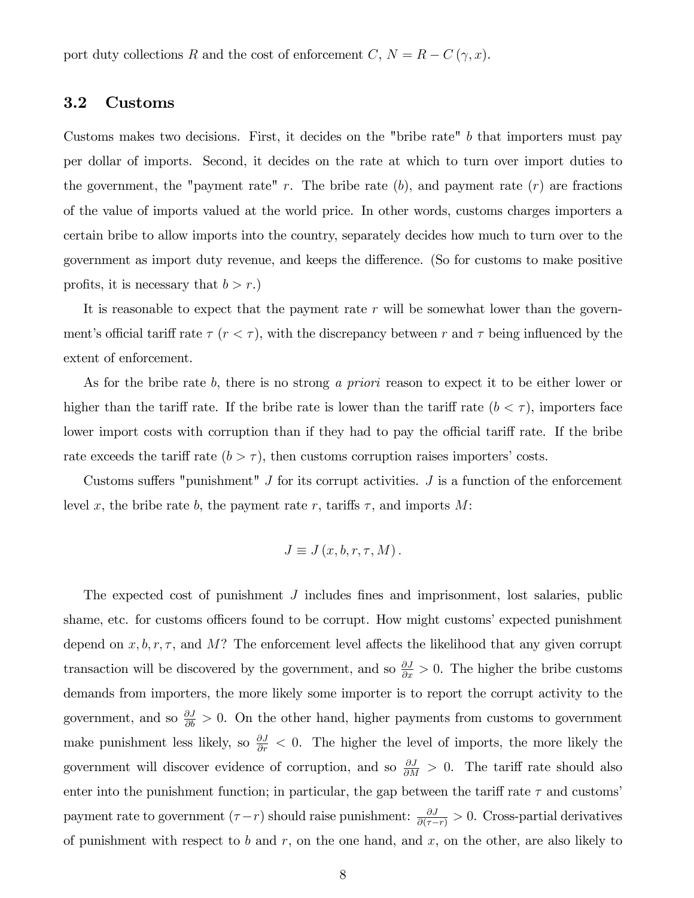port duty collections $R$ and the cost of enforcement $C$, $N = R - C(\gamma, x)$.

## 3.2 Customs

Customs makes two decisions. First, it decides on the "bribe rate" $b$ that importers must pay per dollar of imports. Second, it decides on the rate at which to turn over import duties to the government, the "payment rate" $r$. The bribe rate ($b$), and payment rate ($r$) are fractions of the value of imports valued at the world price. In other words, customs charges importers a certain bribe to allow imports into the country, separately decides how much to turn over to the government as import duty revenue, and keeps the difference. (So for customs to make positive profits, it is necessary that $b > r$.)

It is reasonable to expect that the payment rate $r$ will be somewhat lower than the government's official tariff rate $\tau$ ($r < \tau$), with the discrepancy between $r$ and $\tau$ being influenced by the extent of enforcement.

As for the bribe rate $b$, there is no strong *a priori* reason to expect it to be either lower or higher than the tariff rate. If the bribe rate is lower than the tariff rate ($b < \tau$), importers face lower import costs with corruption than if they had to pay the official tariff rate. If the bribe rate exceeds the tariff rate ($b > \tau$), then customs corruption raises importers' costs.

Customs suffers "punishment" $J$ for its corrupt activities. $J$ is a function of the enforcement level $x$, the bribe rate $b$, the payment rate $r$, tariffs $\tau$, and imports $M$:

$$J \equiv J(x, b, r, \tau, M).$$

The expected cost of punishment $J$ includes fines and imprisonment, lost salaries, public shame, etc. for customs officers found to be corrupt. How might customs' expected punishment depend on $x, b, r, \tau$, and $M$? The enforcement level affects the likelihood that any given corrupt transaction will be discovered by the government, and so $\frac{\partial J}{\partial x} > 0$. The higher the bribe customs demands from importers, the more likely some importer is to report the corrupt activity to the government, and so $\frac{\partial J}{\partial b} > 0$. On the other hand, higher payments from customs to government make punishment less likely, so $\frac{\partial J}{\partial r} < 0$. The higher the level of imports, the more likely the government will discover evidence of corruption, and so $\frac{\partial J}{\partial M} > 0$. The tariff rate should also enter into the punishment function; in particular, the gap between the tariff rate $\tau$ and customs' payment rate to government ($\tau - r$) should raise punishment: $\frac{\partial J}{\partial(\tau - r)} > 0$. Cross-partial derivatives of punishment with respect to $b$ and $r$, on the one hand, and $x$, on the other, are also likely to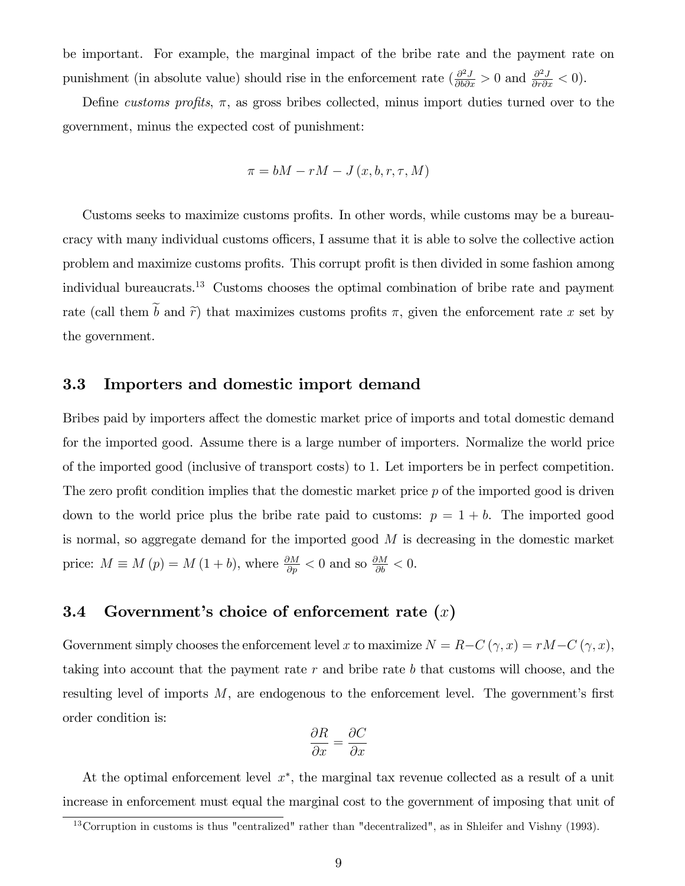be important. For example, the marginal impact of the bribe rate and the payment rate on punishment (in absolute value) should rise in the enforcement rate ($\frac{\partial^2 J}{\partial b \partial x} > 0$ and $\frac{\partial^2 J}{\partial r \partial x} < 0$).

Define *customs profits*, $\pi$, as gross bribes collected, minus import duties turned over to the government, minus the expected cost of punishment:

$$\pi = bM - rM - J(x, b, r, \tau, M)$$

Customs seeks to maximize customs profits. In other words, while customs may be a bureaucracy with many individual customs officers, I assume that it is able to solve the collective action problem and maximize customs profits. This corrupt profit is then divided in some fashion among individual bureaucrats.[13] Customs chooses the optimal combination of bribe rate and payment rate (call them $\widetilde{b}$ and $\widetilde{r}$) that maximizes customs profits $\pi$, given the enforcement rate $x$ set by the government.

## 3.3 Importers and domestic import demand

Bribes paid by importers affect the domestic market price of imports and total domestic demand for the imported good. Assume there is a large number of importers. Normalize the world price of the imported good (inclusive of transport costs) to 1. Let importers be in perfect competition. The zero profit condition implies that the domestic market price $p$ of the imported good is driven down to the world price plus the bribe rate paid to customs: $p = 1 + b$. The imported good is normal, so aggregate demand for the imported good $M$ is decreasing in the domestic market price: $M \equiv M(p) = M(1 + b)$, where $\frac{\partial M}{\partial p} < 0$ and so $\frac{\partial M}{\partial b} < 0$.

## 3.4 Government's choice of enforcement rate ($x$)

Government simply chooses the enforcement level $x$ to maximize $N = R - C(\gamma, x) = rM - C(\gamma, x)$, taking into account that the payment rate $r$ and bribe rate $b$ that customs will choose, and the resulting level of imports $M$, are endogenous to the enforcement level. The government's first order condition is:

$$\frac{\partial R}{\partial x} = \frac{\partial C}{\partial x}$$

At the optimal enforcement level $x^*$, the marginal tax revenue collected as a result of a unit increase in enforcement must equal the marginal cost to the government of imposing that unit of

[13] Corruption in customs is thus "centralized" rather than "decentralized", as in Shleifer and Vishny (1993).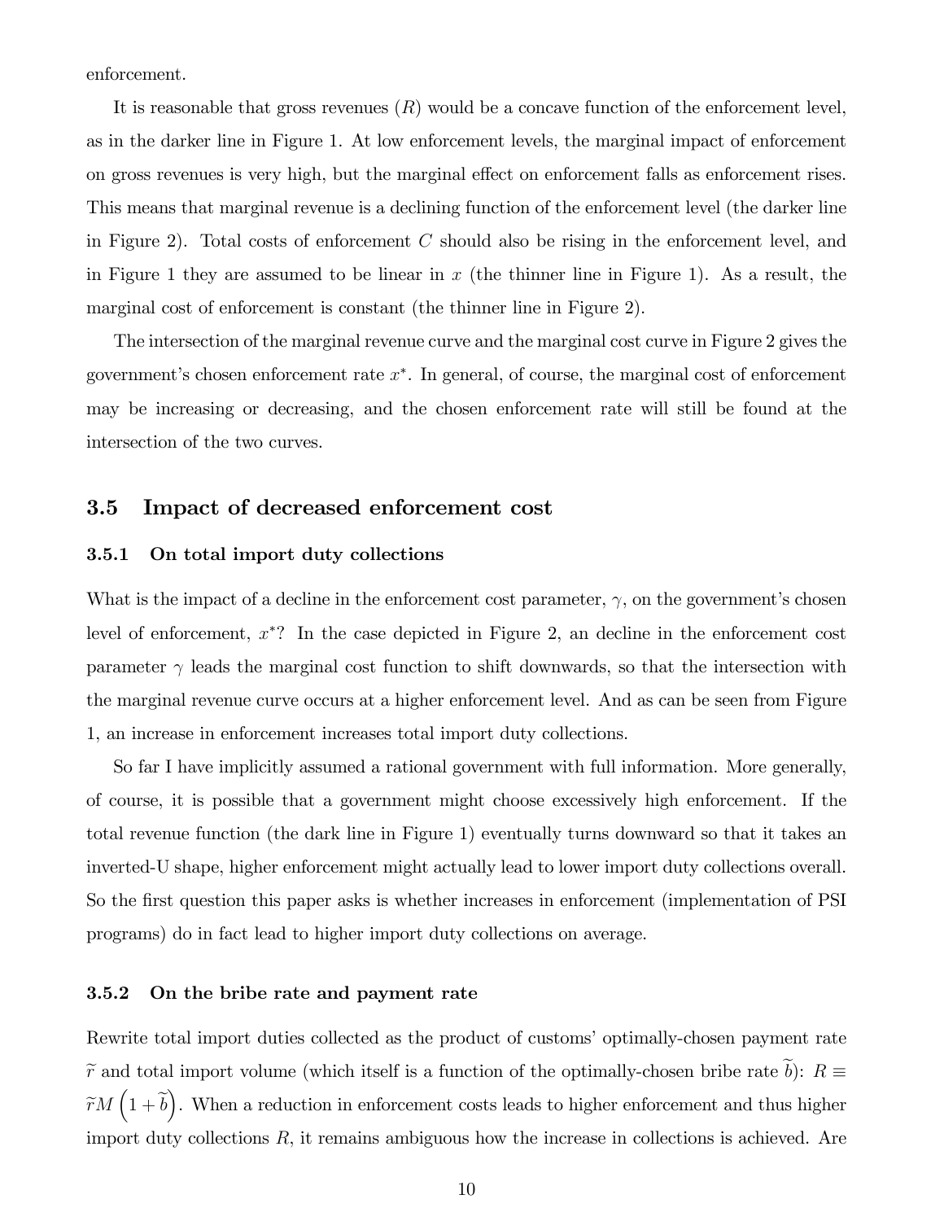enforcement.

It is reasonable that gross revenues ($R$) would be a concave function of the enforcement level, as in the darker line in Figure 1. At low enforcement levels, the marginal impact of enforcement on gross revenues is very high, but the marginal effect on enforcement falls as enforcement rises. This means that marginal revenue is a declining function of the enforcement level (the darker line in Figure 2). Total costs of enforcement $C$ should also be rising in the enforcement level, and in Figure 1 they are assumed to be linear in $x$ (the thinner line in Figure 1). As a result, the marginal cost of enforcement is constant (the thinner line in Figure 2).

The intersection of the marginal revenue curve and the marginal cost curve in Figure 2 gives the government's chosen enforcement rate $x^*$. In general, of course, the marginal cost of enforcement may be increasing or decreasing, and the chosen enforcement rate will still be found at the intersection of the two curves.

## 3.5 Impact of decreased enforcement cost

### 3.5.1 On total import duty collections

What is the impact of a decline in the enforcement cost parameter, $\gamma$, on the government's chosen level of enforcement, $x^*$? In the case depicted in Figure 2, an decline in the enforcement cost parameter $\gamma$ leads the marginal cost function to shift downwards, so that the intersection with the marginal revenue curve occurs at a higher enforcement level. And as can be seen from Figure 1, an increase in enforcement increases total import duty collections.

So far I have implicitly assumed a rational government with full information. More generally, of course, it is possible that a government might choose excessively high enforcement. If the total revenue function (the dark line in Figure 1) eventually turns downward so that it takes an inverted-U shape, higher enforcement might actually lead to lower import duty collections overall. So the first question this paper asks is whether increases in enforcement (implementation of PSI programs) do in fact lead to higher import duty collections on average.

### 3.5.2 On the bribe rate and payment rate

Rewrite total import duties collected as the product of customs' optimally-chosen payment rate $\widetilde{r}$ and total import volume (which itself is a function of the optimally-chosen bribe rate $\widetilde{b}$): $R \equiv \widetilde{r}M\left(1+\widetilde{b}\right)$. When a reduction in enforcement costs leads to higher enforcement and thus higher import duty collections $R$, it remains ambiguous how the increase in collections is achieved. Are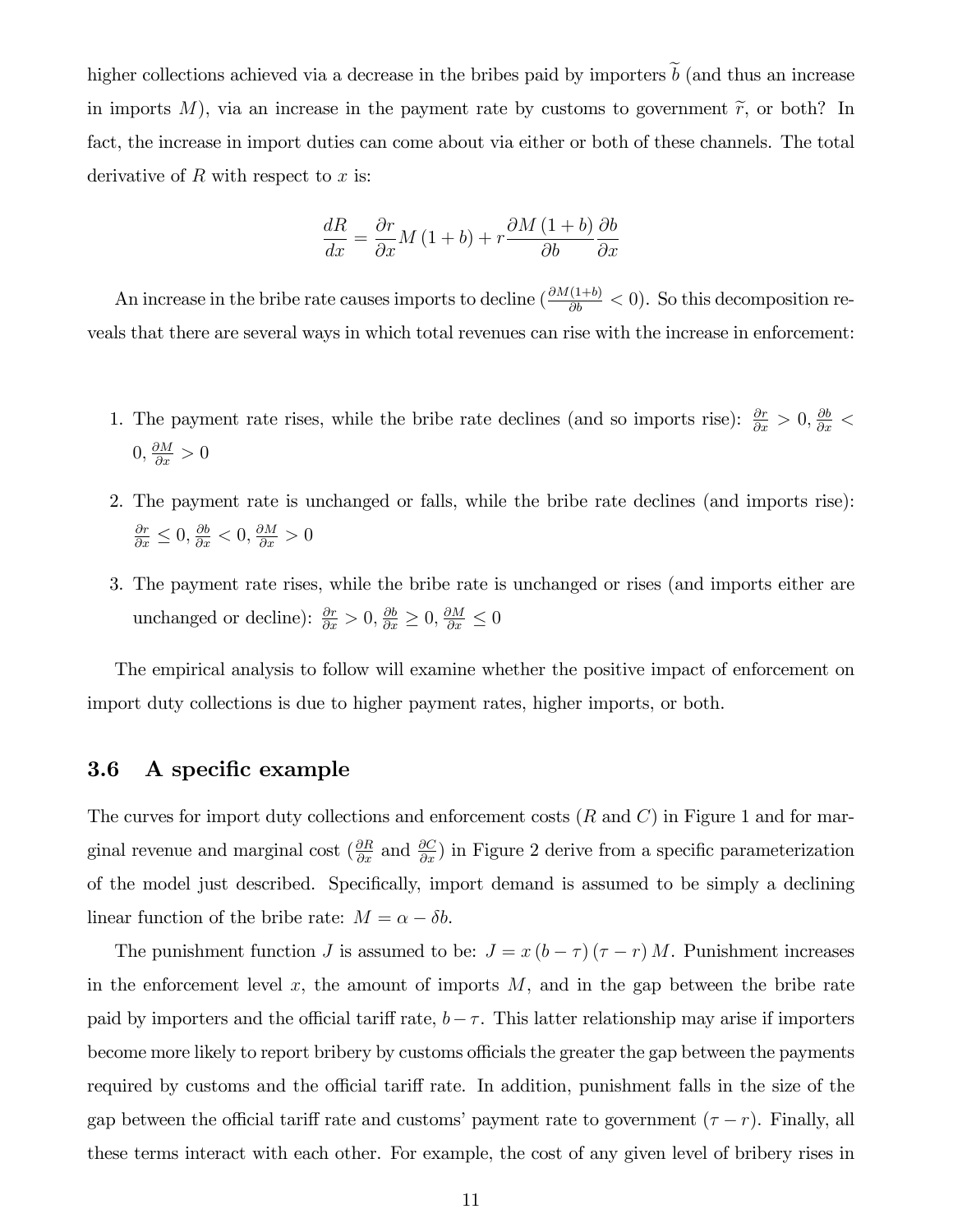higher collections achieved via a decrease in the bribes paid by importers $\widetilde{b}$ (and thus an increase in imports $M$), via an increase in the payment rate by customs to government $\widetilde{r}$, or both? In fact, the increase in import duties can come about via either or both of these channels. The total derivative of $R$ with respect to $x$ is:

$$\frac{dR}{dx} = \frac{\partial r}{\partial x} M (1 + b) + r \frac{\partial M (1 + b)}{\partial b} \frac{\partial b}{\partial x}$$

An increase in the bribe rate causes imports to decline ($\frac{\partial M(1+b)}{\partial b} < 0$). So this decomposition reveals that there are several ways in which total revenues can rise with the increase in enforcement:

1. The payment rate rises, while the bribe rate declines (and so imports rise): $\frac{\partial r}{\partial x} > 0$, $\frac{\partial b}{\partial x} < 0$, $\frac{\partial M}{\partial x} > 0$
2. The payment rate is unchanged or falls, while the bribe rate declines (and imports rise): $\frac{\partial r}{\partial x} \leq 0$, $\frac{\partial b}{\partial x} < 0$, $\frac{\partial M}{\partial x} > 0$
3. The payment rate rises, while the bribe rate is unchanged or rises (and imports either are unchanged or decline): $\frac{\partial r}{\partial x} > 0$, $\frac{\partial b}{\partial x} \geq 0$, $\frac{\partial M}{\partial x} \leq 0$

The empirical analysis to follow will examine whether the positive impact of enforcement on import duty collections is due to higher payment rates, higher imports, or both.

### 3.6 A specific example

The curves for import duty collections and enforcement costs ($R$ and $C$) in Figure 1 and for marginal revenue and marginal cost ($\frac{\partial R}{\partial x}$ and $\frac{\partial C}{\partial x}$) in Figure 2 derive from a specific parameterization of the model just described. Specifically, import demand is assumed to be simply a declining linear function of the bribe rate: $M = \alpha - \delta b$.

The punishment function $J$ is assumed to be: $J = x (b - \tau) (\tau - r) M$. Punishment increases in the enforcement level $x$, the amount of imports $M$, and in the gap between the bribe rate paid by importers and the official tariff rate, $b - \tau$. This latter relationship may arise if importers become more likely to report bribery by customs officials the greater the gap between the payments required by customs and the official tariff rate. In addition, punishment falls in the size of the gap between the official tariff rate and customs' payment rate to government ($\tau - r$). Finally, all these terms interact with each other. For example, the cost of any given level of bribery rises in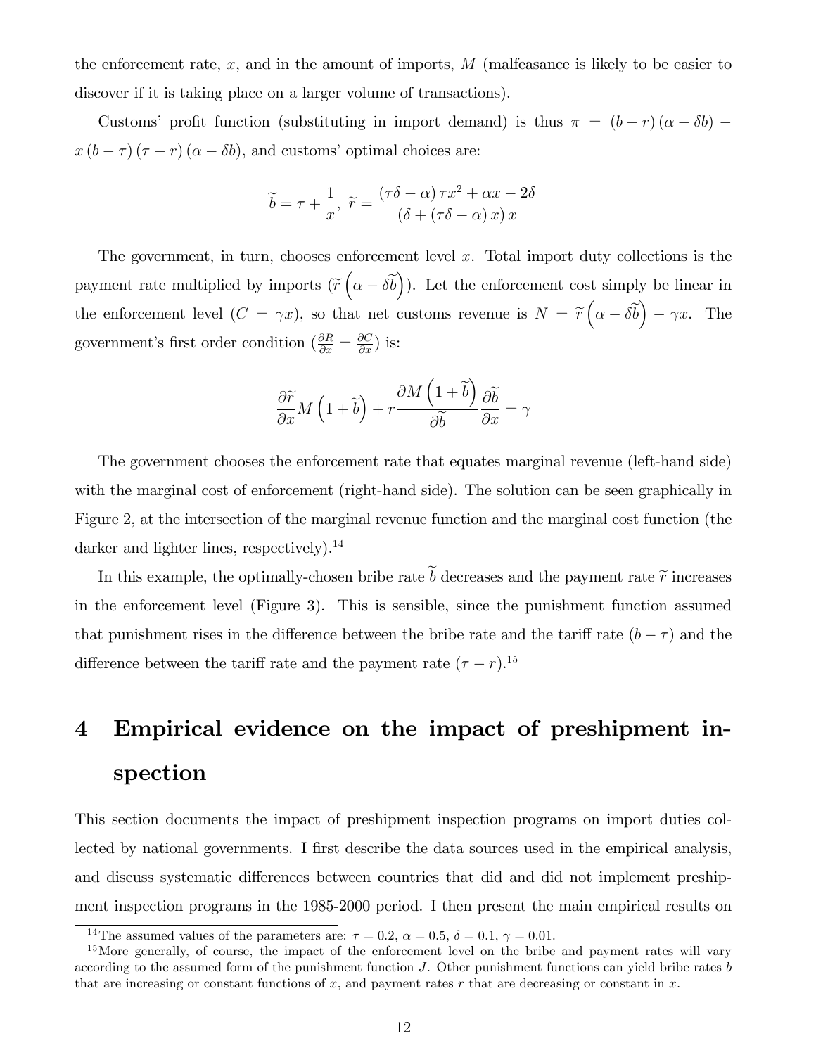the enforcement rate, $x$, and in the amount of imports, $M$ (malfeasance is likely to be easier to discover if it is taking place on a larger volume of transactions).

Customs' profit function (substituting in import demand) is thus $\pi = (b - r)(\alpha - \delta b) - x(b - \tau)(\tau - r)(\alpha - \delta b)$, and customs' optimal choices are:

$$\widetilde{b} = \tau + \frac{1}{x},\ \widetilde{r} = \frac{(\tau\delta - \alpha)\tau x^2 + \alpha x - 2\delta}{(\delta + (\tau\delta - \alpha)x)x}$$

The government, in turn, chooses enforcement level $x$. Total import duty collections is the payment rate multiplied by imports ($\widetilde{r}\left(\alpha - \delta\widetilde{b}\right)$). Let the enforcement cost simply be linear in the enforcement level ($C = \gamma x$), so that net customs revenue is $N = \widetilde{r}\left(\alpha - \delta\widetilde{b}\right) - \gamma x$. The government's first order condition ($\frac{\partial R}{\partial x} = \frac{\partial C}{\partial x}$) is:

$$\frac{\partial\widetilde{r}}{\partial x}M\left(1 + \widetilde{b}\right) + r\frac{\partial M\left(1 + \widetilde{b}\right)}{\partial\widetilde{b}}\frac{\partial\widetilde{b}}{\partial x} = \gamma$$

The government chooses the enforcement rate that equates marginal revenue (left-hand side) with the marginal cost of enforcement (right-hand side). The solution can be seen graphically in Figure 2, at the intersection of the marginal revenue function and the marginal cost function (the darker and lighter lines, respectively).[14]

In this example, the optimally-chosen bribe rate $\widetilde{b}$ decreases and the payment rate $\widetilde{r}$ increases in the enforcement level (Figure 3). This is sensible, since the punishment function assumed that punishment rises in the difference between the bribe rate and the tariff rate $(b - \tau)$ and the difference between the tariff rate and the payment rate $(\tau - r)$.[15]

# 4 Empirical evidence on the impact of preshipment inspection

This section documents the impact of preshipment inspection programs on import duties collected by national governments. I first describe the data sources used in the empirical analysis, and discuss systematic differences between countries that did and did not implement preshipment inspection programs in the 1985-2000 period. I then present the main empirical results on

[14] The assumed values of the parameters are: $\tau = 0.2$, $\alpha = 0.5$, $\delta = 0.1$, $\gamma = 0.01$.

[15] More generally, of course, the impact of the enforcement level on the bribe and payment rates will vary according to the assumed form of the punishment function $J$. Other punishment functions can yield bribe rates $b$ that are increasing or constant functions of $x$, and payment rates $r$ that are decreasing or constant in $x$.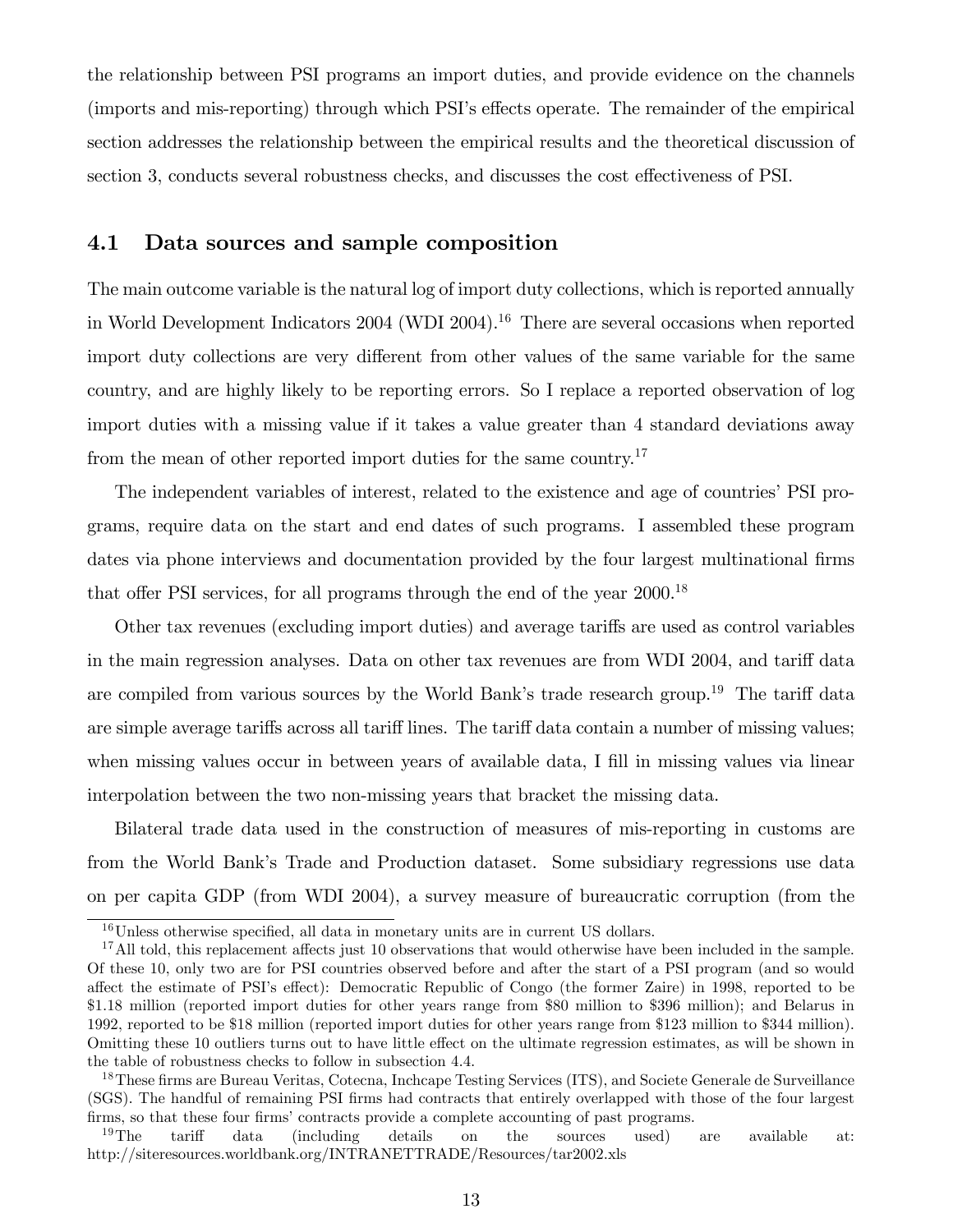the relationship between PSI programs an import duties, and provide evidence on the channels (imports and mis-reporting) through which PSI's effects operate. The remainder of the empirical section addresses the relationship between the empirical results and the theoretical discussion of section 3, conducts several robustness checks, and discusses the cost effectiveness of PSI.

### 4.1 Data sources and sample composition

The main outcome variable is the natural log of import duty collections, which is reported annually in World Development Indicators 2004 (WDI 2004).[16] There are several occasions when reported import duty collections are very different from other values of the same variable for the same country, and are highly likely to be reporting errors. So I replace a reported observation of log import duties with a missing value if it takes a value greater than 4 standard deviations away from the mean of other reported import duties for the same country.[17]

The independent variables of interest, related to the existence and age of countries' PSI programs, require data on the start and end dates of such programs. I assembled these program dates via phone interviews and documentation provided by the four largest multinational firms that offer PSI services, for all programs through the end of the year 2000.[18]

Other tax revenues (excluding import duties) and average tariffs are used as control variables in the main regression analyses. Data on other tax revenues are from WDI 2004, and tariff data are compiled from various sources by the World Bank's trade research group.[19] The tariff data are simple average tariffs across all tariff lines. The tariff data contain a number of missing values; when missing values occur in between years of available data, I fill in missing values via linear interpolation between the two non-missing years that bracket the missing data.

Bilateral trade data used in the construction of measures of mis-reporting in customs are from the World Bank's Trade and Production dataset. Some subsidiary regressions use data on per capita GDP (from WDI 2004), a survey measure of bureaucratic corruption (from the

---

[16] Unless otherwise specified, all data in monetary units are in current US dollars.

[17] All told, this replacement affects just 10 observations that would otherwise have been included in the sample. Of these 10, only two are for PSI countries observed before and after the start of a PSI program (and so would affect the estimate of PSI's effect): Democratic Republic of Congo (the former Zaire) in 1998, reported to be \$1.18 million (reported import duties for other years range from \$80 million to \$396 million); and Belarus in 1992, reported to be \$18 million (reported import duties for other years range from \$123 million to \$344 million). Omitting these 10 outliers turns out to have little effect on the ultimate regression estimates, as will be shown in the table of robustness checks to follow in subsection 4.4.

[18] These firms are Bureau Veritas, Cotecna, Inchcape Testing Services (ITS), and Societe Generale de Surveillance (SGS). The handful of remaining PSI firms had contracts that entirely overlapped with those of the four largest firms, so that these four firms' contracts provide a complete accounting of past programs.

[19] The tariff data (including details on the sources used) are available at: http://siteresources.worldbank.org/INTRANETTRADE/Resources/tar2002.xls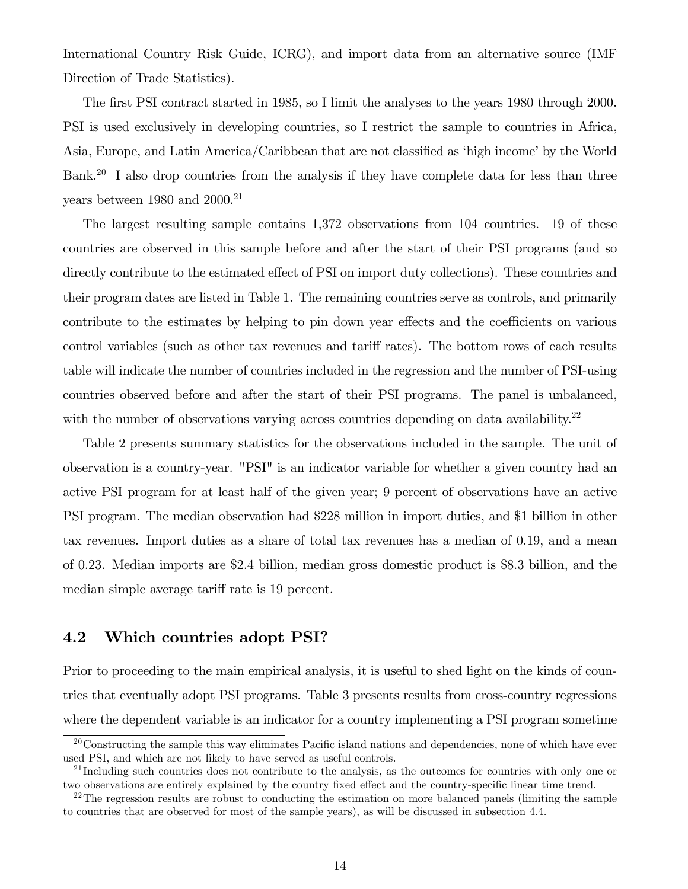International Country Risk Guide, ICRG), and import data from an alternative source (IMF Direction of Trade Statistics).

The first PSI contract started in 1985, so I limit the analyses to the years 1980 through 2000. PSI is used exclusively in developing countries, so I restrict the sample to countries in Africa, Asia, Europe, and Latin America/Caribbean that are not classified as 'high income' by the World Bank.[20] I also drop countries from the analysis if they have complete data for less than three years between 1980 and 2000.[21]

The largest resulting sample contains 1,372 observations from 104 countries. 19 of these countries are observed in this sample before and after the start of their PSI programs (and so directly contribute to the estimated effect of PSI on import duty collections). These countries and their program dates are listed in Table 1. The remaining countries serve as controls, and primarily contribute to the estimates by helping to pin down year effects and the coefficients on various control variables (such as other tax revenues and tariff rates). The bottom rows of each results table will indicate the number of countries included in the regression and the number of PSI-using countries observed before and after the start of their PSI programs. The panel is unbalanced, with the number of observations varying across countries depending on data availability.[22]

Table 2 presents summary statistics for the observations included in the sample. The unit of observation is a country-year. "PSI" is an indicator variable for whether a given country had an active PSI program for at least half of the given year; 9 percent of observations have an active PSI program. The median observation had \$228 million in import duties, and \$1 billion in other tax revenues. Import duties as a share of total tax revenues has a median of 0.19, and a mean of 0.23. Median imports are \$2.4 billion, median gross domestic product is \$8.3 billion, and the median simple average tariff rate is 19 percent.

## 4.2 Which countries adopt PSI?

Prior to proceeding to the main empirical analysis, it is useful to shed light on the kinds of countries that eventually adopt PSI programs. Table 3 presents results from cross-country regressions where the dependent variable is an indicator for a country implementing a PSI program sometime

[20] Constructing the sample this way eliminates Pacific island nations and dependencies, none of which have ever used PSI, and which are not likely to have served as useful controls.

[21] Including such countries does not contribute to the analysis, as the outcomes for countries with only one or two observations are entirely explained by the country fixed effect and the country-specific linear time trend.

[22] The regression results are robust to conducting the estimation on more balanced panels (limiting the sample to countries that are observed for most of the sample years), as will be discussed in subsection 4.4.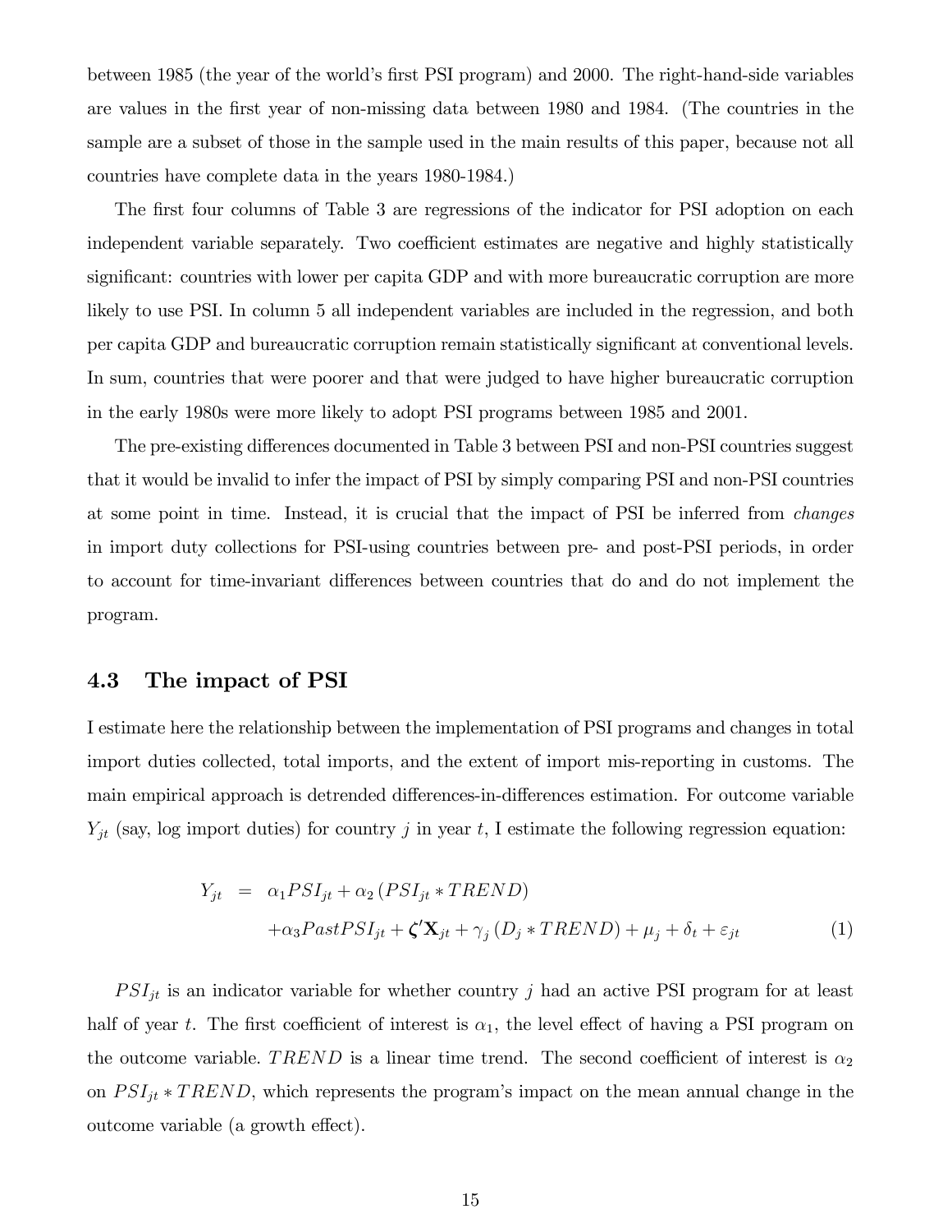between 1985 (the year of the world's first PSI program) and 2000. The right-hand-side variables are values in the first year of non-missing data between 1980 and 1984. (The countries in the sample are a subset of those in the sample used in the main results of this paper, because not all countries have complete data in the years 1980-1984.)

The first four columns of Table 3 are regressions of the indicator for PSI adoption on each independent variable separately. Two coefficient estimates are negative and highly statistically significant: countries with lower per capita GDP and with more bureaucratic corruption are more likely to use PSI. In column 5 all independent variables are included in the regression, and both per capita GDP and bureaucratic corruption remain statistically significant at conventional levels. In sum, countries that were poorer and that were judged to have higher bureaucratic corruption in the early 1980s were more likely to adopt PSI programs between 1985 and 2001.

The pre-existing differences documented in Table 3 between PSI and non-PSI countries suggest that it would be invalid to infer the impact of PSI by simply comparing PSI and non-PSI countries at some point in time. Instead, it is crucial that the impact of PSI be inferred from *changes* in import duty collections for PSI-using countries between pre- and post-PSI periods, in order to account for time-invariant differences between countries that do and do not implement the program.

## 4.3 The impact of PSI

I estimate here the relationship between the implementation of PSI programs and changes in total import duties collected, total imports, and the extent of import mis-reporting in customs. The main empirical approach is detrended differences-in-differences estimation. For outcome variable $Y_{jt}$ (say, log import duties) for country $j$ in year $t$, I estimate the following regression equation:

$$\begin{aligned} Y_{jt} &= \alpha_1 PSI_{jt} + \alpha_2 \left( PSI_{jt} * TREND \right) \\ &\quad + \alpha_3 PastPSI_{jt} + \boldsymbol{\zeta}' \mathbf{X}_{jt} + \gamma_j \left( D_j * TREND \right) + \mu_j + \delta_t + \varepsilon_{jt} \end{aligned} \quad (1)$$

$PSI_{jt}$ is an indicator variable for whether country $j$ had an active PSI program for at least half of year $t$. The first coefficient of interest is $\alpha_1$, the level effect of having a PSI program on the outcome variable. $TREND$ is a linear time trend. The second coefficient of interest is $\alpha_2$ on $PSI_{jt} * TREND$, which represents the program's impact on the mean annual change in the outcome variable (a growth effect).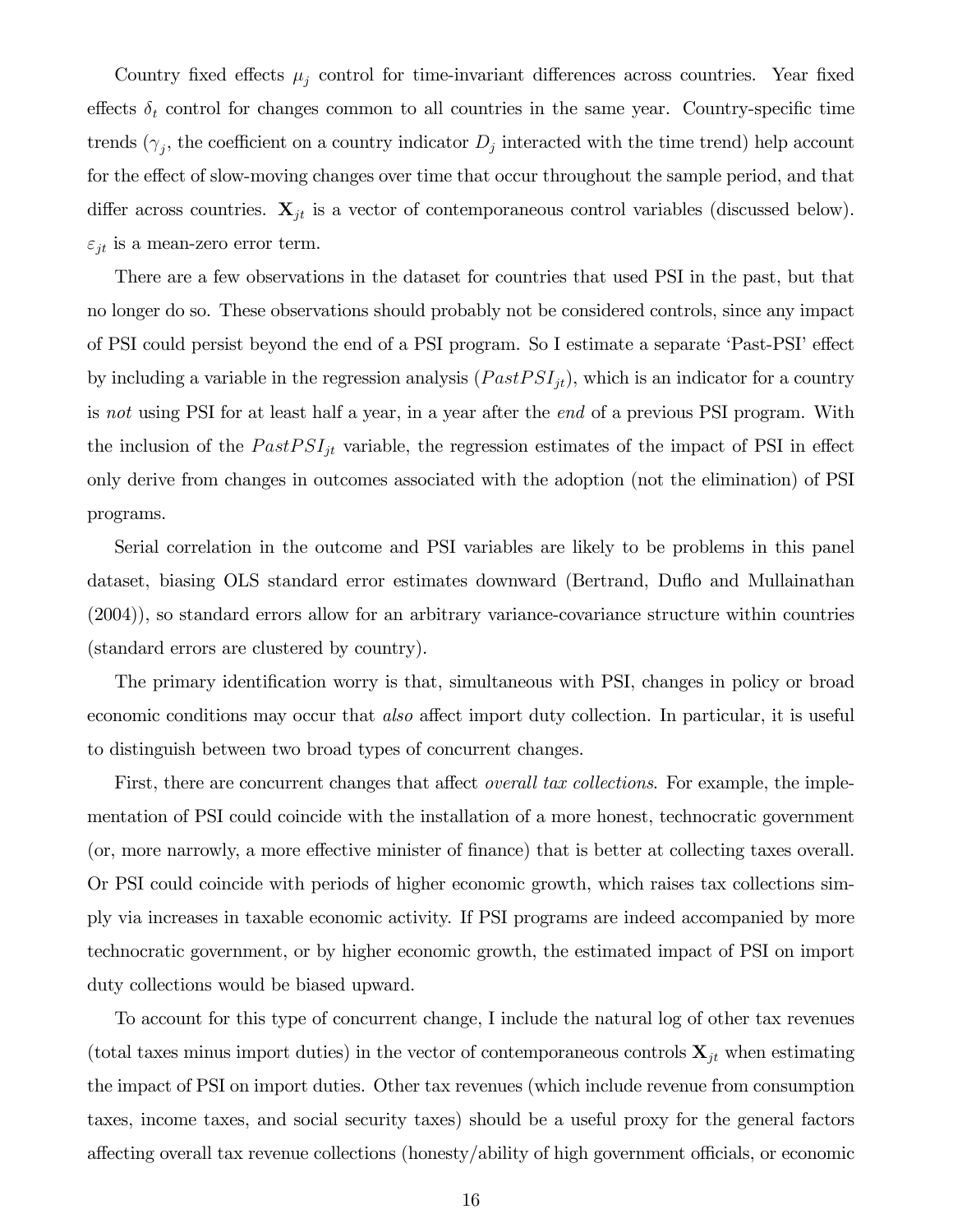Country fixed effects $\mu_j$ control for time-invariant differences across countries. Year fixed effects $\delta_t$ control for changes common to all countries in the same year. Country-specific time trends ($\gamma_j$, the coefficient on a country indicator $D_j$ interacted with the time trend) help account for the effect of slow-moving changes over time that occur throughout the sample period, and that differ across countries. $\mathbf{X}_{jt}$ is a vector of contemporaneous control variables (discussed below). $\varepsilon_{jt}$ is a mean-zero error term.

There are a few observations in the dataset for countries that used PSI in the past, but that no longer do so. These observations should probably not be considered controls, since any impact of PSI could persist beyond the end of a PSI program. So I estimate a separate 'Past-PSI' effect by including a variable in the regression analysis ($PastPSI_{jt}$), which is an indicator for a country is *not* using PSI for at least half a year, in a year after the *end* of a previous PSI program. With the inclusion of the $PastPSI_{jt}$ variable, the regression estimates of the impact of PSI in effect only derive from changes in outcomes associated with the adoption (not the elimination) of PSI programs.

Serial correlation in the outcome and PSI variables are likely to be problems in this panel dataset, biasing OLS standard error estimates downward (Bertrand, Duflo and Mullainathan (2004)), so standard errors allow for an arbitrary variance-covariance structure within countries (standard errors are clustered by country).

The primary identification worry is that, simultaneous with PSI, changes in policy or broad economic conditions may occur that *also* affect import duty collection. In particular, it is useful to distinguish between two broad types of concurrent changes.

First, there are concurrent changes that affect *overall tax collections*. For example, the implementation of PSI could coincide with the installation of a more honest, technocratic government (or, more narrowly, a more effective minister of finance) that is better at collecting taxes overall. Or PSI could coincide with periods of higher economic growth, which raises tax collections simply via increases in taxable economic activity. If PSI programs are indeed accompanied by more technocratic government, or by higher economic growth, the estimated impact of PSI on import duty collections would be biased upward.

To account for this type of concurrent change, I include the natural log of other tax revenues (total taxes minus import duties) in the vector of contemporaneous controls $\mathbf{X}_{jt}$ when estimating the impact of PSI on import duties. Other tax revenues (which include revenue from consumption taxes, income taxes, and social security taxes) should be a useful proxy for the general factors affecting overall tax revenue collections (honesty/ability of high government officials, or economic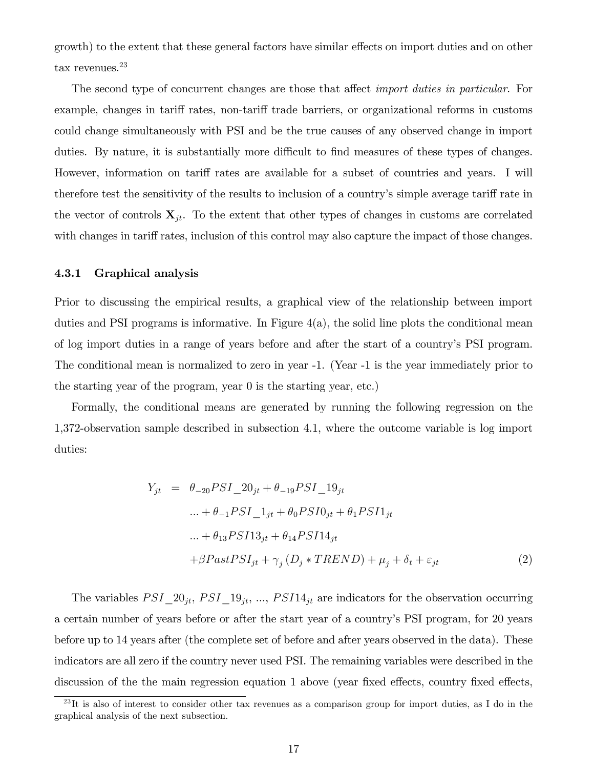growth) to the extent that these general factors have similar effects on import duties and on other tax revenues.[23]

The second type of concurrent changes are those that affect *import duties in particular*. For example, changes in tariff rates, non-tariff trade barriers, or organizational reforms in customs could change simultaneously with PSI and be the true causes of any observed change in import duties. By nature, it is substantially more difficult to find measures of these types of changes. However, information on tariff rates are available for a subset of countries and years. I will therefore test the sensitivity of the results to inclusion of a country's simple average tariff rate in the vector of controls $\mathbf{X}_{jt}$. To the extent that other types of changes in customs are correlated with changes in tariff rates, inclusion of this control may also capture the impact of those changes.

### 4.3.1 Graphical analysis

Prior to discussing the empirical results, a graphical view of the relationship between import duties and PSI programs is informative. In Figure 4(a), the solid line plots the conditional mean of log import duties in a range of years before and after the start of a country's PSI program. The conditional mean is normalized to zero in year -1. (Year -1 is the year immediately prior to the starting year of the program, year 0 is the starting year, etc.)

Formally, the conditional means are generated by running the following regression on the 1,372-observation sample described in subsection 4.1, where the outcome variable is log import duties:

$$
\begin{aligned}
Y_{jt} = \; & \theta_{-20} PSI\_20_{jt} + \theta_{-19} PSI\_19_{jt} \\
& ... + \theta_{-1} PSI\_1_{jt} + \theta_{0} PSI0_{jt} + \theta_{1} PSI1_{jt} \\
& ... + \theta_{13} PSI13_{jt} + \theta_{14} PSI14_{jt} \\
& + \beta PastPSI_{jt} + \gamma_j \left( D_j * TREND \right) + \mu_j + \delta_t + \varepsilon_{jt} \qquad (2)
\end{aligned}
$$

The variables $PSI\_20_{jt}$, $PSI\_19_{jt}$, ..., $PSI14_{jt}$ are indicators for the observation occurring a certain number of years before or after the start year of a country's PSI program, for 20 years before up to 14 years after (the complete set of before and after years observed in the data). These indicators are all zero if the country never used PSI. The remaining variables were described in the discussion of the the main regression equation 1 above (year fixed effects, country fixed effects,

[23] It is also of interest to consider other tax revenues as a comparison group for import duties, as I do in the graphical analysis of the next subsection.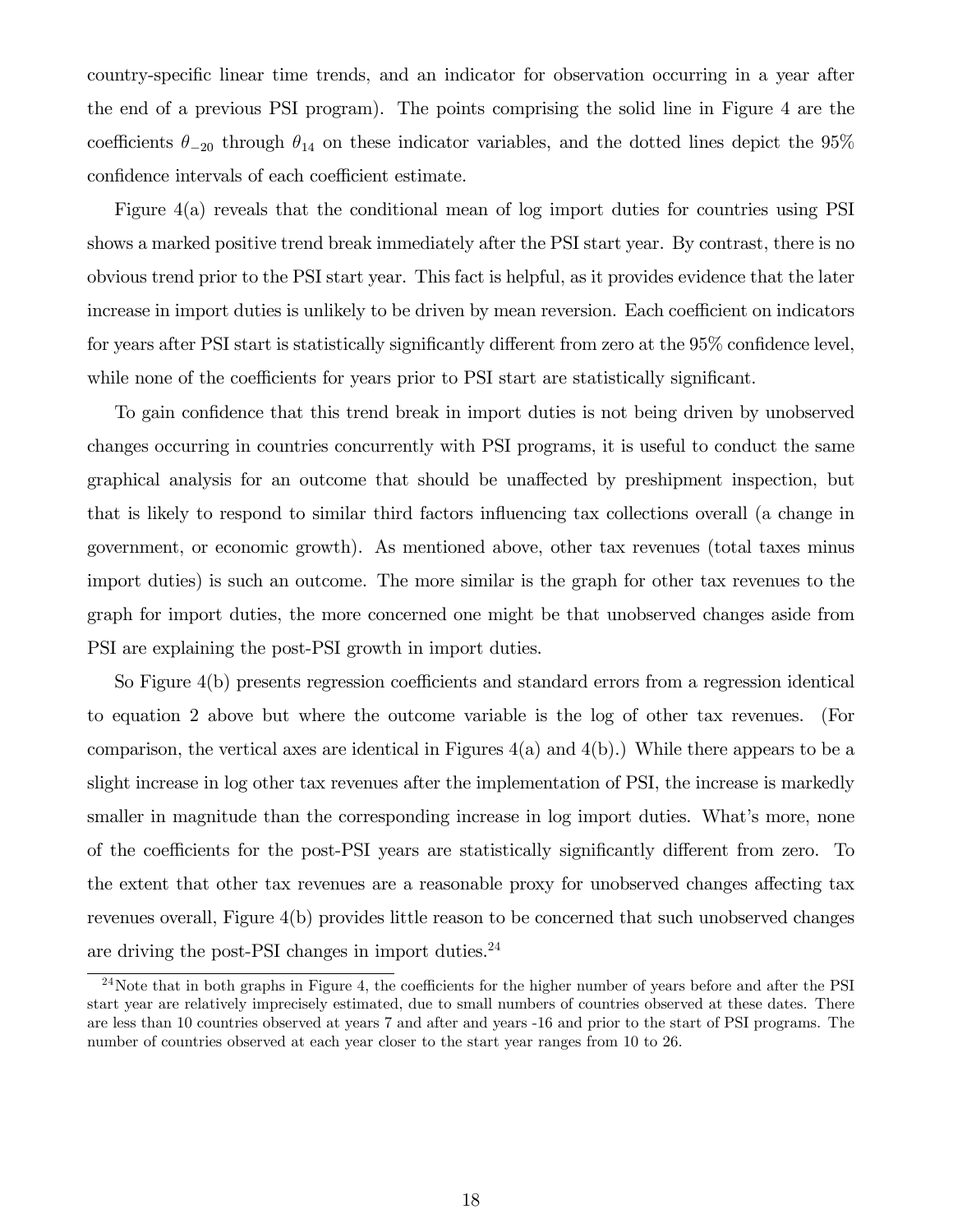country-specific linear time trends, and an indicator for observation occurring in a year after the end of a previous PSI program). The points comprising the solid line in Figure 4 are the coefficients $\theta_{-20}$ through $\theta_{14}$ on these indicator variables, and the dotted lines depict the 95% confidence intervals of each coefficient estimate.

Figure 4(a) reveals that the conditional mean of log import duties for countries using PSI shows a marked positive trend break immediately after the PSI start year. By contrast, there is no obvious trend prior to the PSI start year. This fact is helpful, as it provides evidence that the later increase in import duties is unlikely to be driven by mean reversion. Each coefficient on indicators for years after PSI start is statistically significantly different from zero at the 95% confidence level, while none of the coefficients for years prior to PSI start are statistically significant.

To gain confidence that this trend break in import duties is not being driven by unobserved changes occurring in countries concurrently with PSI programs, it is useful to conduct the same graphical analysis for an outcome that should be unaffected by preshipment inspection, but that is likely to respond to similar third factors influencing tax collections overall (a change in government, or economic growth). As mentioned above, other tax revenues (total taxes minus import duties) is such an outcome. The more similar is the graph for other tax revenues to the graph for import duties, the more concerned one might be that unobserved changes aside from PSI are explaining the post-PSI growth in import duties.

So Figure 4(b) presents regression coefficients and standard errors from a regression identical to equation 2 above but where the outcome variable is the log of other tax revenues. (For comparison, the vertical axes are identical in Figures 4(a) and 4(b).) While there appears to be a slight increase in log other tax revenues after the implementation of PSI, the increase is markedly smaller in magnitude than the corresponding increase in log import duties. What's more, none of the coefficients for the post-PSI years are statistically significantly different from zero. To the extent that other tax revenues are a reasonable proxy for unobserved changes affecting tax revenues overall, Figure 4(b) provides little reason to be concerned that such unobserved changes are driving the post-PSI changes in import duties.[24]

[24] Note that in both graphs in Figure 4, the coefficients for the higher number of years before and after the PSI start year are relatively imprecisely estimated, due to small numbers of countries observed at these dates. There are less than 10 countries observed at years 7 and after and years -16 and prior to the start of PSI programs. The number of countries observed at each year closer to the start year ranges from 10 to 26.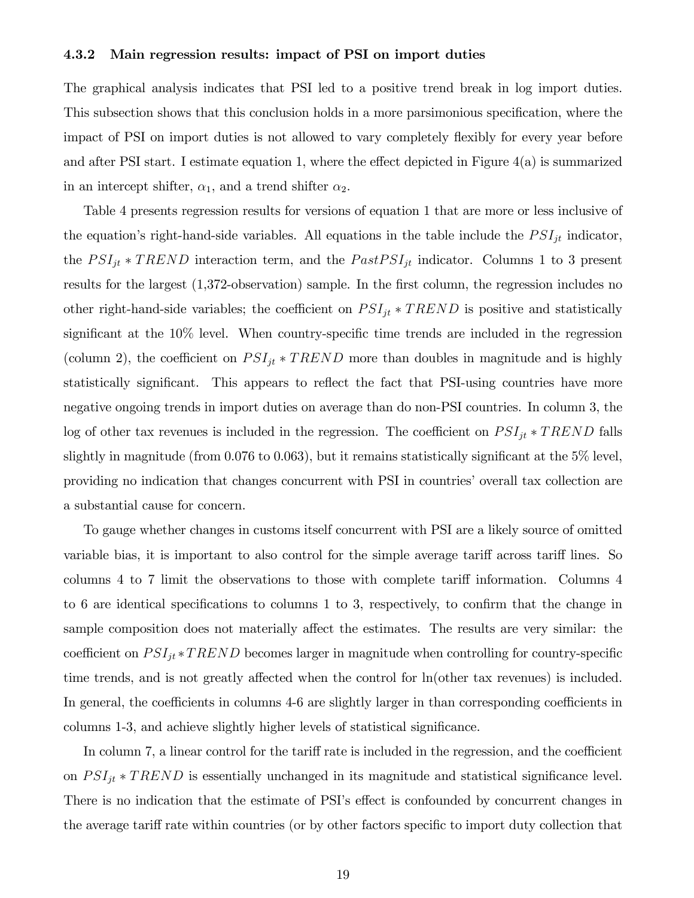### 4.3.2 Main regression results: impact of PSI on import duties

The graphical analysis indicates that PSI led to a positive trend break in log import duties. This subsection shows that this conclusion holds in a more parsimonious specification, where the impact of PSI on import duties is not allowed to vary completely flexibly for every year before and after PSI start. I estimate equation 1, where the effect depicted in Figure 4(a) is summarized in an intercept shifter, $\alpha_1$, and a trend shifter $\alpha_2$.

Table 4 presents regression results for versions of equation 1 that are more or less inclusive of the equation's right-hand-side variables. All equations in the table include the $PSI_{jt}$ indicator, the $PSI_{jt} * TREND$ interaction term, and the $PastPSI_{jt}$ indicator. Columns 1 to 3 present results for the largest (1,372-observation) sample. In the first column, the regression includes no other right-hand-side variables; the coefficient on $PSI_{jt} * TREND$ is positive and statistically significant at the 10% level. When country-specific time trends are included in the regression (column 2), the coefficient on $PSI_{jt} * TREND$ more than doubles in magnitude and is highly statistically significant. This appears to reflect the fact that PSI-using countries have more negative ongoing trends in import duties on average than do non-PSI countries. In column 3, the log of other tax revenues is included in the regression. The coefficient on $PSI_{jt} * TREND$ falls slightly in magnitude (from 0.076 to 0.063), but it remains statistically significant at the 5% level, providing no indication that changes concurrent with PSI in countries' overall tax collection are a substantial cause for concern.

To gauge whether changes in customs itself concurrent with PSI are a likely source of omitted variable bias, it is important to also control for the simple average tariff across tariff lines. So columns 4 to 7 limit the observations to those with complete tariff information. Columns 4 to 6 are identical specifications to columns 1 to 3, respectively, to confirm that the change in sample composition does not materially affect the estimates. The results are very similar: the coefficient on $PSI_{jt} * TREND$ becomes larger in magnitude when controlling for country-specific time trends, and is not greatly affected when the control for ln(other tax revenues) is included. In general, the coefficients in columns 4-6 are slightly larger in than corresponding coefficients in columns 1-3, and achieve slightly higher levels of statistical significance.

In column 7, a linear control for the tariff rate is included in the regression, and the coefficient on $PSI_{jt} * TREND$ is essentially unchanged in its magnitude and statistical significance level. There is no indication that the estimate of PSI's effect is confounded by concurrent changes in the average tariff rate within countries (or by other factors specific to import duty collection that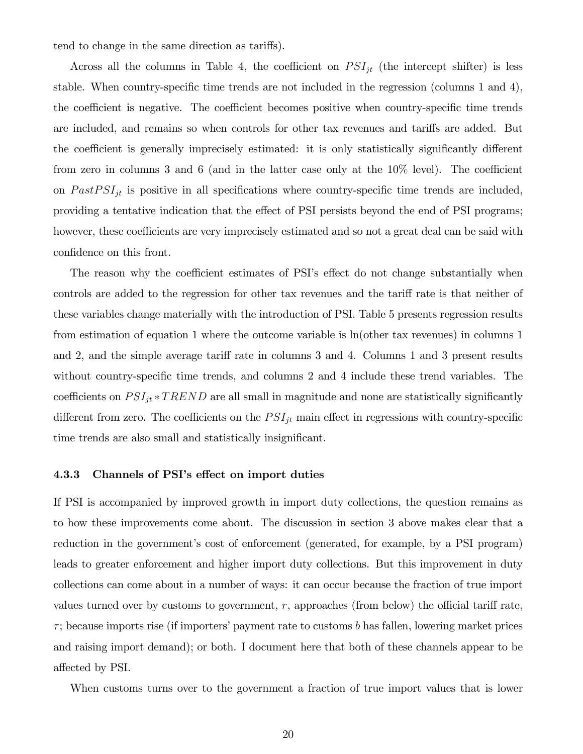tend to change in the same direction as tariffs).

Across all the columns in Table 4, the coefficient on $PSI_{jt}$ (the intercept shifter) is less stable. When country-specific time trends are not included in the regression (columns 1 and 4), the coefficient is negative. The coefficient becomes positive when country-specific time trends are included, and remains so when controls for other tax revenues and tariffs are added. But the coefficient is generally imprecisely estimated: it is only statistically significantly different from zero in columns 3 and 6 (and in the latter case only at the 10% level). The coefficient on $PastPSI_{jt}$ is positive in all specifications where country-specific time trends are included, providing a tentative indication that the effect of PSI persists beyond the end of PSI programs; however, these coefficients are very imprecisely estimated and so not a great deal can be said with confidence on this front.

The reason why the coefficient estimates of PSI's effect do not change substantially when controls are added to the regression for other tax revenues and the tariff rate is that neither of these variables change materially with the introduction of PSI. Table 5 presents regression results from estimation of equation 1 where the outcome variable is ln(other tax revenues) in columns 1 and 2, and the simple average tariff rate in columns 3 and 4. Columns 1 and 3 present results without country-specific time trends, and columns 2 and 4 include these trend variables. The coefficients on $PSI_{jt} * TREND$ are all small in magnitude and none are statistically significantly different from zero. The coefficients on the $PSI_{jt}$ main effect in regressions with country-specific time trends are also small and statistically insignificant.

#### 4.3.3 Channels of PSI's effect on import duties

If PSI is accompanied by improved growth in import duty collections, the question remains as to how these improvements come about. The discussion in section 3 above makes clear that a reduction in the government's cost of enforcement (generated, for example, by a PSI program) leads to greater enforcement and higher import duty collections. But this improvement in duty collections can come about in a number of ways: it can occur because the fraction of true import values turned over by customs to government, $r$, approaches (from below) the official tariff rate, $\tau$; because imports rise (if importers' payment rate to customs $b$ has fallen, lowering market prices and raising import demand); or both. I document here that both of these channels appear to be affected by PSI.

When customs turns over to the government a fraction of true import values that is lower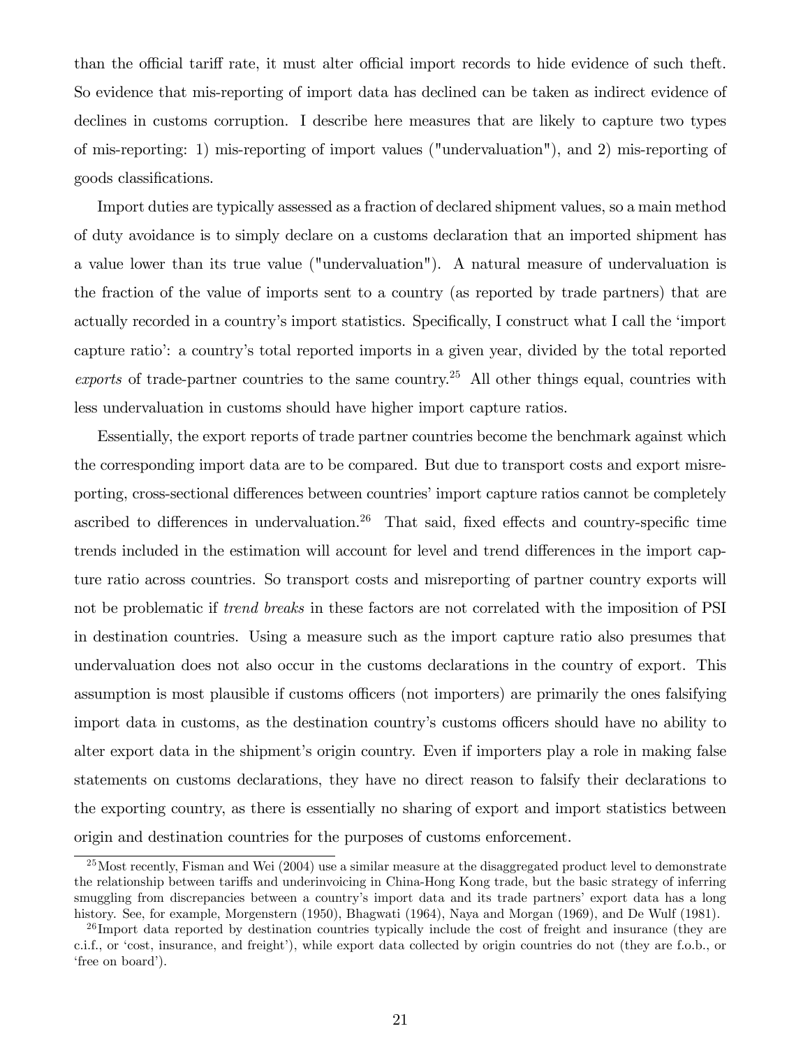than the official tariff rate, it must alter official import records to hide evidence of such theft. So evidence that mis-reporting of import data has declined can be taken as indirect evidence of declines in customs corruption. I describe here measures that are likely to capture two types of mis-reporting: 1) mis-reporting of import values ("undervaluation"), and 2) mis-reporting of goods classifications.

Import duties are typically assessed as a fraction of declared shipment values, so a main method of duty avoidance is to simply declare on a customs declaration that an imported shipment has a value lower than its true value ("undervaluation"). A natural measure of undervaluation is the fraction of the value of imports sent to a country (as reported by trade partners) that are actually recorded in a country's import statistics. Specifically, I construct what I call the 'import capture ratio': a country's total reported imports in a given year, divided by the total reported *exports* of trade-partner countries to the same country.[25] All other things equal, countries with less undervaluation in customs should have higher import capture ratios.

Essentially, the export reports of trade partner countries become the benchmark against which the corresponding import data are to be compared. But due to transport costs and export misreporting, cross-sectional differences between countries' import capture ratios cannot be completely ascribed to differences in undervaluation.[26] That said, fixed effects and country-specific time trends included in the estimation will account for level and trend differences in the import capture ratio across countries. So transport costs and misreporting of partner country exports will not be problematic if *trend breaks* in these factors are not correlated with the imposition of PSI in destination countries. Using a measure such as the import capture ratio also presumes that undervaluation does not also occur in the customs declarations in the country of export. This assumption is most plausible if customs officers (not importers) are primarily the ones falsifying import data in customs, as the destination country's customs officers should have no ability to alter export data in the shipment's origin country. Even if importers play a role in making false statements on customs declarations, they have no direct reason to falsify their declarations to the exporting country, as there is essentially no sharing of export and import statistics between origin and destination countries for the purposes of customs enforcement.

[25] Most recently, Fisman and Wei (2004) use a similar measure at the disaggregated product level to demonstrate the relationship between tariffs and underinvoicing in China-Hong Kong trade, but the basic strategy of inferring smuggling from discrepancies between a country's import data and its trade partners' export data has a long history. See, for example, Morgenstern (1950), Bhagwati (1964), Naya and Morgan (1969), and De Wulf (1981).

[26] Import data reported by destination countries typically include the cost of freight and insurance (they are c.i.f., or 'cost, insurance, and freight'), while export data collected by origin countries do not (they are f.o.b., or 'free on board').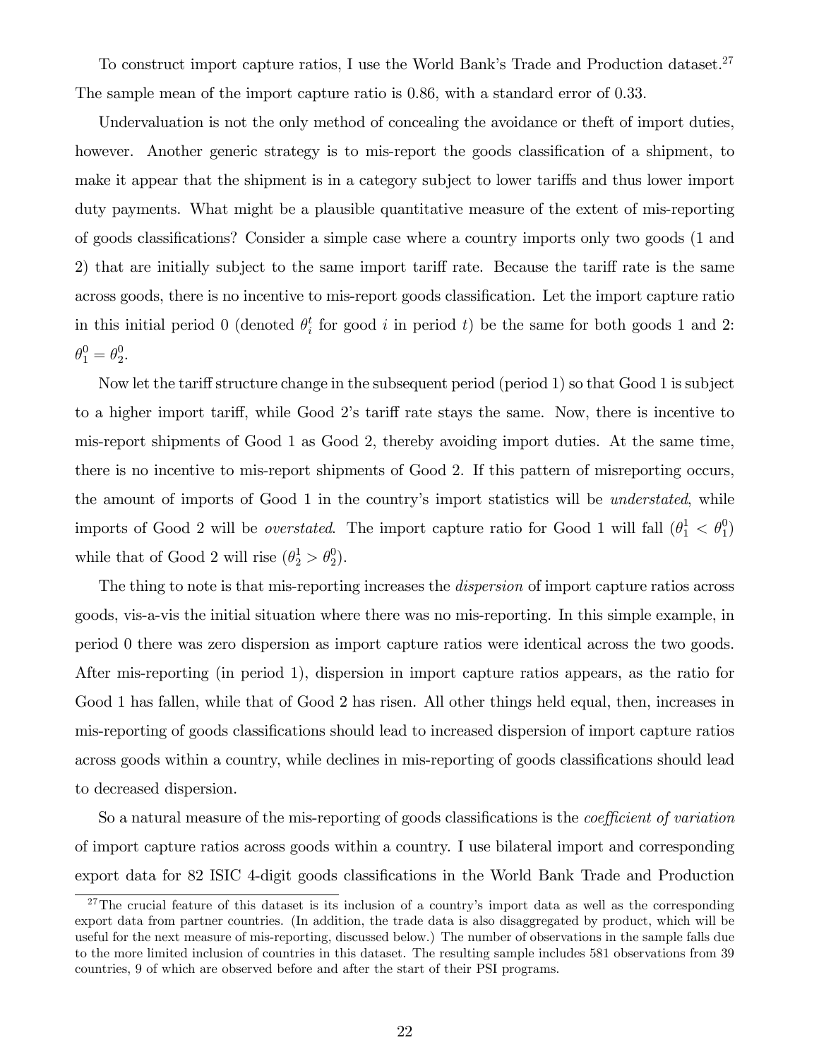To construct import capture ratios, I use the World Bank's Trade and Production dataset.[27] The sample mean of the import capture ratio is 0.86, with a standard error of 0.33.

Undervaluation is not the only method of concealing the avoidance or theft of import duties, however. Another generic strategy is to mis-report the goods classification of a shipment, to make it appear that the shipment is in a category subject to lower tariffs and thus lower import duty payments. What might be a plausible quantitative measure of the extent of mis-reporting of goods classifications? Consider a simple case where a country imports only two goods (1 and 2) that are initially subject to the same import tariff rate. Because the tariff rate is the same across goods, there is no incentive to mis-report goods classification. Let the import capture ratio in this initial period 0 (denoted $\theta_i^t$ for good $i$ in period $t$) be the same for both goods 1 and 2: $\theta_1^0 = \theta_2^0$.

Now let the tariff structure change in the subsequent period (period 1) so that Good 1 is subject to a higher import tariff, while Good 2's tariff rate stays the same. Now, there is incentive to mis-report shipments of Good 1 as Good 2, thereby avoiding import duties. At the same time, there is no incentive to mis-report shipments of Good 2. If this pattern of misreporting occurs, the amount of imports of Good 1 in the country's import statistics will be *understated*, while imports of Good 2 will be *overstated*. The import capture ratio for Good 1 will fall ($\theta_1^1 < \theta_1^0$) while that of Good 2 will rise ($\theta_2^1 > \theta_2^0$).

The thing to note is that mis-reporting increases the *dispersion* of import capture ratios across goods, vis-a-vis the initial situation where there was no mis-reporting. In this simple example, in period 0 there was zero dispersion as import capture ratios were identical across the two goods. After mis-reporting (in period 1), dispersion in import capture ratios appears, as the ratio for Good 1 has fallen, while that of Good 2 has risen. All other things held equal, then, increases in mis-reporting of goods classifications should lead to increased dispersion of import capture ratios across goods within a country, while declines in mis-reporting of goods classifications should lead to decreased dispersion.

So a natural measure of the mis-reporting of goods classifications is the *coefficient of variation* of import capture ratios across goods within a country. I use bilateral import and corresponding export data for 82 ISIC 4-digit goods classifications in the World Bank Trade and Production

[27] The crucial feature of this dataset is its inclusion of a country's import data as well as the corresponding export data from partner countries. (In addition, the trade data is also disaggregated by product, which will be useful for the next measure of mis-reporting, discussed below.) The number of observations in the sample falls due to the more limited inclusion of countries in this dataset. The resulting sample includes 581 observations from 39 countries, 9 of which are observed before and after the start of their PSI programs.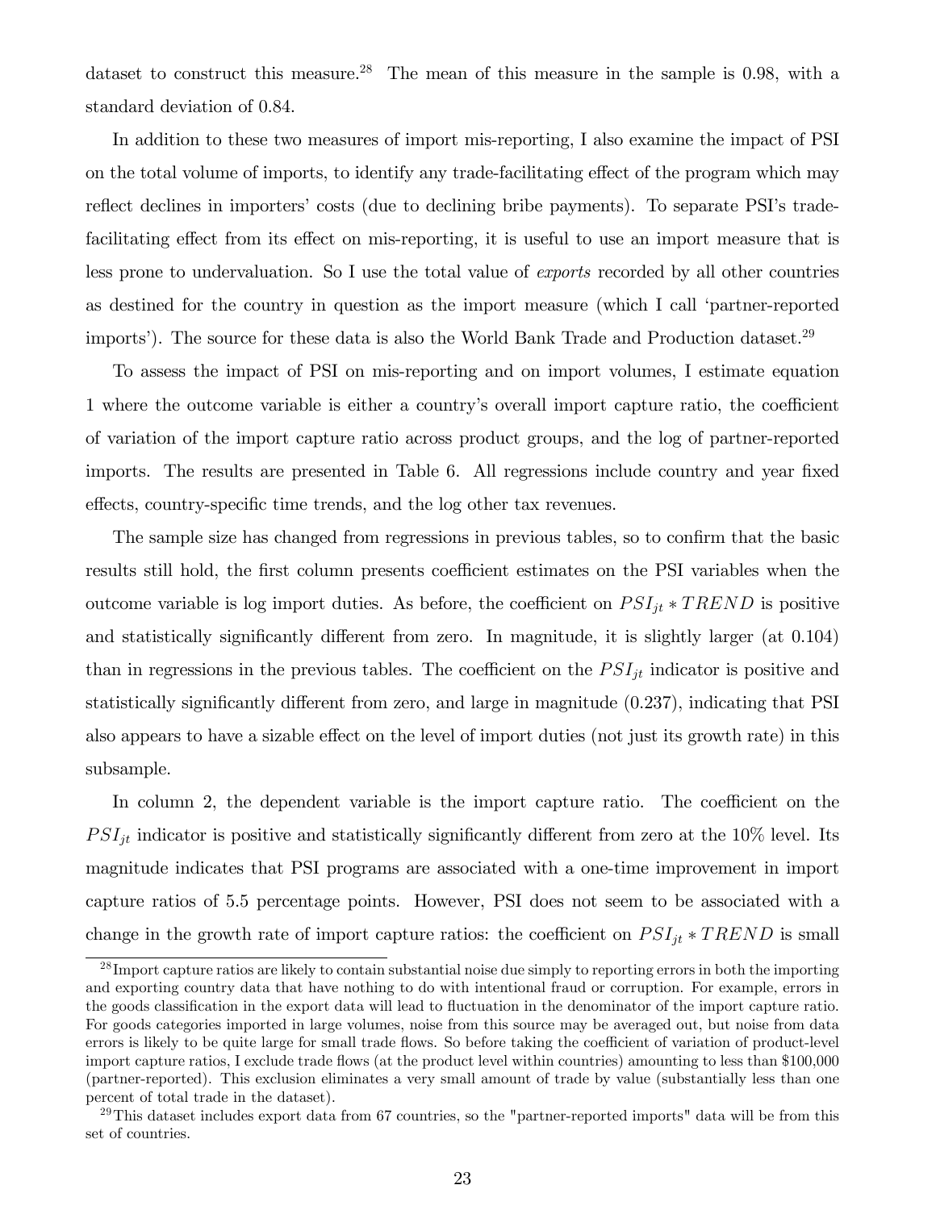dataset to construct this measure.[28] The mean of this measure in the sample is 0.98, with a standard deviation of 0.84.

In addition to these two measures of import mis-reporting, I also examine the impact of PSI on the total volume of imports, to identify any trade-facilitating effect of the program which may reflect declines in importers' costs (due to declining bribe payments). To separate PSI's trade-facilitating effect from its effect on mis-reporting, it is useful to use an import measure that is less prone to undervaluation. So I use the total value of *exports* recorded by all other countries as destined for the country in question as the import measure (which I call 'partner-reported imports'). The source for these data is also the World Bank Trade and Production dataset.[29]

To assess the impact of PSI on mis-reporting and on import volumes, I estimate equation 1 where the outcome variable is either a country's overall import capture ratio, the coefficient of variation of the import capture ratio across product groups, and the log of partner-reported imports. The results are presented in Table 6. All regressions include country and year fixed effects, country-specific time trends, and the log other tax revenues.

The sample size has changed from regressions in previous tables, so to confirm that the basic results still hold, the first column presents coefficient estimates on the PSI variables when the outcome variable is log import duties. As before, the coefficient on $PSI_{jt} * TREND$ is positive and statistically significantly different from zero. In magnitude, it is slightly larger (at 0.104) than in regressions in the previous tables. The coefficient on the $PSI_{jt}$ indicator is positive and statistically significantly different from zero, and large in magnitude (0.237), indicating that PSI also appears to have a sizable effect on the level of import duties (not just its growth rate) in this subsample.

In column 2, the dependent variable is the import capture ratio. The coefficient on the $PSI_{jt}$ indicator is positive and statistically significantly different from zero at the 10% level. Its magnitude indicates that PSI programs are associated with a one-time improvement in import capture ratios of 5.5 percentage points. However, PSI does not seem to be associated with a change in the growth rate of import capture ratios: the coefficient on $PSI_{jt} * TREND$ is small

[28] Import capture ratios are likely to contain substantial noise due simply to reporting errors in both the importing and exporting country data that have nothing to do with intentional fraud or corruption. For example, errors in the goods classification in the export data will lead to fluctuation in the denominator of the import capture ratio. For goods categories imported in large volumes, noise from this source may be averaged out, but noise from data errors is likely to be quite large for small trade flows. So before taking the coefficient of variation of product-level import capture ratios, I exclude trade flows (at the product level within countries) amounting to less than $100,000 (partner-reported). This exclusion eliminates a very small amount of trade by value (substantially less than one percent of total trade in the dataset).

[29] This dataset includes export data from 67 countries, so the "partner-reported imports" data will be from this set of countries.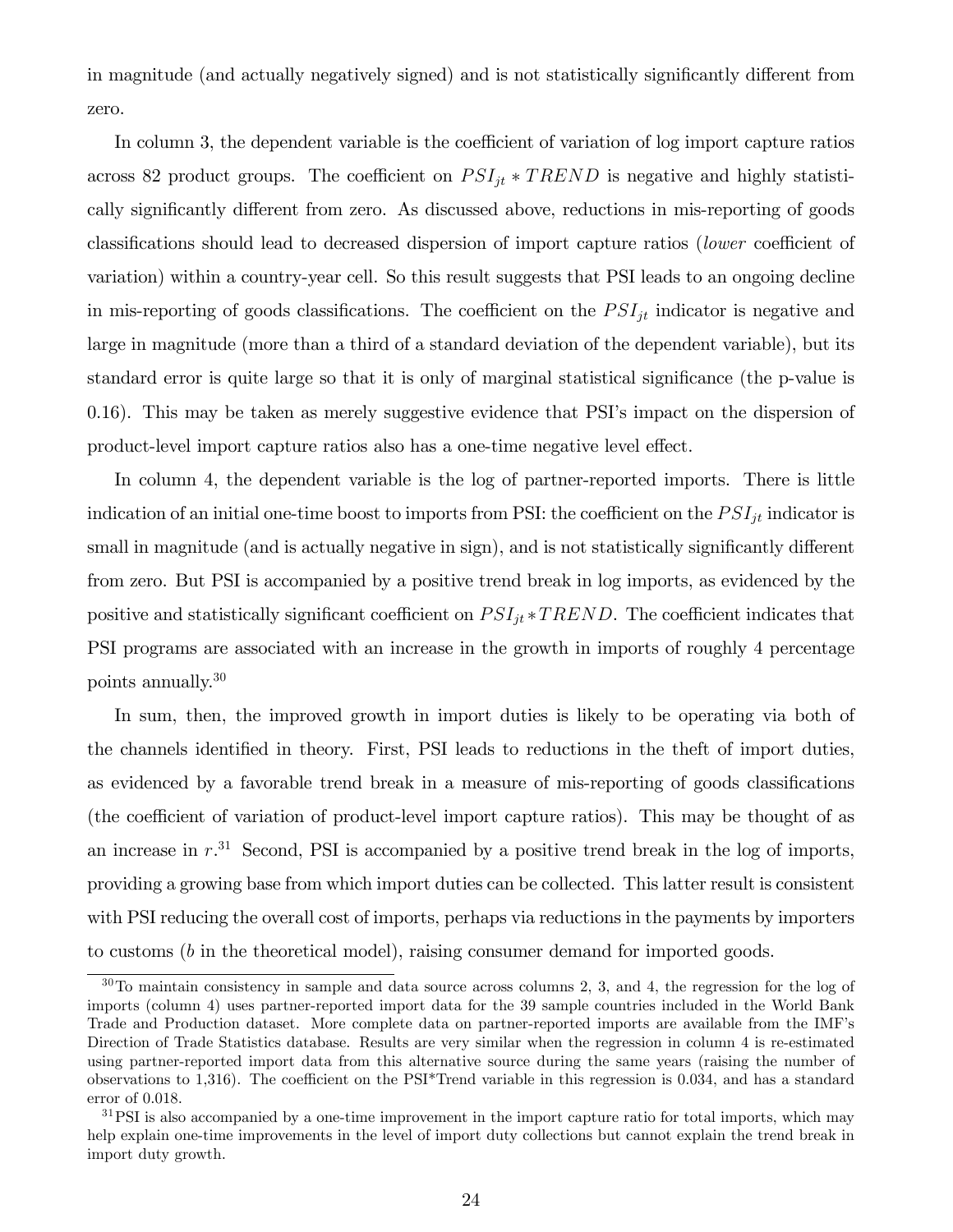in magnitude (and actually negatively signed) and is not statistically significantly different from zero.

In column 3, the dependent variable is the coefficient of variation of log import capture ratios across 82 product groups. The coefficient on $PSI_{jt} * TREND$ is negative and highly statistically significantly different from zero. As discussed above, reductions in mis-reporting of goods classifications should lead to decreased dispersion of import capture ratios (*lower* coefficient of variation) within a country-year cell. So this result suggests that PSI leads to an ongoing decline in mis-reporting of goods classifications. The coefficient on the $PSI_{jt}$ indicator is negative and large in magnitude (more than a third of a standard deviation of the dependent variable), but its standard error is quite large so that it is only of marginal statistical significance (the p-value is 0.16). This may be taken as merely suggestive evidence that PSI's impact on the dispersion of product-level import capture ratios also has a one-time negative level effect.

In column 4, the dependent variable is the log of partner-reported imports. There is little indication of an initial one-time boost to imports from PSI: the coefficient on the $PSI_{jt}$ indicator is small in magnitude (and is actually negative in sign), and is not statistically significantly different from zero. But PSI is accompanied by a positive trend break in log imports, as evidenced by the positive and statistically significant coefficient on $PSI_{jt} * TREND$. The coefficient indicates that PSI programs are associated with an increase in the growth in imports of roughly 4 percentage points annually.[30]

In sum, then, the improved growth in import duties is likely to be operating via both of the channels identified in theory. First, PSI leads to reductions in the theft of import duties, as evidenced by a favorable trend break in a measure of mis-reporting of goods classifications (the coefficient of variation of product-level import capture ratios). This may be thought of as an increase in $r$.[31] Second, PSI is accompanied by a positive trend break in the log of imports, providing a growing base from which import duties can be collected. This latter result is consistent with PSI reducing the overall cost of imports, perhaps via reductions in the payments by importers to customs ($b$ in the theoretical model), raising consumer demand for imported goods.

[30] To maintain consistency in sample and data source across columns 2, 3, and 4, the regression for the log of imports (column 4) uses partner-reported import data for the 39 sample countries included in the World Bank Trade and Production dataset. More complete data on partner-reported imports are available from the IMF's Direction of Trade Statistics database. Results are very similar when the regression in column 4 is re-estimated using partner-reported import data from this alternative source during the same years (raising the number of observations to 1,316). The coefficient on the PSI*Trend variable in this regression is 0.034, and has a standard error of 0.018.

[31] PSI is also accompanied by a one-time improvement in the import capture ratio for total imports, which may help explain one-time improvements in the level of import duty collections but cannot explain the trend break in import duty growth.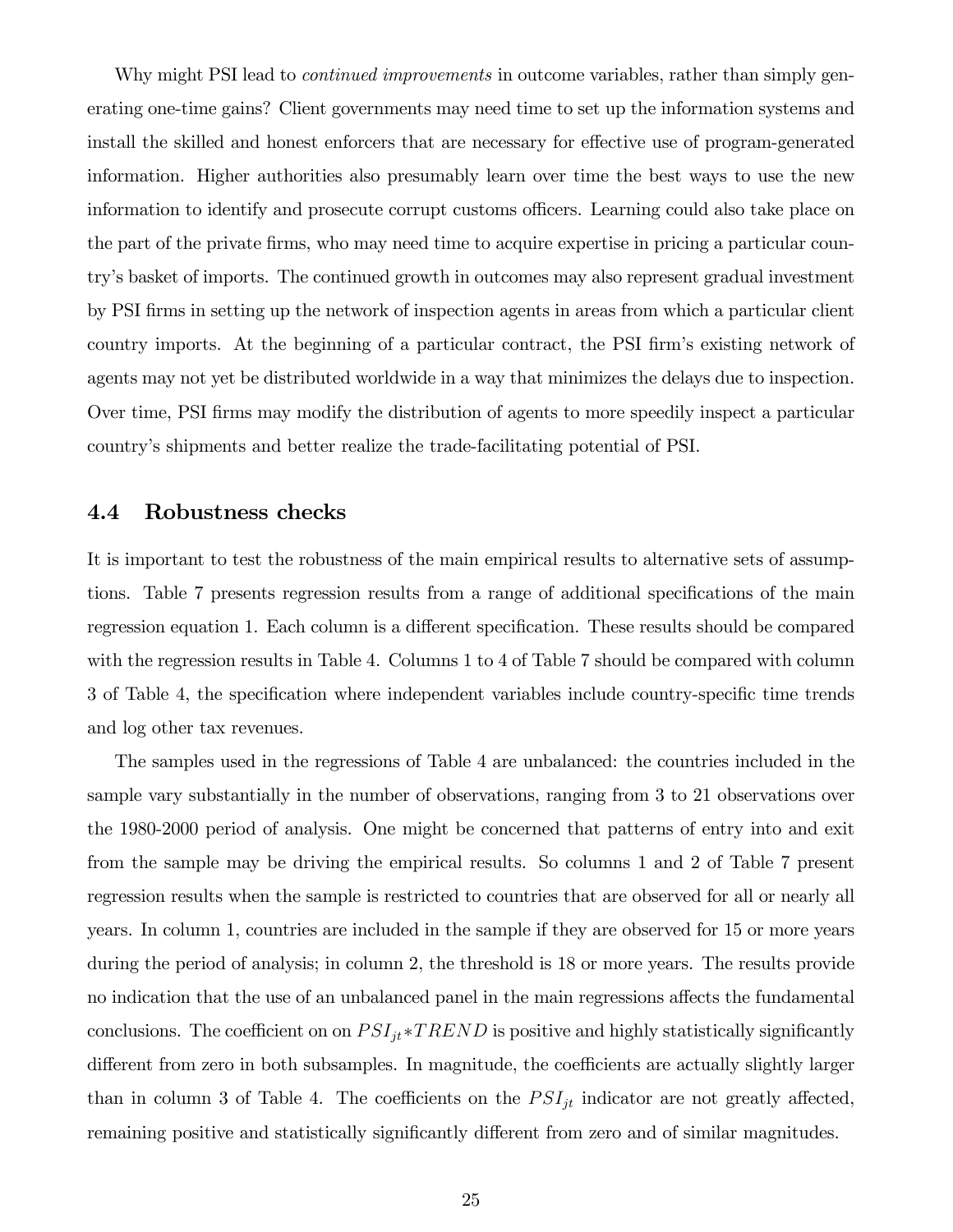Why might PSI lead to *continued improvements* in outcome variables, rather than simply generating one-time gains? Client governments may need time to set up the information systems and install the skilled and honest enforcers that are necessary for effective use of program-generated information. Higher authorities also presumably learn over time the best ways to use the new information to identify and prosecute corrupt customs officers. Learning could also take place on the part of the private firms, who may need time to acquire expertise in pricing a particular country's basket of imports. The continued growth in outcomes may also represent gradual investment by PSI firms in setting up the network of inspection agents in areas from which a particular client country imports. At the beginning of a particular contract, the PSI firm's existing network of agents may not yet be distributed worldwide in a way that minimizes the delays due to inspection. Over time, PSI firms may modify the distribution of agents to more speedily inspect a particular country's shipments and better realize the trade-facilitating potential of PSI.

### 4.4 Robustness checks

It is important to test the robustness of the main empirical results to alternative sets of assumptions. Table 7 presents regression results from a range of additional specifications of the main regression equation 1. Each column is a different specification. These results should be compared with the regression results in Table 4. Columns 1 to 4 of Table 7 should be compared with column 3 of Table 4, the specification where independent variables include country-specific time trends and log other tax revenues.

The samples used in the regressions of Table 4 are unbalanced: the countries included in the sample vary substantially in the number of observations, ranging from 3 to 21 observations over the 1980-2000 period of analysis. One might be concerned that patterns of entry into and exit from the sample may be driving the empirical results. So columns 1 and 2 of Table 7 present regression results when the sample is restricted to countries that are observed for all or nearly all years. In column 1, countries are included in the sample if they are observed for 15 or more years during the period of analysis; in column 2, the threshold is 18 or more years. The results provide no indication that the use of an unbalanced panel in the main regressions affects the fundamental conclusions. The coefficient on on $PSI_{jt} * TREND$ is positive and highly statistically significantly different from zero in both subsamples. In magnitude, the coefficients are actually slightly larger than in column 3 of Table 4. The coefficients on the $PSI_{jt}$ indicator are not greatly affected, remaining positive and statistically significantly different from zero and of similar magnitudes.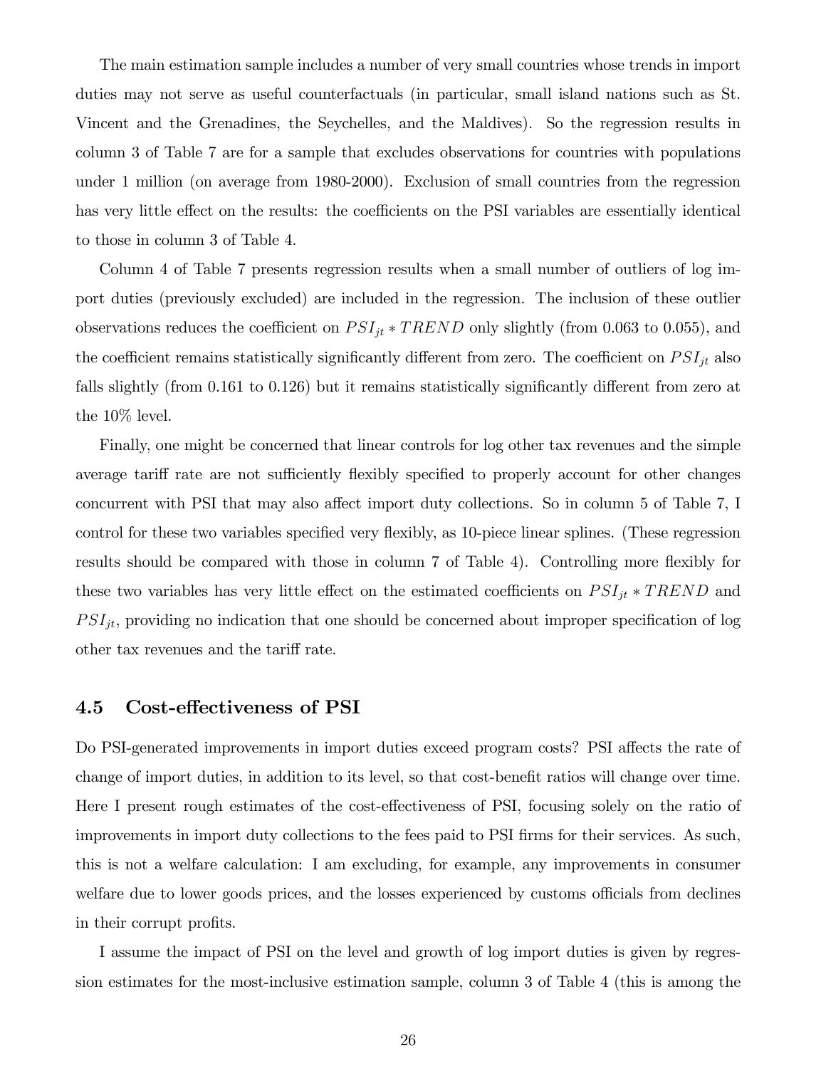The main estimation sample includes a number of very small countries whose trends in import duties may not serve as useful counterfactuals (in particular, small island nations such as St. Vincent and the Grenadines, the Seychelles, and the Maldives). So the regression results in column 3 of Table 7 are for a sample that excludes observations for countries with populations under 1 million (on average from 1980-2000). Exclusion of small countries from the regression has very little effect on the results: the coefficients on the PSI variables are essentially identical to those in column 3 of Table 4.

Column 4 of Table 7 presents regression results when a small number of outliers of log import duties (previously excluded) are included in the regression. The inclusion of these outlier observations reduces the coefficient on $PSI_{jt} * TREND$ only slightly (from 0.063 to 0.055), and the coefficient remains statistically significantly different from zero. The coefficient on $PSI_{jt}$ also falls slightly (from 0.161 to 0.126) but it remains statistically significantly different from zero at the 10% level.

Finally, one might be concerned that linear controls for log other tax revenues and the simple average tariff rate are not sufficiently flexibly specified to properly account for other changes concurrent with PSI that may also affect import duty collections. So in column 5 of Table 7, I control for these two variables specified very flexibly, as 10-piece linear splines. (These regression results should be compared with those in column 7 of Table 4). Controlling more flexibly for these two variables has very little effect on the estimated coefficients on $PSI_{jt} * TREND$ and $PSI_{jt}$, providing no indication that one should be concerned about improper specification of log other tax revenues and the tariff rate.

### 4.5 Cost-effectiveness of PSI

Do PSI-generated improvements in import duties exceed program costs? PSI affects the rate of change of import duties, in addition to its level, so that cost-benefit ratios will change over time. Here I present rough estimates of the cost-effectiveness of PSI, focusing solely on the ratio of improvements in import duty collections to the fees paid to PSI firms for their services. As such, this is not a welfare calculation: I am excluding, for example, any improvements in consumer welfare due to lower goods prices, and the losses experienced by customs officials from declines in their corrupt profits.

I assume the impact of PSI on the level and growth of log import duties is given by regression estimates for the most-inclusive estimation sample, column 3 of Table 4 (this is among the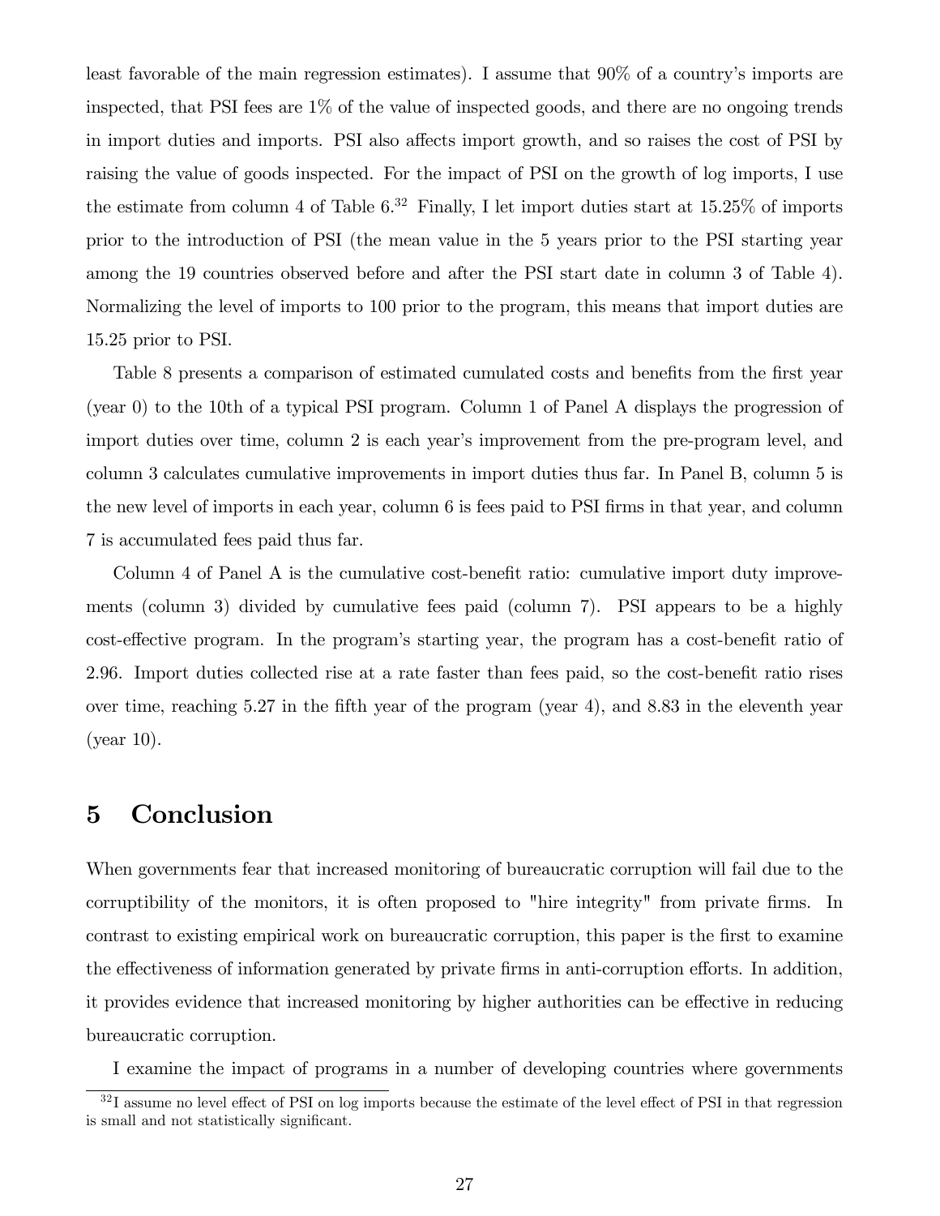least favorable of the main regression estimates). I assume that 90% of a country's imports are inspected, that PSI fees are 1% of the value of inspected goods, and there are no ongoing trends in import duties and imports. PSI also affects import growth, and so raises the cost of PSI by raising the value of goods inspected. For the impact of PSI on the growth of log imports, I use the estimate from column 4 of Table 6.[32] Finally, I let import duties start at 15.25% of imports prior to the introduction of PSI (the mean value in the 5 years prior to the PSI starting year among the 19 countries observed before and after the PSI start date in column 3 of Table 4). Normalizing the level of imports to 100 prior to the program, this means that import duties are 15.25 prior to PSI.

Table 8 presents a comparison of estimated cumulated costs and benefits from the first year (year 0) to the 10th of a typical PSI program. Column 1 of Panel A displays the progression of import duties over time, column 2 is each year's improvement from the pre-program level, and column 3 calculates cumulative improvements in import duties thus far. In Panel B, column 5 is the new level of imports in each year, column 6 is fees paid to PSI firms in that year, and column 7 is accumulated fees paid thus far.

Column 4 of Panel A is the cumulative cost-benefit ratio: cumulative import duty improvements (column 3) divided by cumulative fees paid (column 7). PSI appears to be a highly cost-effective program. In the program's starting year, the program has a cost-benefit ratio of 2.96. Import duties collected rise at a rate faster than fees paid, so the cost-benefit ratio rises over time, reaching 5.27 in the fifth year of the program (year 4), and 8.83 in the eleventh year (year 10).

# 5 Conclusion

When governments fear that increased monitoring of bureaucratic corruption will fail due to the corruptibility of the monitors, it is often proposed to "hire integrity" from private firms. In contrast to existing empirical work on bureaucratic corruption, this paper is the first to examine the effectiveness of information generated by private firms in anti-corruption efforts. In addition, it provides evidence that increased monitoring by higher authorities can be effective in reducing bureaucratic corruption.

I examine the impact of programs in a number of developing countries where governments

[32] I assume no level effect of PSI on log imports because the estimate of the level effect of PSI in that regression is small and not statistically significant.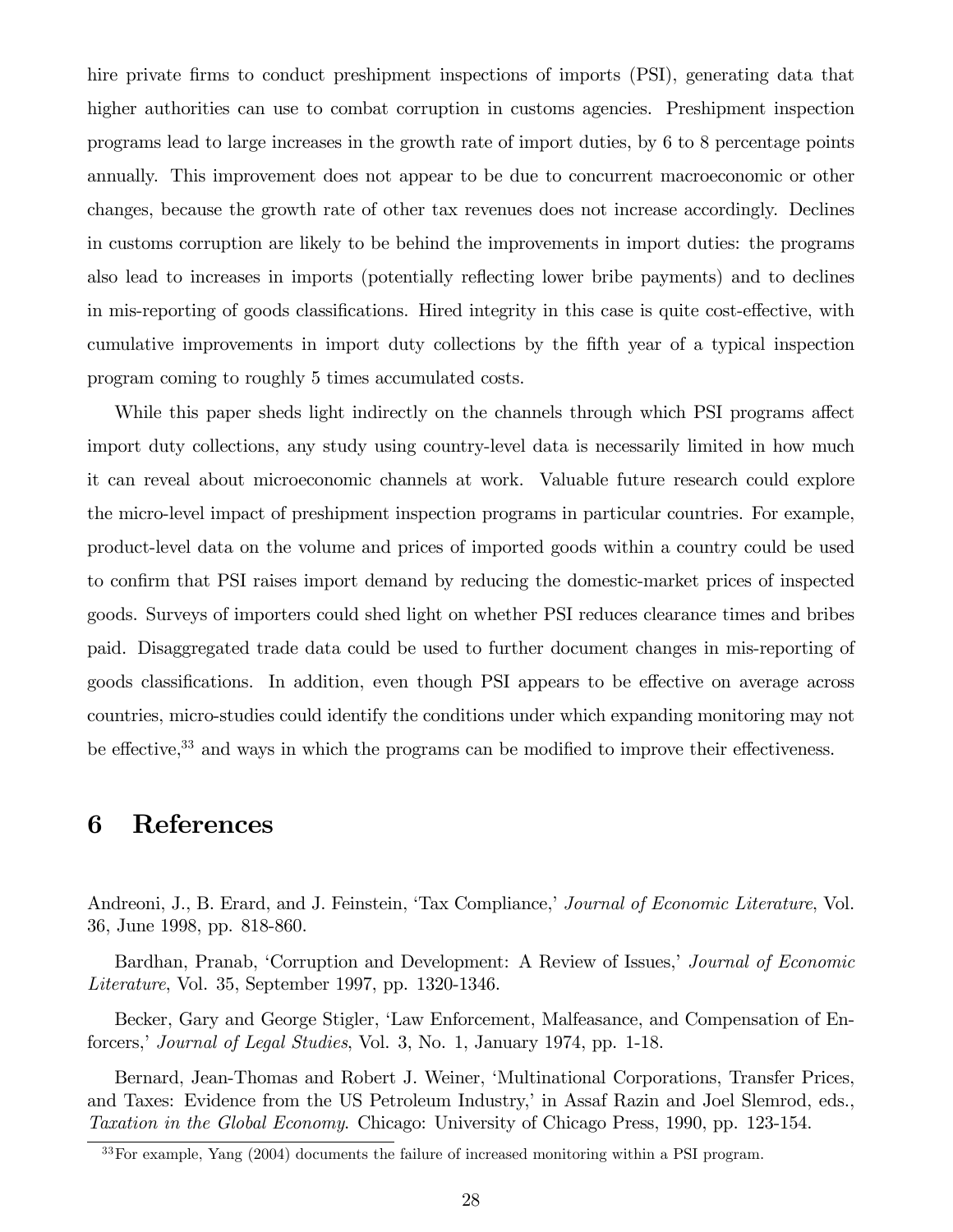hire private firms to conduct preshipment inspections of imports (PSI), generating data that higher authorities can use to combat corruption in customs agencies. Preshipment inspection programs lead to large increases in the growth rate of import duties, by 6 to 8 percentage points annually. This improvement does not appear to be due to concurrent macroeconomic or other changes, because the growth rate of other tax revenues does not increase accordingly. Declines in customs corruption are likely to be behind the improvements in import duties: the programs also lead to increases in imports (potentially reflecting lower bribe payments) and to declines in mis-reporting of goods classifications. Hired integrity in this case is quite cost-effective, with cumulative improvements in import duty collections by the fifth year of a typical inspection program coming to roughly 5 times accumulated costs.

While this paper sheds light indirectly on the channels through which PSI programs affect import duty collections, any study using country-level data is necessarily limited in how much it can reveal about microeconomic channels at work. Valuable future research could explore the micro-level impact of preshipment inspection programs in particular countries. For example, product-level data on the volume and prices of imported goods within a country could be used to confirm that PSI raises import demand by reducing the domestic-market prices of inspected goods. Surveys of importers could shed light on whether PSI reduces clearance times and bribes paid. Disaggregated trade data could be used to further document changes in mis-reporting of goods classifications. In addition, even though PSI appears to be effective on average across countries, micro-studies could identify the conditions under which expanding monitoring may not be effective,[33] and ways in which the programs can be modified to improve their effectiveness.

# 6 References

Andreoni, J., B. Erard, and J. Feinstein, 'Tax Compliance,' *Journal of Economic Literature*, Vol. 36, June 1998, pp. 818-860.

Bardhan, Pranab, 'Corruption and Development: A Review of Issues,' *Journal of Economic Literature*, Vol. 35, September 1997, pp. 1320-1346.

Becker, Gary and George Stigler, 'Law Enforcement, Malfeasance, and Compensation of Enforcers,' *Journal of Legal Studies*, Vol. 3, No. 1, January 1974, pp. 1-18.

Bernard, Jean-Thomas and Robert J. Weiner, 'Multinational Corporations, Transfer Prices, and Taxes: Evidence from the US Petroleum Industry,' in Assaf Razin and Joel Slemrod, eds., *Taxation in the Global Economy*. Chicago: University of Chicago Press, 1990, pp. 123-154.

[33] For example, Yang (2004) documents the failure of increased monitoring within a PSI program.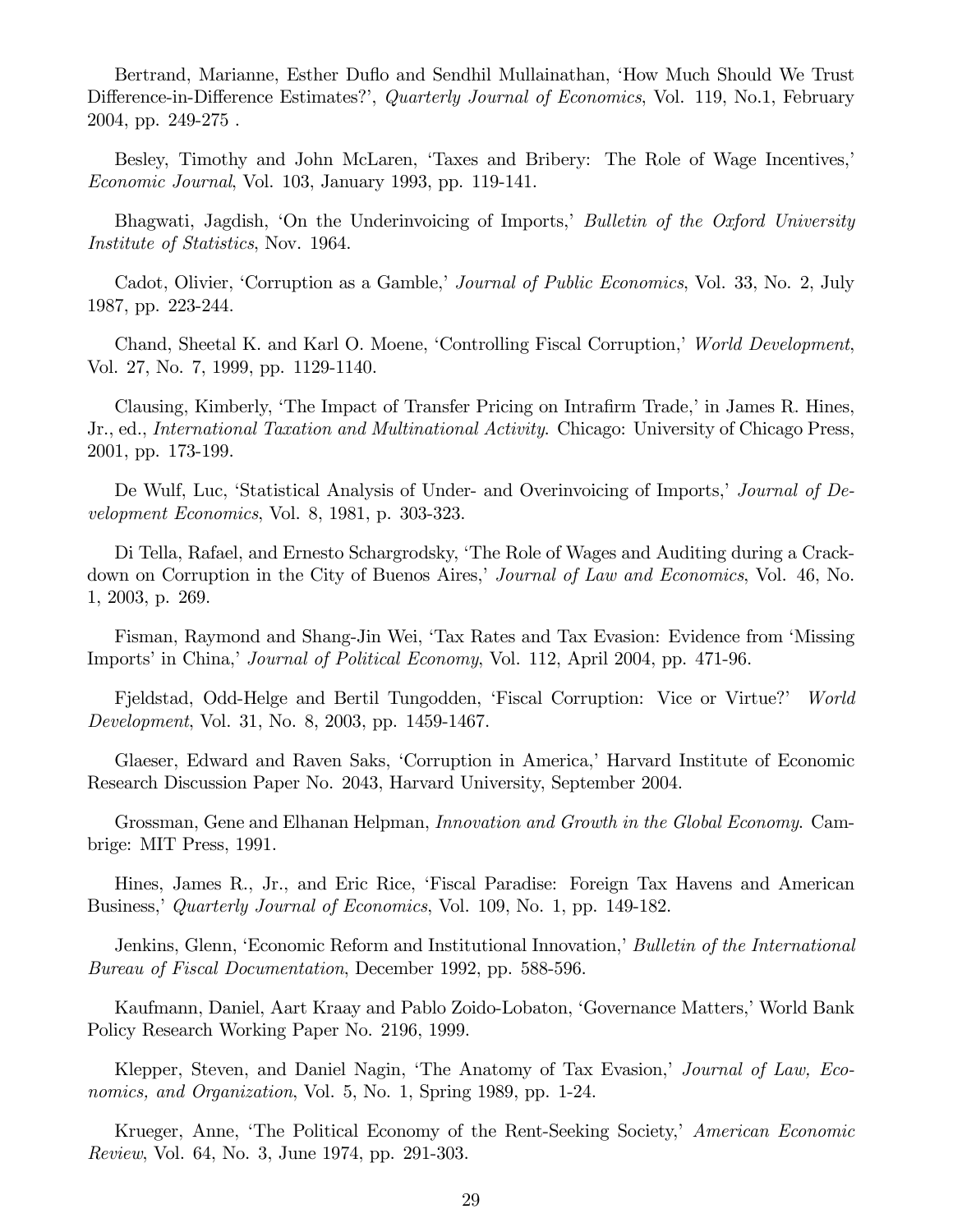Bertrand, Marianne, Esther Duflo and Sendhil Mullainathan, 'How Much Should We Trust Difference-in-Difference Estimates?', *Quarterly Journal of Economics*, Vol. 119, No.1, February 2004, pp. 249-275 .

Besley, Timothy and John McLaren, 'Taxes and Bribery: The Role of Wage Incentives,' *Economic Journal*, Vol. 103, January 1993, pp. 119-141.

Bhagwati, Jagdish, 'On the Underinvoicing of Imports,' *Bulletin of the Oxford University Institute of Statistics*, Nov. 1964.

Cadot, Olivier, 'Corruption as a Gamble,' *Journal of Public Economics*, Vol. 33, No. 2, July 1987, pp. 223-244.

Chand, Sheetal K. and Karl O. Moene, 'Controlling Fiscal Corruption,' *World Development*, Vol. 27, No. 7, 1999, pp. 1129-1140.

Clausing, Kimberly, 'The Impact of Transfer Pricing on Intrafirm Trade,' in James R. Hines, Jr., ed., *International Taxation and Multinational Activity.* Chicago: University of Chicago Press, 2001, pp. 173-199.

De Wulf, Luc, 'Statistical Analysis of Under- and Overinvoicing of Imports,' *Journal of Development Economics*, Vol. 8, 1981, p. 303-323.

Di Tella, Rafael, and Ernesto Schargrodsky, 'The Role of Wages and Auditing during a Crackdown on Corruption in the City of Buenos Aires,' *Journal of Law and Economics*, Vol. 46, No. 1, 2003, p. 269.

Fisman, Raymond and Shang-Jin Wei, 'Tax Rates and Tax Evasion: Evidence from 'Missing Imports' in China,' *Journal of Political Economy*, Vol. 112, April 2004, pp. 471-96.

Fjeldstad, Odd-Helge and Bertil Tungodden, 'Fiscal Corruption: Vice or Virtue?' *World Development*, Vol. 31, No. 8, 2003, pp. 1459-1467.

Glaeser, Edward and Raven Saks, 'Corruption in America,' Harvard Institute of Economic Research Discussion Paper No. 2043, Harvard University, September 2004.

Grossman, Gene and Elhanan Helpman, *Innovation and Growth in the Global Economy.* Cambrige: MIT Press, 1991.

Hines, James R., Jr., and Eric Rice, 'Fiscal Paradise: Foreign Tax Havens and American Business,' *Quarterly Journal of Economics*, Vol. 109, No. 1, pp. 149-182.

Jenkins, Glenn, 'Economic Reform and Institutional Innovation,' *Bulletin of the International Bureau of Fiscal Documentation*, December 1992, pp. 588-596.

Kaufmann, Daniel, Aart Kraay and Pablo Zoido-Lobaton, 'Governance Matters,' World Bank Policy Research Working Paper No. 2196, 1999.

Klepper, Steven, and Daniel Nagin, 'The Anatomy of Tax Evasion,' *Journal of Law, Economics, and Organization*, Vol. 5, No. 1, Spring 1989, pp. 1-24.

Krueger, Anne, 'The Political Economy of the Rent-Seeking Society,' *American Economic Review*, Vol. 64, No. 3, June 1974, pp. 291-303.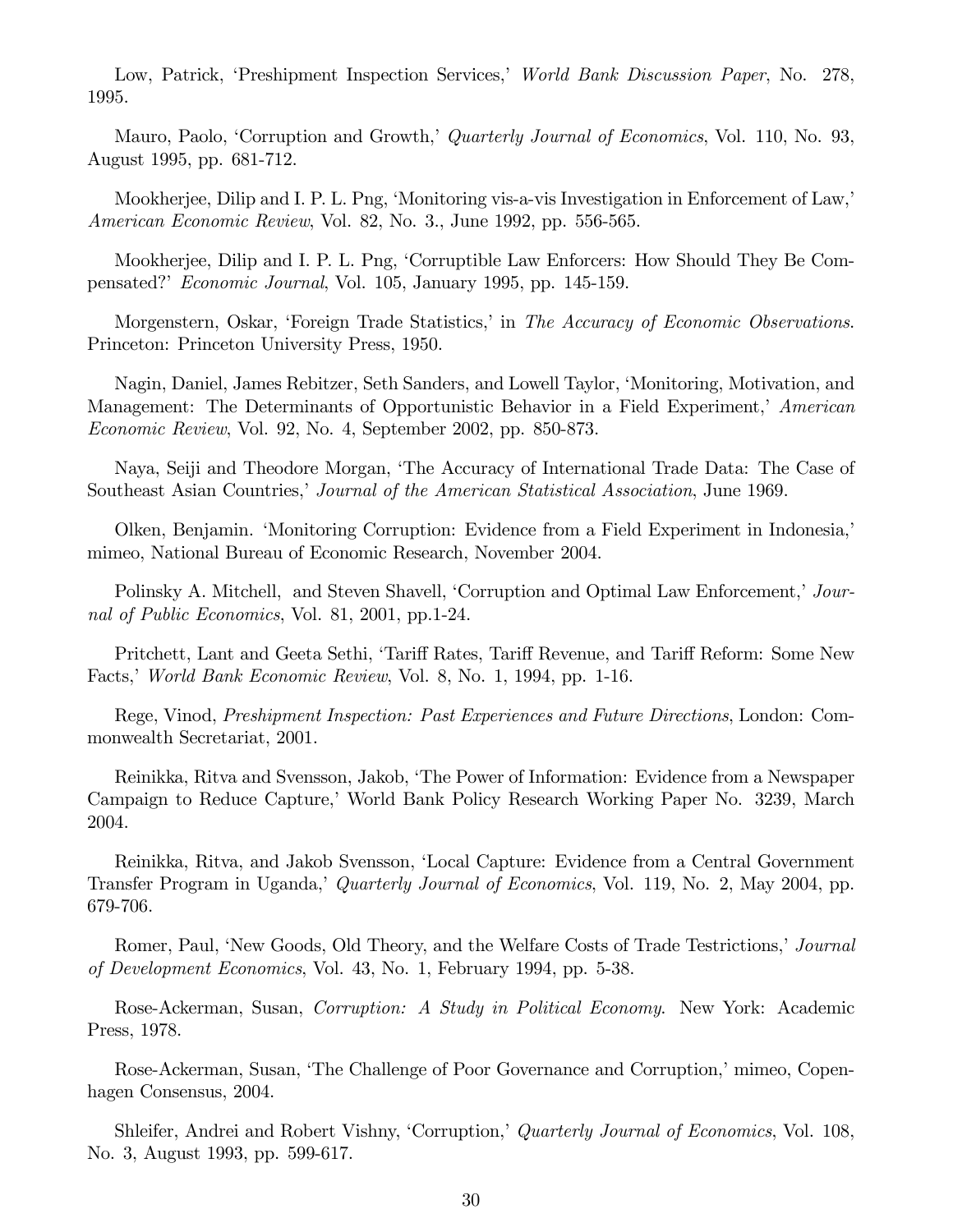Low, Patrick, 'Preshipment Inspection Services,' *World Bank Discussion Paper*, No. 278, 1995.

Mauro, Paolo, 'Corruption and Growth,' *Quarterly Journal of Economics*, Vol. 110, No. 93, August 1995, pp. 681-712.

Mookherjee, Dilip and I. P. L. Png, 'Monitoring vis-a-vis Investigation in Enforcement of Law,' *American Economic Review*, Vol. 82, No. 3., June 1992, pp. 556-565.

Mookherjee, Dilip and I. P. L. Png, 'Corruptible Law Enforcers: How Should They Be Compensated?' *Economic Journal*, Vol. 105, January 1995, pp. 145-159.

Morgenstern, Oskar, 'Foreign Trade Statistics,' in *The Accuracy of Economic Observations*. Princeton: Princeton University Press, 1950.

Nagin, Daniel, James Rebitzer, Seth Sanders, and Lowell Taylor, 'Monitoring, Motivation, and Management: The Determinants of Opportunistic Behavior in a Field Experiment,' *American Economic Review*, Vol. 92, No. 4, September 2002, pp. 850-873.

Naya, Seiji and Theodore Morgan, 'The Accuracy of International Trade Data: The Case of Southeast Asian Countries,' *Journal of the American Statistical Association*, June 1969.

Olken, Benjamin. 'Monitoring Corruption: Evidence from a Field Experiment in Indonesia,' mimeo, National Bureau of Economic Research, November 2004.

Polinsky A. Mitchell, and Steven Shavell, 'Corruption and Optimal Law Enforcement,' *Journal of Public Economics*, Vol. 81, 2001, pp.1-24.

Pritchett, Lant and Geeta Sethi, 'Tariff Rates, Tariff Revenue, and Tariff Reform: Some New Facts,' *World Bank Economic Review*, Vol. 8, No. 1, 1994, pp. 1-16.

Rege, Vinod, *Preshipment Inspection: Past Experiences and Future Directions*, London: Commonwealth Secretariat, 2001.

Reinikka, Ritva and Svensson, Jakob, 'The Power of Information: Evidence from a Newspaper Campaign to Reduce Capture,' World Bank Policy Research Working Paper No. 3239, March 2004.

Reinikka, Ritva, and Jakob Svensson, 'Local Capture: Evidence from a Central Government Transfer Program in Uganda,' *Quarterly Journal of Economics*, Vol. 119, No. 2, May 2004, pp. 679-706.

Romer, Paul, 'New Goods, Old Theory, and the Welfare Costs of Trade Testrictions,' *Journal of Development Economics*, Vol. 43, No. 1, February 1994, pp. 5-38.

Rose-Ackerman, Susan, *Corruption: A Study in Political Economy*. New York: Academic Press, 1978.

Rose-Ackerman, Susan, 'The Challenge of Poor Governance and Corruption,' mimeo, Copenhagen Consensus, 2004.

Shleifer, Andrei and Robert Vishny, 'Corruption,' *Quarterly Journal of Economics*, Vol. 108, No. 3, August 1993, pp. 599-617.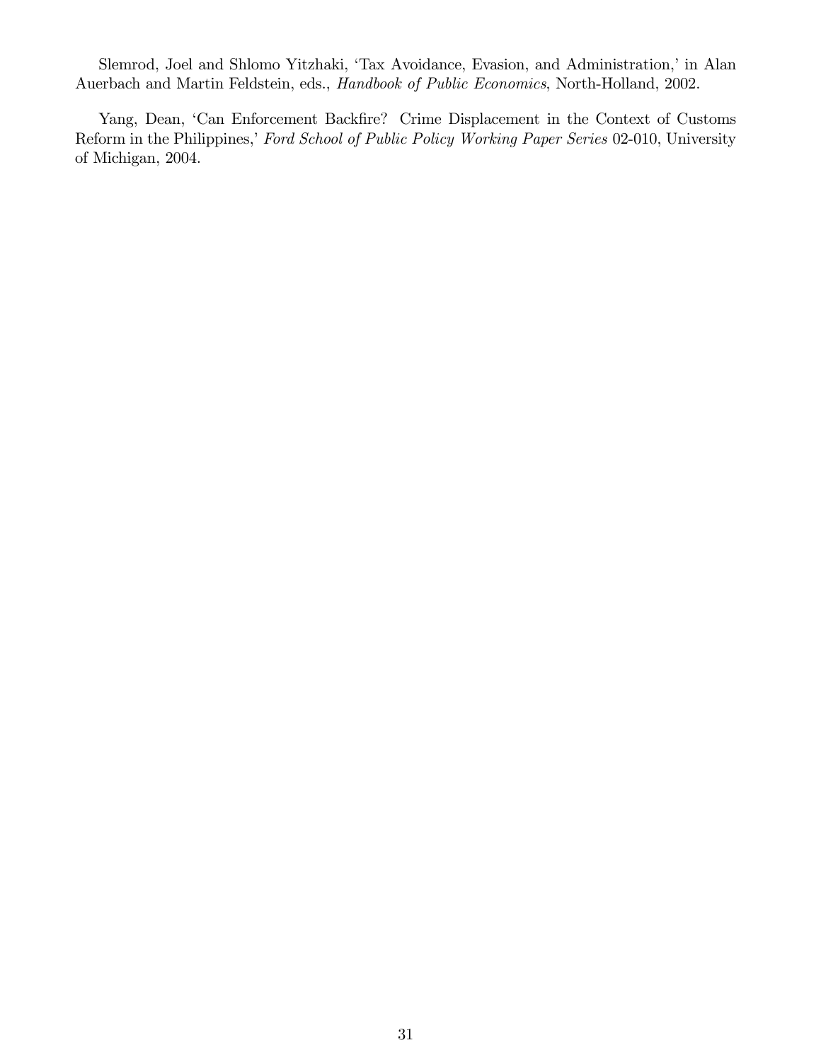Slemrod, Joel and Shlomo Yitzhaki, 'Tax Avoidance, Evasion, and Administration,' in Alan Auerbach and Martin Feldstein, eds., *Handbook of Public Economics*, North-Holland, 2002.

Yang, Dean, 'Can Enforcement Backfire? Crime Displacement in the Context of Customs Reform in the Philippines,' *Ford School of Public Policy Working Paper Series* 02-010, University of Michigan, 2004.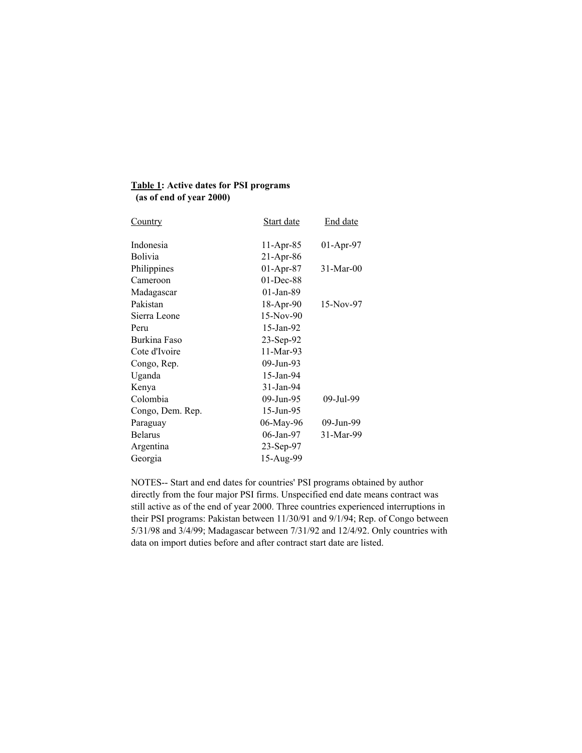**Table 1: Active dates for PSI programs (as of end of year 2000)**

| Country | Start date | End date |
|---|---|---|
| Indonesia | 11-Apr-85 | 01-Apr-97 |
| Bolivia | 21-Apr-86 | |
| Philippines | 01-Apr-87 | 31-Mar-00 |
| Cameroon | 01-Dec-88 | |
| Madagascar | 01-Jan-89 | |
| Pakistan | 18-Apr-90 | 15-Nov-97 |
| Sierra Leone | 15-Nov-90 | |
| Peru | 15-Jan-92 | |
| Burkina Faso | 23-Sep-92 | |
| Cote d'Ivoire | 11-Mar-93 | |
| Congo, Rep. | 09-Jun-93 | |
| Uganda | 15-Jan-94 | |
| Kenya | 31-Jan-94 | |
| Colombia | 09-Jun-95 | 09-Jul-99 |
| Congo, Dem. Rep. | 15-Jun-95 | |
| Paraguay | 06-May-96 | 09-Jun-99 |
| Belarus | 06-Jan-97 | 31-Mar-99 |
| Argentina | 23-Sep-97 | |
| Georgia | 15-Aug-99 | |

NOTES-- Start and end dates for countries' PSI programs obtained by author directly from the four major PSI firms. Unspecified end date means contract was still active as of the end of year 2000. Three countries experienced interruptions in their PSI programs: Pakistan between 11/30/91 and 9/1/94; Rep. of Congo between 5/31/98 and 3/4/99; Madagascar between 7/31/92 and 12/4/92. Only countries with data on import duties before and after contract start date are listed.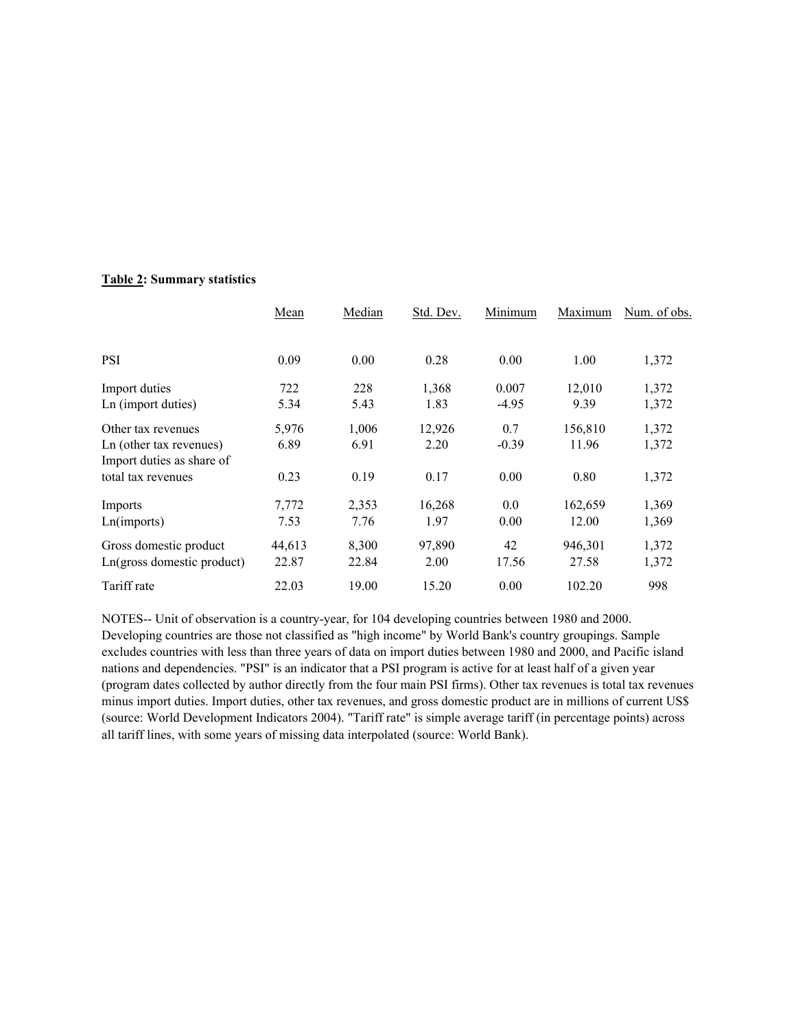**Table 2: Summary statistics**

| | Mean | Median | Std. Dev. | Minimum | Maximum | Num. of obs. |
|---|---|---|---|---|---|---|
| PSI | 0.09 | 0.00 | 0.28 | 0.00 | 1.00 | 1,372 |
| Import duties | 722 | 228 | 1,368 | 0.007 | 12,010 | 1,372 |
| Ln (import duties) | 5.34 | 5.43 | 1.83 | -4.95 | 9.39 | 1,372 |
| Other tax revenues | 5,976 | 1,006 | 12,926 | 0.7 | 156,810 | 1,372 |
| Ln (other tax revenues) | 6.89 | 6.91 | 2.20 | -0.39 | 11.96 | 1,372 |
| Import duties as share of total tax revenues | 0.23 | 0.19 | 0.17 | 0.00 | 0.80 | 1,372 |
| Imports | 7,772 | 2,353 | 16,268 | 0.0 | 162,659 | 1,369 |
| Ln(imports) | 7.53 | 7.76 | 1.97 | 0.00 | 12.00 | 1,369 |
| Gross domestic product | 44,613 | 8,300 | 97,890 | 42 | 946,301 | 1,372 |
| Ln(gross domestic product) | 22.87 | 22.84 | 2.00 | 17.56 | 27.58 | 1,372 |
| Tariff rate | 22.03 | 19.00 | 15.20 | 0.00 | 102.20 | 998 |

NOTES-- Unit of observation is a country-year, for 104 developing countries between 1980 and 2000. Developing countries are those not classified as "high income" by World Bank's country groupings. Sample excludes countries with less than three years of data on import duties between 1980 and 2000, and Pacific island nations and dependencies. "PSI" is an indicator that a PSI program is active for at least half of a given year (program dates collected by author directly from the four main PSI firms). Other tax revenues is total tax revenues minus import duties. Import duties, other tax revenues, and gross domestic product are in millions of current US$ (source: World Development Indicators 2004). "Tariff rate" is simple average tariff (in percentage points) across all tariff lines, with some years of missing data interpolated (source: World Bank).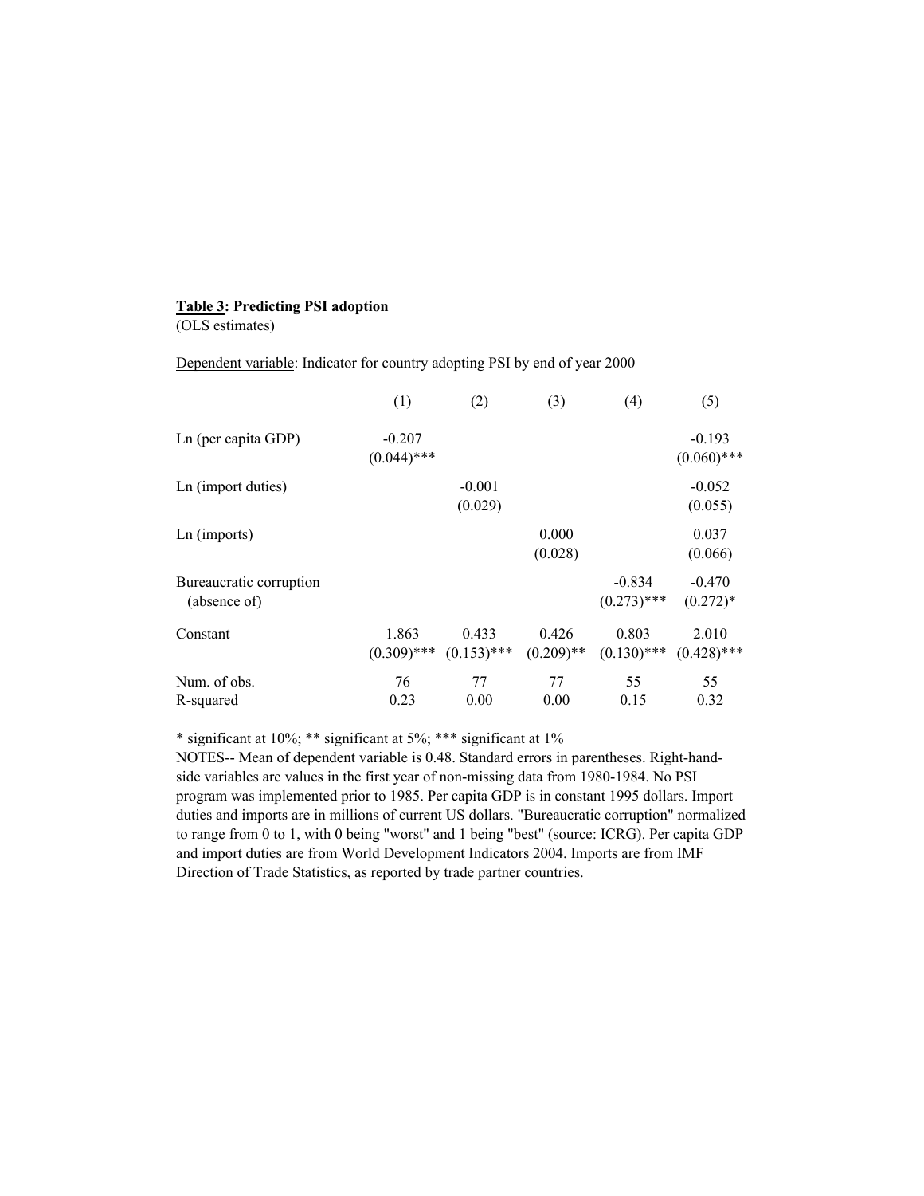**<u>Table 3</u>: Predicting PSI adoption**
(OLS estimates)

<u>Dependent variable</u>: Indicator for country adopting PSI by end of year 2000

| | (1) | (2) | (3) | (4) | (5) |
|---|---|---|---|---|---|
| Ln (per capita GDP) | -0.207 | | | | -0.193 |
| | (0.044)*** | | | | (0.060)*** |
| Ln (import duties) | | -0.001 | | | -0.052 |
| | | (0.029) | | | (0.055) |
| Ln (imports) | | | 0.000 | | 0.037 |
| | | | (0.028) | | (0.066) |
| Bureaucratic corruption (absence of) | | | | -0.834 | -0.470 |
| | | | | (0.273)*** | (0.272)* |
| Constant | 1.863 | 0.433 | 0.426 | 0.803 | 2.010 |
| | (0.309)*** | (0.153)*** | (0.209)** | (0.130)*** | (0.428)*** |
| Num. of obs. | 76 | 77 | 77 | 55 | 55 |
| R-squared | 0.23 | 0.00 | 0.00 | 0.15 | 0.32 |

* significant at 10%; ** significant at 5%; *** significant at 1%

NOTES-- Mean of dependent variable is 0.48. Standard errors in parentheses. Right-hand-side variables are values in the first year of non-missing data from 1980-1984. No PSI program was implemented prior to 1985. Per capita GDP is in constant 1995 dollars. Import duties and imports are in millions of current US dollars. "Bureaucratic corruption" normalized to range from 0 to 1, with 0 being "worst" and 1 being "best" (source: ICRG). Per capita GDP and import duties are from World Development Indicators 2004. Imports are from IMF Direction of Trade Statistics, as reported by trade partner countries.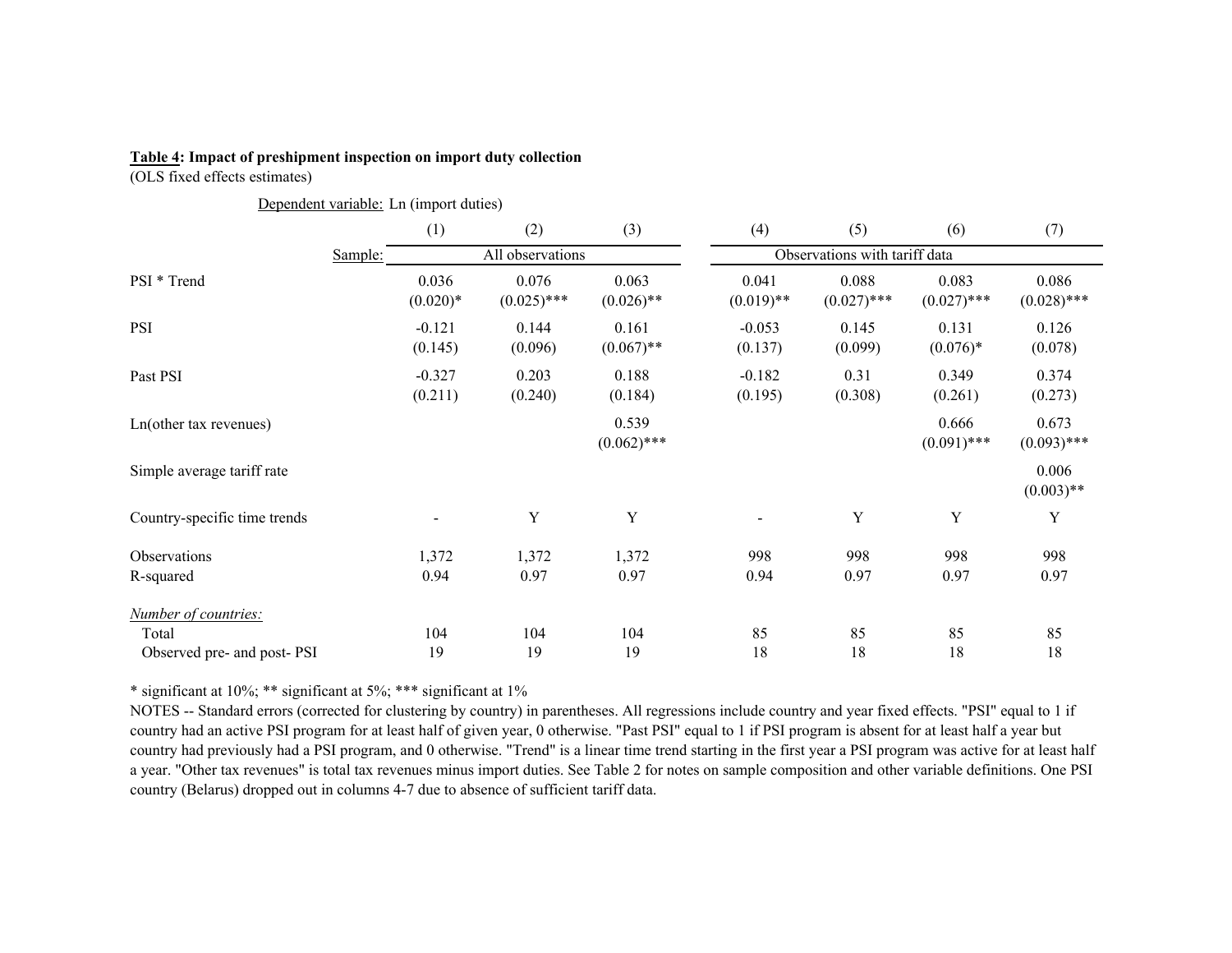**Table 4: Impact of preshipment inspection on import duty collection**
(OLS fixed effects estimates)

Dependent variable: Ln (import duties)

| | (1) | (2) | (3) | (4) | (5) | (6) | (7) |
|---|---|---|---|---|---|---|---|
| Sample: | All observations | | | Observations with tariff data | | | |
| PSI * Trend | 0.036 | 0.076 | 0.063 | 0.041 | 0.088 | 0.083 | 0.086 |
| | (0.020)* | (0.025)*** | (0.026)** | (0.019)** | (0.027)*** | (0.027)*** | (0.028)*** |
| PSI | -0.121 | 0.144 | 0.161 | -0.053 | 0.145 | 0.131 | 0.126 |
| | (0.145) | (0.096) | (0.067)** | (0.137) | (0.099) | (0.076)* | (0.078) |
| Past PSI | -0.327 | 0.203 | 0.188 | -0.182 | 0.31 | 0.349 | 0.374 |
| | (0.211) | (0.240) | (0.184) | (0.195) | (0.308) | (0.261) | (0.273) |
| Ln(other tax revenues) | | | 0.539 | | | 0.666 | 0.673 |
| | | | (0.062)*** | | | (0.091)*** | (0.093)*** |
| Simple average tariff rate | | | | | | | 0.006 |
| | | | | | | | (0.003)** |
| Country-specific time trends | - | Y | Y | - | Y | Y | Y |
| Observations | 1,372 | 1,372 | 1,372 | 998 | 998 | 998 | 998 |
| R-squared | 0.94 | 0.97 | 0.97 | 0.94 | 0.97 | 0.97 | 0.97 |
| *Number of countries:* | | | | | | | |
| Total | 104 | 104 | 104 | 85 | 85 | 85 | 85 |
| Observed pre- and post- PSI | 19 | 19 | 19 | 18 | 18 | 18 | 18 |

* significant at 10%; ** significant at 5%; *** significant at 1%

NOTES -- Standard errors (corrected for clustering by country) in parentheses. All regressions include country and year fixed effects. "PSI" equal to 1 if country had an active PSI program for at least half of given year, 0 otherwise. "Past PSI" equal to 1 if PSI program is absent for at least half a year but country had previously had a PSI program, and 0 otherwise. "Trend" is a linear time trend starting in the first year a PSI program was active for at least half a year. "Other tax revenues" is total tax revenues minus import duties. See Table 2 for notes on sample composition and other variable definitions. One PSI country (Belarus) dropped out in columns 4-7 due to absence of sufficient tariff data.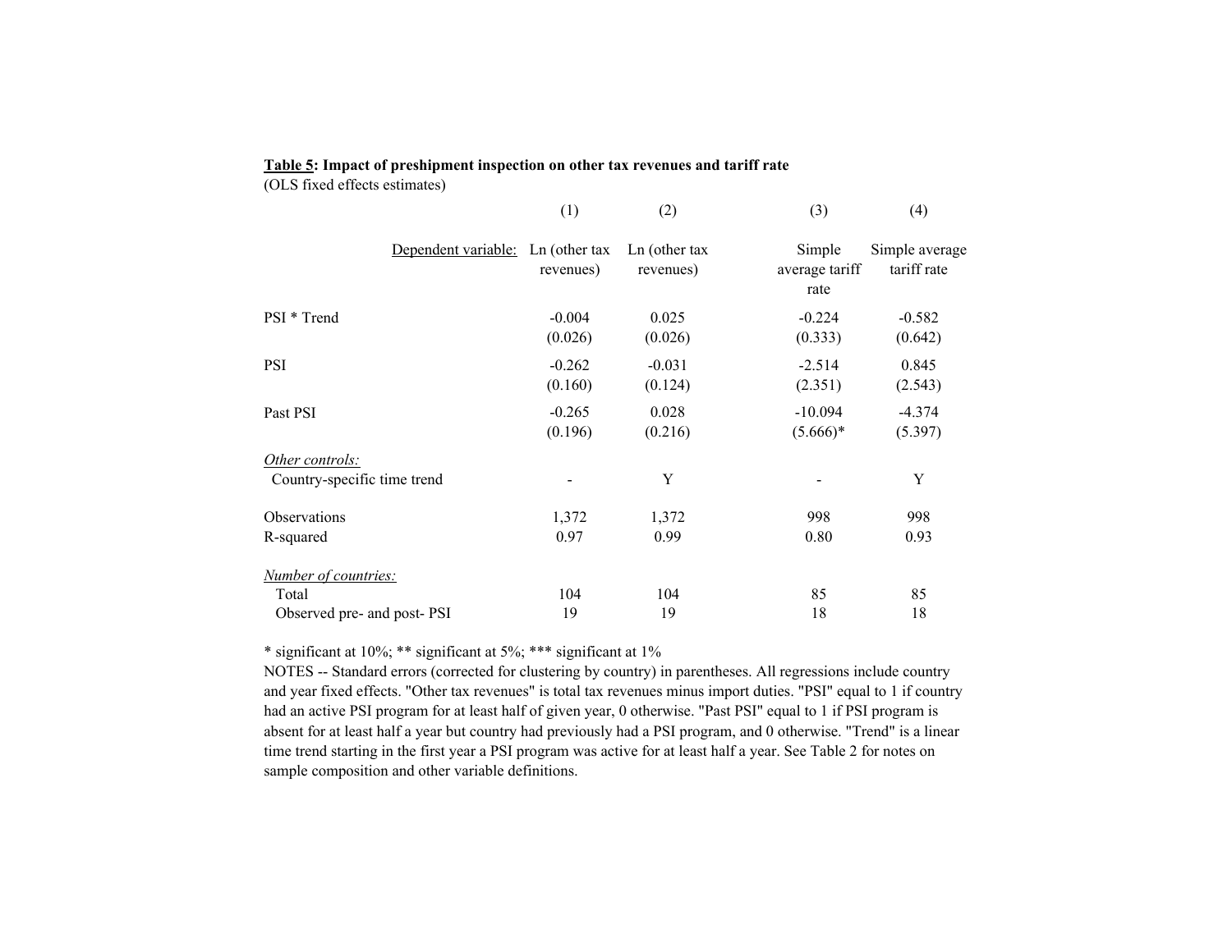**Table 5: Impact of preshipment inspection on other tax revenues and tariff rate**
(OLS fixed effects estimates)

| | (1) | (2) | (3) | (4) |
|---|---|---|---|---|
| Dependent variable: | Ln (other tax revenues) | Ln (other tax revenues) | Simple average tariff rate | Simple average tariff rate |
| PSI * Trend | -0.004 | 0.025 | -0.224 | -0.582 |
| | (0.026) | (0.026) | (0.333) | (0.642) |
| PSI | -0.262 | -0.031 | -2.514 | 0.845 |
| | (0.160) | (0.124) | (2.351) | (2.543) |
| Past PSI | -0.265 | 0.028 | -10.094 | -4.374 |
| | (0.196) | (0.216) | (5.666)* | (5.397) |
| *Other controls:* | | | | |
| Country-specific time trend | - | Y | - | Y |
| Observations | 1,372 | 1,372 | 998 | 998 |
| R-squared | 0.97 | 0.99 | 0.80 | 0.93 |
| *Number of countries:* | | | | |
| Total | 104 | 104 | 85 | 85 |
| Observed pre- and post- PSI | 19 | 19 | 18 | 18 |

* significant at 10%; ** significant at 5%; *** significant at 1%

NOTES -- Standard errors (corrected for clustering by country) in parentheses. All regressions include country and year fixed effects. "Other tax revenues" is total tax revenues minus import duties. "PSI" equal to 1 if country had an active PSI program for at least half of given year, 0 otherwise. "Past PSI" equal to 1 if PSI program is absent for at least half a year but country had previously had a PSI program, and 0 otherwise. "Trend" is a linear time trend starting in the first year a PSI program was active for at least half a year. See Table 2 for notes on sample composition and other variable definitions.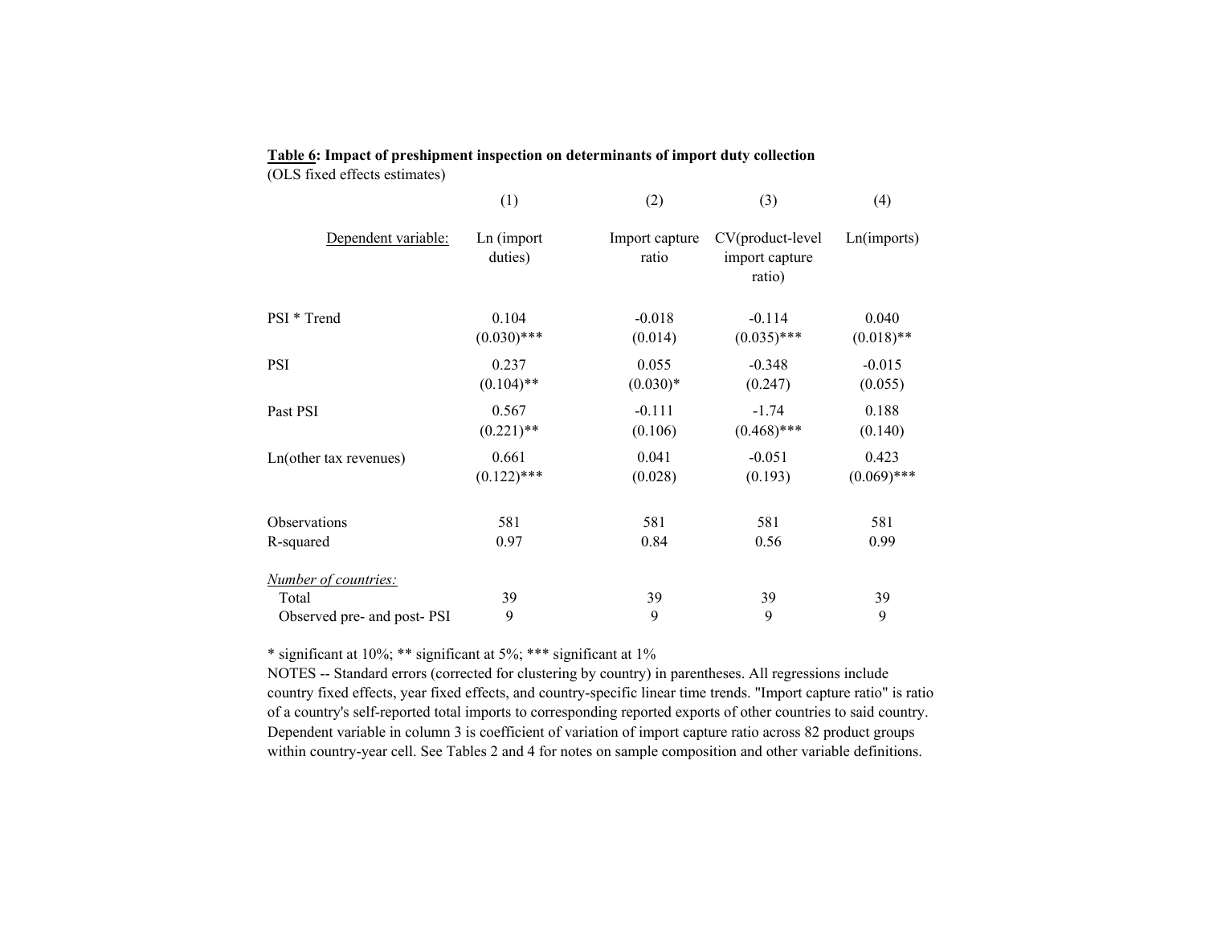**Table 6: Impact of preshipment inspection on determinants of import duty collection**
(OLS fixed effects estimates)

| | (1) | (2) | (3) | (4) |
|---|---|---|---|---|
| Dependent variable: | Ln (import duties) | Import capture ratio | CV(product-level import capture ratio) | Ln(imports) |
| PSI * Trend | 0.104 | -0.018 | -0.114 | 0.040 |
| | (0.030)*** | (0.014) | (0.035)*** | (0.018)** |
| PSI | 0.237 | 0.055 | -0.348 | -0.015 |
| | (0.104)** | (0.030)* | (0.247) | (0.055) |
| Past PSI | 0.567 | -0.111 | -1.74 | 0.188 |
| | (0.221)** | (0.106) | (0.468)*** | (0.140) |
| Ln(other tax revenues) | 0.661 | 0.041 | -0.051 | 0.423 |
| | (0.122)*** | (0.028) | (0.193) | (0.069)*** |
| Observations | 581 | 581 | 581 | 581 |
| R-squared | 0.97 | 0.84 | 0.56 | 0.99 |
| *Number of countries:* | | | | |
| Total | 39 | 39 | 39 | 39 |
| Observed pre- and post- PSI | 9 | 9 | 9 | 9 |

\* significant at 10%; ** significant at 5%; *** significant at 1%

NOTES -- Standard errors (corrected for clustering by country) in parentheses. All regressions include country fixed effects, year fixed effects, and country-specific linear time trends. "Import capture ratio" is ratio of a country's self-reported total imports to corresponding reported exports of other countries to said country. Dependent variable in column 3 is coefficient of variation of import capture ratio across 82 product groups within country-year cell. See Tables 2 and 4 for notes on sample composition and other variable definitions.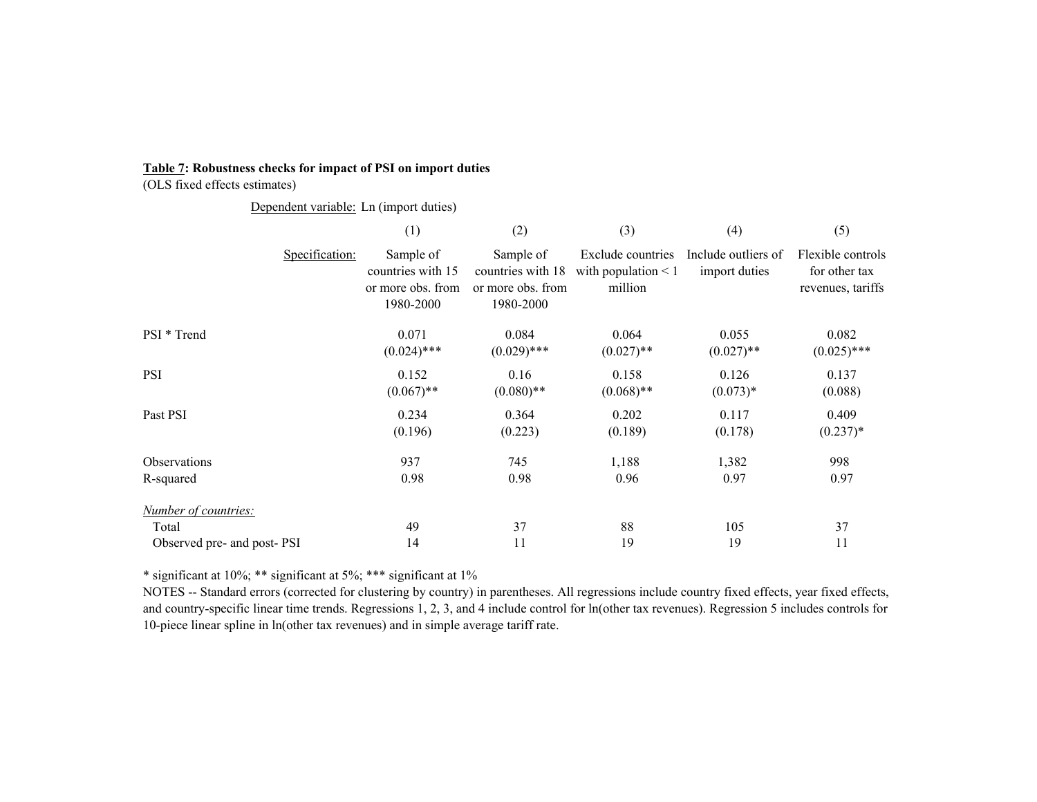**Table 7: Robustness checks for impact of PSI on import duties**
(OLS fixed effects estimates)

Dependent variable: Ln (import duties)

| | (1) | (2) | (3) | (4) | (5) |
|---|---|---|---|---|---|
| Specification: | Sample of countries with 15 or more obs. from 1980-2000 | Sample of countries with 18 or more obs. from 1980-2000 | Exclude countries with population < 1 million | Include outliers of import duties | Flexible controls for other tax revenues, tariffs |
| PSI * Trend | 0.071 | 0.084 | 0.064 | 0.055 | 0.082 |
| | (0.024)*** | (0.029)*** | (0.027)** | (0.027)** | (0.025)*** |
| PSI | 0.152 | 0.16 | 0.158 | 0.126 | 0.137 |
| | (0.067)** | (0.080)** | (0.068)** | (0.073)* | (0.088) |
| Past PSI | 0.234 | 0.364 | 0.202 | 0.117 | 0.409 |
| | (0.196) | (0.223) | (0.189) | (0.178) | (0.237)* |
| Observations | 937 | 745 | 1,188 | 1,382 | 998 |
| R-squared | 0.98 | 0.98 | 0.96 | 0.97 | 0.97 |
| *Number of countries:* | | | | | |
| Total | 49 | 37 | 88 | 105 | 37 |
| Observed pre- and post- PSI | 14 | 11 | 19 | 19 | 11 |

* significant at 10%; ** significant at 5%; *** significant at 1%

NOTES -- Standard errors (corrected for clustering by country) in parentheses. All regressions include country fixed effects, year fixed effects, and country-specific linear time trends. Regressions 1, 2, 3, and 4 include control for ln(other tax revenues). Regression 5 includes controls for 10-piece linear spline in ln(other tax revenues) and in simple average tariff rate.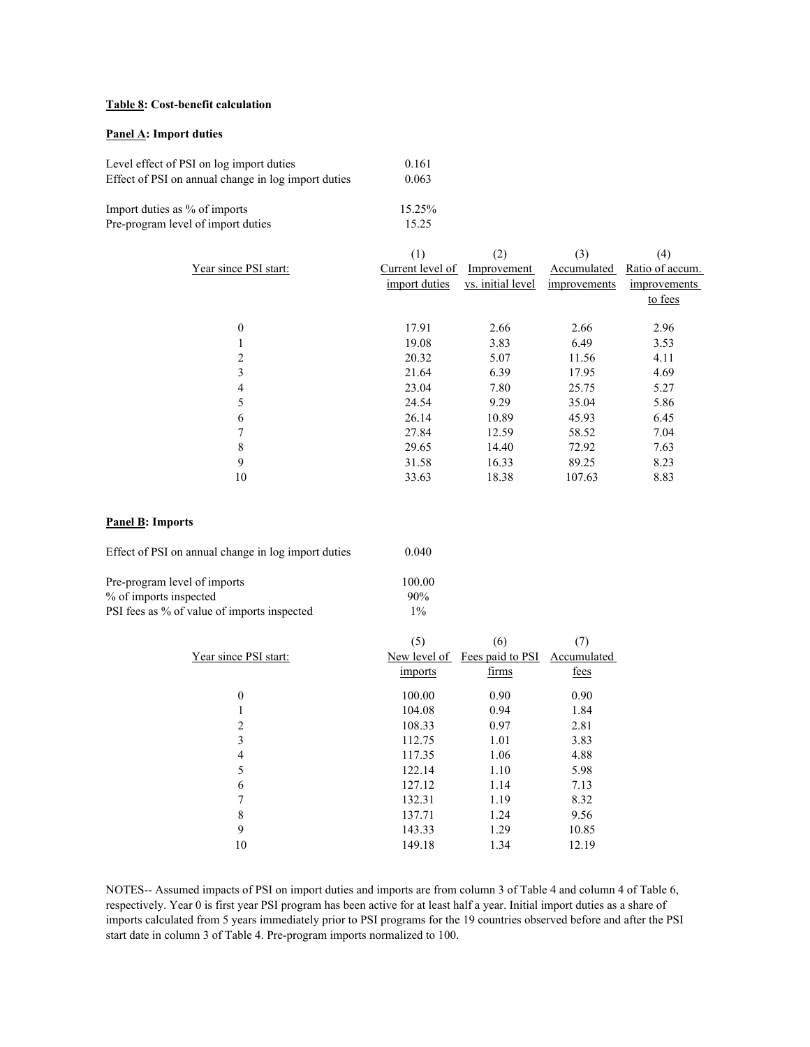**Table 8: Cost-benefit calculation**

**Panel A: Import duties**

| | |
|---|---|
| Level effect of PSI on log import duties | 0.161 |
| Effect of PSI on annual change in log import duties | 0.063 |
| Import duties as % of imports | 15.25% |
| Pre-program level of import duties | 15.25 |

| Year since PSI start: | (1) Current level of import duties | (2) Improvement vs. initial level | (3) Accumulated improvements | (4) Ratio of accum. improvements to fees |
|---|---|---|---|---|
| 0 | 17.91 | 2.66 | 2.66 | 2.96 |
| 1 | 19.08 | 3.83 | 6.49 | 3.53 |
| 2 | 20.32 | 5.07 | 11.56 | 4.11 |
| 3 | 21.64 | 6.39 | 17.95 | 4.69 |
| 4 | 23.04 | 7.80 | 25.75 | 5.27 |
| 5 | 24.54 | 9.29 | 35.04 | 5.86 |
| 6 | 26.14 | 10.89 | 45.93 | 6.45 |
| 7 | 27.84 | 12.59 | 58.52 | 7.04 |
| 8 | 29.65 | 14.40 | 72.92 | 7.63 |
| 9 | 31.58 | 16.33 | 89.25 | 8.23 |
| 10 | 33.63 | 18.38 | 107.63 | 8.83 |

**Panel B: Imports**

| | |
|---|---|
| Effect of PSI on annual change in log import duties | 0.040 |
| Pre-program level of imports | 100.00 |
| % of imports inspected | 90% |
| PSI fees as % of value of imports inspected | 1% |

| Year since PSI start: | (5) New level of imports | (6) Fees paid to PSI firms | (7) Accumulated fees |
|---|---|---|---|
| 0 | 100.00 | 0.90 | 0.90 |
| 1 | 104.08 | 0.94 | 1.84 |
| 2 | 108.33 | 0.97 | 2.81 |
| 3 | 112.75 | 1.01 | 3.83 |
| 4 | 117.35 | 1.06 | 4.88 |
| 5 | 122.14 | 1.10 | 5.98 |
| 6 | 127.12 | 1.14 | 7.13 |
| 7 | 132.31 | 1.19 | 8.32 |
| 8 | 137.71 | 1.24 | 9.56 |
| 9 | 143.33 | 1.29 | 10.85 |
| 10 | 149.18 | 1.34 | 12.19 |

NOTES-- Assumed impacts of PSI on import duties and imports are from column 3 of Table 4 and column 4 of Table 6, respectively. Year 0 is first year PSI program has been active for at least half a year. Initial import duties as a share of imports calculated from 5 years immediately prior to PSI programs for the 19 countries observed before and after the PSI start date in column 3 of Table 4. Pre-program imports normalized to 100.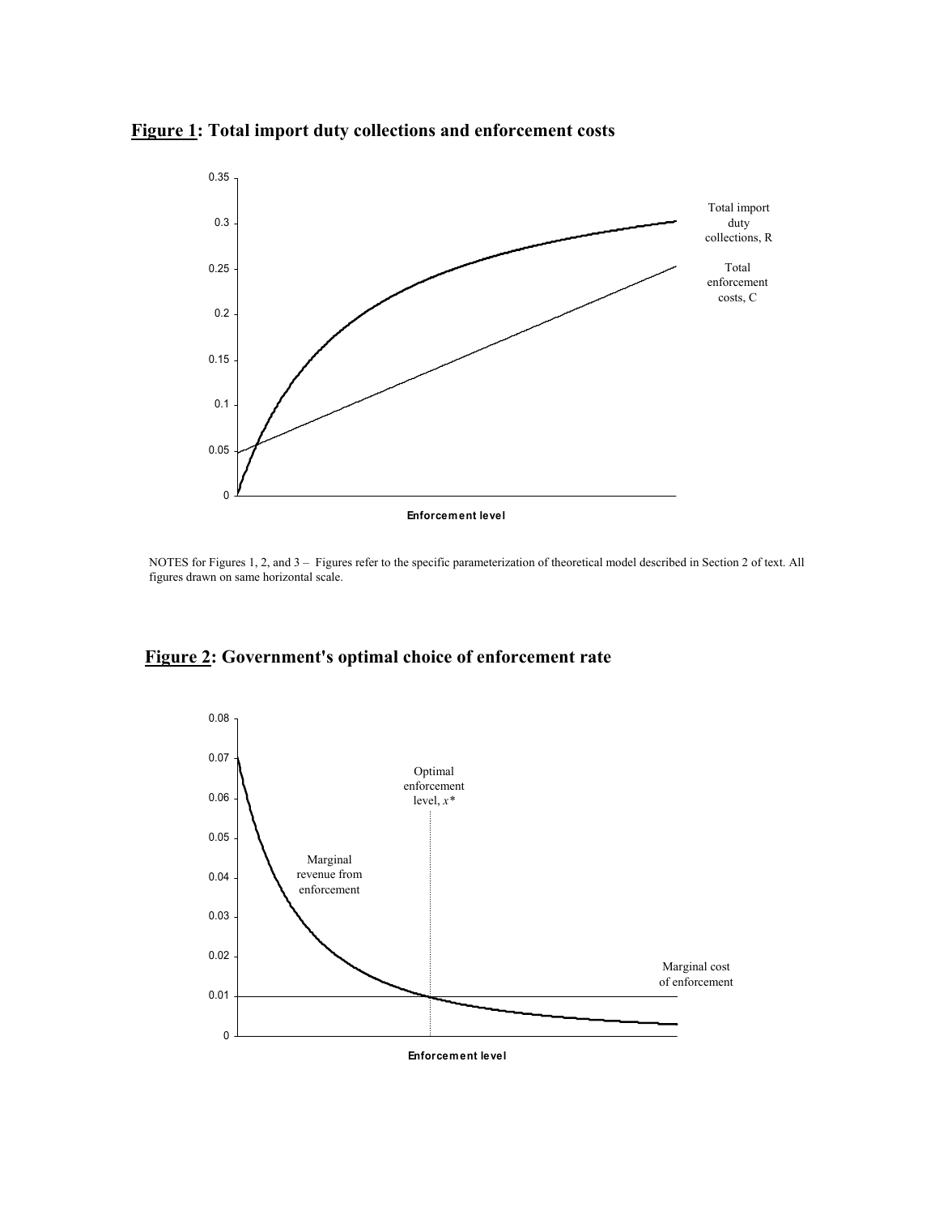**Figure 1: Total import duty collections and enforcement costs**

NOTES for Figures 1, 2, and 3 – Figures refer to the specific parameterization of theoretical model described in Section 2 of text. All figures drawn on same horizontal scale.

**Figure 2: Government's optimal choice of enforcement rate**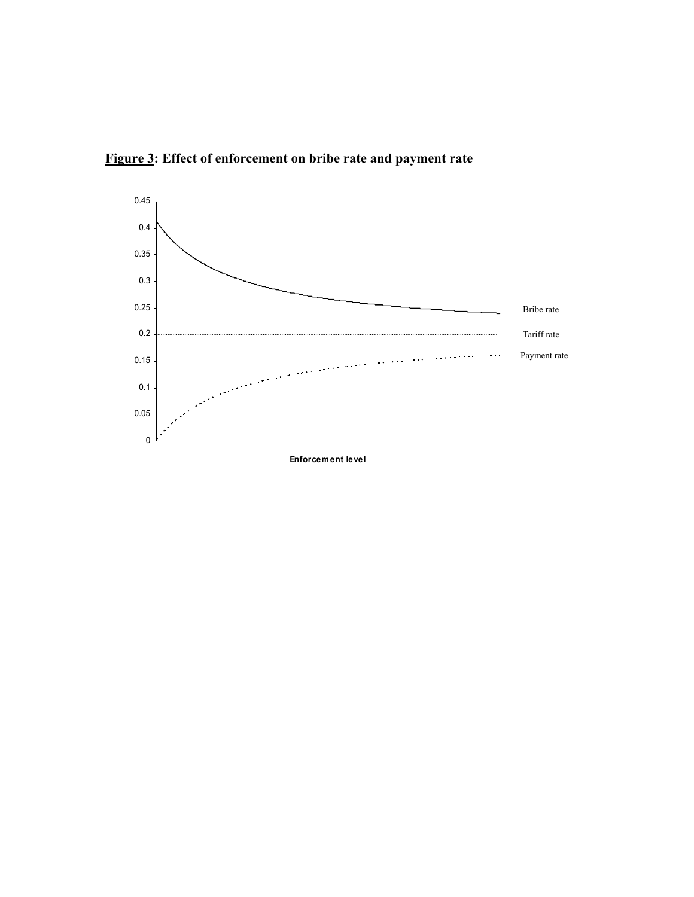**Figure 3: Effect of enforcement on bribe rate and payment rate**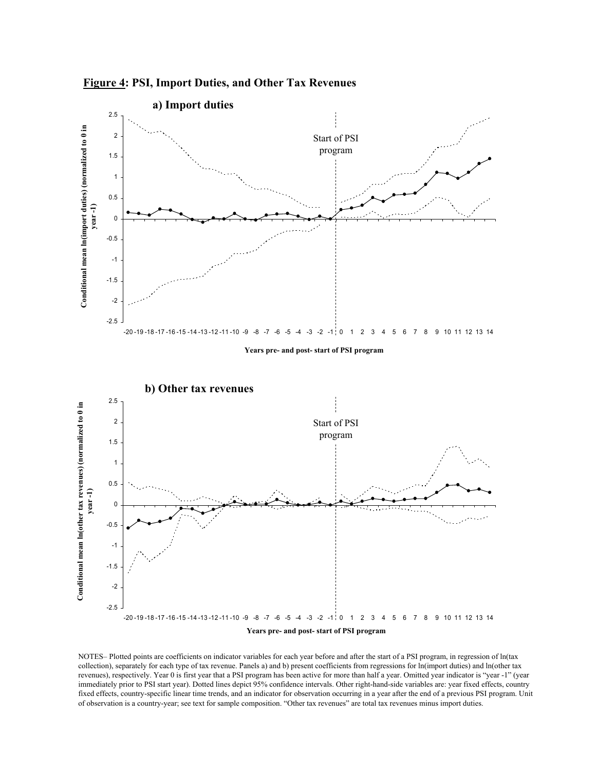**Figure 4: PSI, Import Duties, and Other Tax Revenues**

**a) Import duties**

Conditional mean ln(import duties) (normalized to 0 in year -1)

2.5
2
1.5
1
0.5
0
-0.5
-1
-1.5
-2
-2.5

Start of PSI program

-20 -19 -18 -17 -16 -15 -14 -13 -12 -11 -10 -9 -8 -7 -6 -5 -4 -3 -2 -1 0 1 2 3 4 5 6 7 8 9 10 11 12 13 14

**Years pre- and post- start of PSI program**

**b) Other tax revenues**

Conditional mean ln(other tax revenues) (normalized to 0 in year -1)

2.5
2
1.5
1
0.5
0
-0.5
-1
-1.5
-2
-2.5

Start of PSI program

-20 -19 -18 -17 -16 -15 -14 -13 -12 -11 -10 -9 -8 -7 -6 -5 -4 -3 -2 -1 0 1 2 3 4 5 6 7 8 9 10 11 12 13 14

**Years pre- and post- start of PSI program**

NOTES– Plotted points are coefficients on indicator variables for each year before and after the start of a PSI program, in regression of ln(tax collection), separately for each type of tax revenue. Panels a) and b) present coefficients from regressions for ln(import duties) and ln(other tax revenues), respectively. Year 0 is first year that a PSI program has been active for more than half a year. Omitted year indicator is "year -1" (year immediately prior to PSI start year). Dotted lines depict 95% confidence intervals. Other right-hand-side variables are: year fixed effects, country fixed effects, country-specific linear time trends, and an indicator for observation occurring in a year after the end of a previous PSI program. Unit of observation is a country-year; see text for sample composition. "Other tax revenues" are total tax revenues minus import duties.